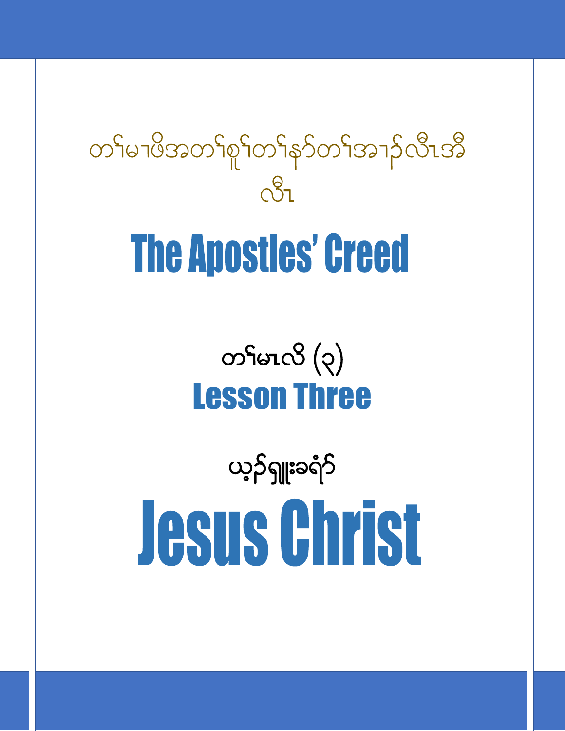# တၢ်မၢဖိအတၢ်စူၢ်တၢ်နာ်တၢ်အၢၣ်လီၤအီလီၤ

# The Apostles' Creed

## တၢ်မၤလိ (၃)

## Lesson Three

# ယ့ၣ်ရှူးခရံၣ်

# Jesus Christ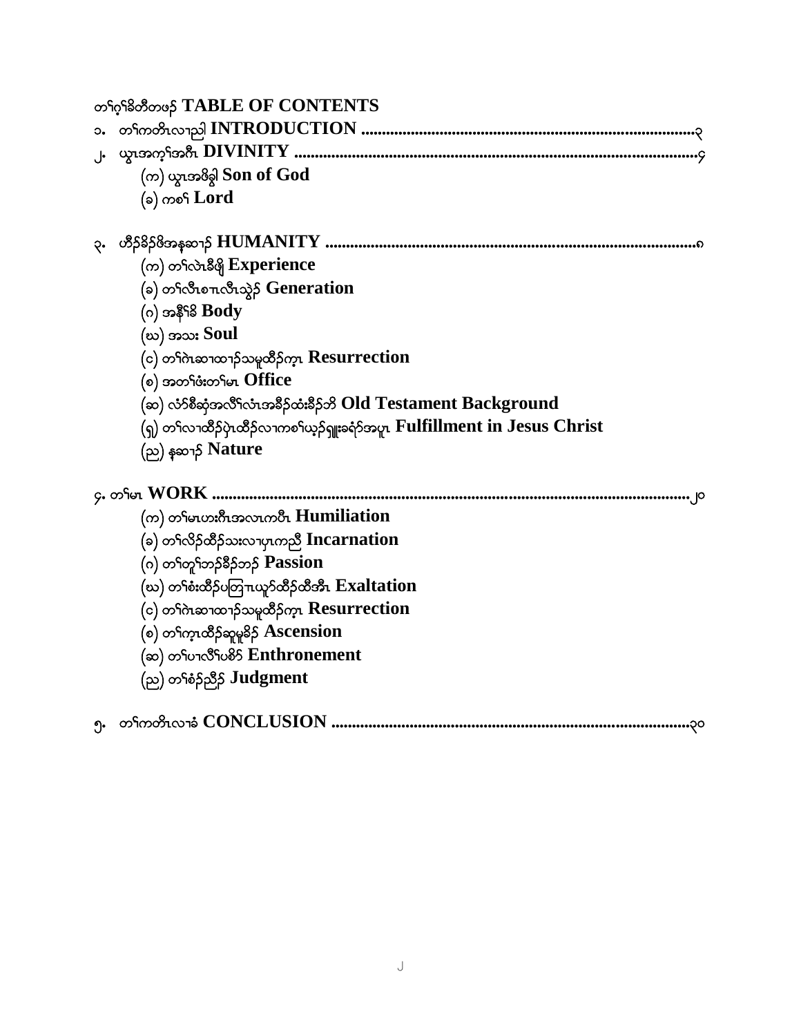တၢ်ဂ့ၢ်ခိတီတဖၣ် **TABLE OF CONTENTS**

၁. တၢ်ကတိၤလၢညါ **INTRODUCTION** ..........................................................................၃

၂. ယွၤအက့ၢ်အဂီၤ **DIVINITY** ..........................................................................၄

(က) ယွၤအဖိခွါ **Son of God**

(ခ) ကစၢ် **Lord**

၃. ပှၢ်ဒိၣ်ခိၣ်ဖိအနုဆၢၣ် **HUMANITY** ..........................................................................၈

(က) တၢ်လဲၤခီဖျိ **Experience**

(ခ) တၢ်လီၤစၢၤလီၤသွဲၣ် **Generation**

(ဂ) အနီၢ်ခိ **Body**

(ဃ) အသး **Soul**

(င) တၢ်ဂဲၤဆၢထၢၣ်သမူထီၣ်က့ၤ **Resurrection**

(စ) အတၢ်ဖံးတၢ်မၤ **Office**

(ဆ) လံာ်စီဆှံအလီၢ်လံၤအခီၣ်ထံးခီၣ်ဘိ **Old Testament Background**

(ၡ) တၢ်လၢထီၣ်ပှဲၤထီၣ်လၢကစၢ်ယှၣ်ရှူးခရံာ်အပူၤ **Fulfillment in Jesus Christ**

(ည) နုဆၢၣ် **Nature**

၄. တၢ်မၤ **WORK** ..........................................................................၂၀

(က) တၢ်မၤဟးဂီၤအလၤကပီၤ **Humiliation**

(ခ) တၢ်လိၣ်ထီၣ်သးလၢပှၤကညီ **Incarnation**

(ဂ) တၢ်တူၢ်ဘၣ်ခီၣ်ဘၣ် **Passion**

(ဃ) တၢ်စံးထီၣ်ပတြၢၤယှာ်ထီၣ်ထီအီၤ **Exaltation**

(င) တၢ်ဂဲၤဆၢထၢၣ်သမူထီၣ်က့ၤ **Resurrection**

(စ) တၢ်က့ၤထီၣ်ဆူမူခိၣ် **Ascension**

(ဆ) တၢ်ပၢလီၢ်ပစိာ် **Enthronement**

(ည) တၢ်စံၣ်ညီၣ် **Judgment**

၅. တၢ်ကတိၤလၢခံ **CONCLUSION** ..........................................................................၃၀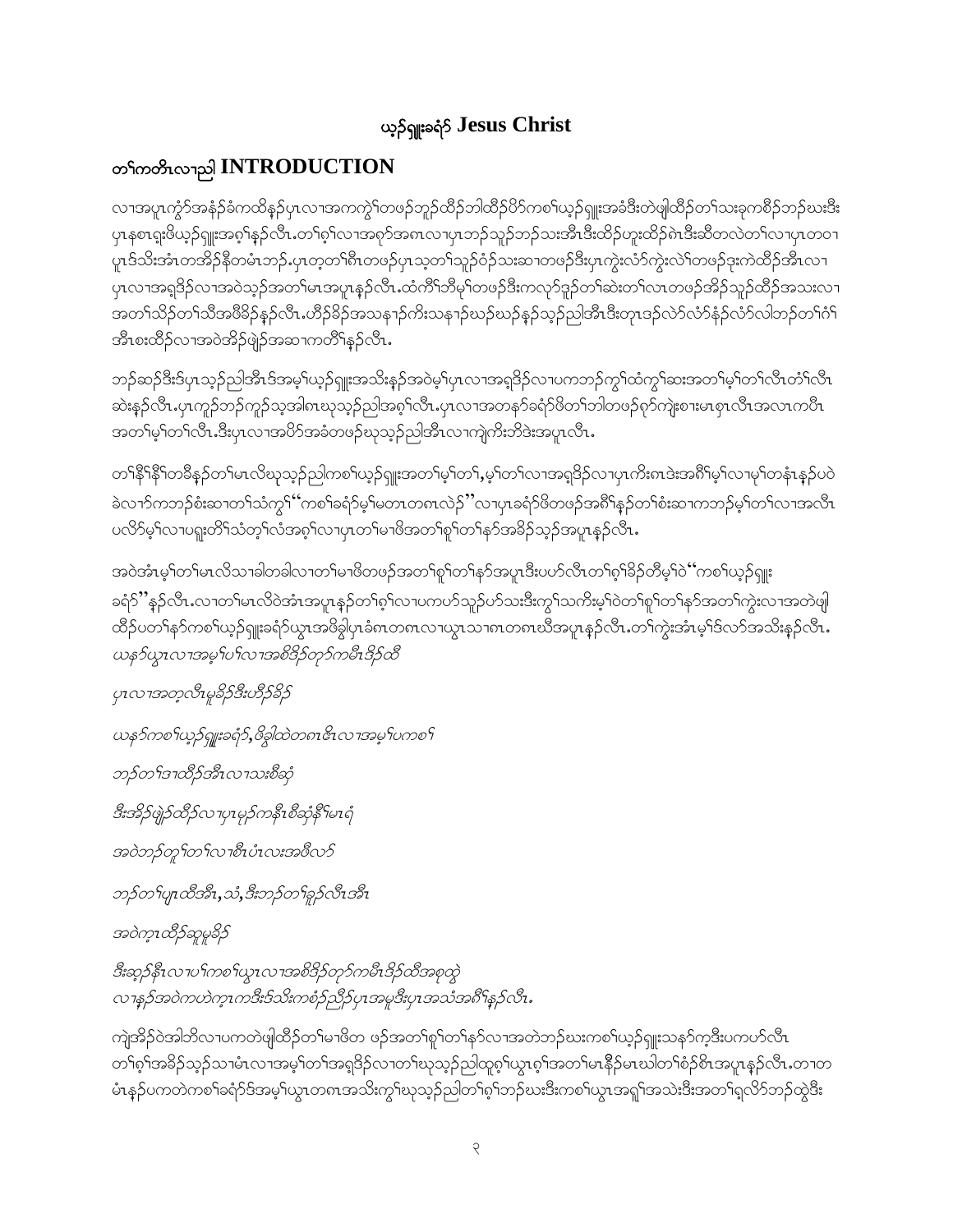## ယ့ၣ်ရှူးခရံာ် Jesus Christ

## တၢ်ကတိၤလၢညါ INTRODUCTION

လၢအပူၤကွံာ်အနံၣ်ခံကထိနၣ်ပှၤလၢအကကွဲၢ်တဖၣ်ဘူၣ်ထီၣ်ဘါထီၣ်ပိာ်ကစၢ်ယ့ၣ်ရှူးအခံဒီးတဲဖျါထီၣ်တၢ်သးခုကစီၣ်ဘၣ်ဃးဒီး ပှၤနစၢၤရှးဖိယ့ၣ်ရှူးအဂ့ၢ်နၣ်လီၤ.တၢ်ဂ့ၢ်လၢအဂ့ာ်အဂၤလၢပှၤဘၣ်သူၣ်ဘၣ်သးအီၤဒီးထိၣ်ဟူးထိၣ်ဂဲၤဒီးဆီတလဲတၢ်လၢပှၤတဝၢ ပူၤဒ်သိးအံၤတအိၣ်နီတမံၤဘၣ်.ပှၤတ့တၢ်ဓိၤတဖၣ်ပှၤသ့တၢ်သူၣ်ဝံၣ်သးဆၢတဖၣ်ဒီးပှၤကွဲးလံာ်ကွဲးလဲၢ်တဖၣ်ဒုးကဲထီၣ်အီၤလၢ ပှၤလၢအရှဒိၣ်လၢအဝဲသ့ၣ်အတၢ်မၤအပူၤနၣ်လီၤ.ထံကိၢ်ဘိမုၢ်တဖၣ်ဒီးကလုာ်ဒုၣ်တၢ်ဆဲးတၢ်လၢတဖၣ်အိၣ်သူၣ်ထီၣ်အသးလၢ အတၢ်သိၣ်တၢ်သီအဖီခိၣ်နၣ်လီၤ.ဟီၣ်ခိၣ်အသနၢၣ်ကိးသနၢၣ်ဃၣ်ဃၣ်နၣ်သ့ၣ်ညါအီၤဒီးတုၤဒၣ်လဲာ်လံာ်နံၣ်လံာ်လါဘၣ်တၢ်ဂံၢ် အီၤစးထိၣ်လၢအဝဲအိၣ်ဖျဲၣ်အဆၢကတီၢ်နၣ်လီၤ.

ဘၣ်ဆၣ်ဒီးဒ်ပှၤသ့ၣ်ညါအီၤဒ်အမ့ၢ်ယ့ၣ်ရှူးအသိးနၣ်အဝဲမ့ၢ်ပှၤလၢအရှဒိၣ်လၢပကဘၣ်ကွၢ်ထံကွၢ်ဆးအတၢ်မ့ၢ်တၢ်လီၤတံၢ်လီၤ ဆဲးနၣ်လီၤ.ပှၤကူၣ်ဘၣ်ကူၣ်သ့အါဂၤဃုသ့ၣ်ညါအဂ့ၢ်လီၤ.ပှၤလၢအတနာ်ခရံာ်ဖိတၢ်ဘါတဖၣ်ဂ့ာ်ကျဲးစၢးမၤစှၤလီၤအလၤကပီၤ အတၢ်မ့ၢ်တၢ်လီၤ.ဒီးပှၤလၢအပိာ်အခံတဖၣ်ဃုသ့ၣ်ညါအီၤလၢကျဲကိးဘိဒဲးအပူၤလီၤ.

တၢ်နီၢ်နီၢ်တခီနၣ်တၢ်မၤလိဃုသ့ၣ်ညါကစၢ်ယ့ၣ်ရှူးအတၢ်မ့ၢ်တၢ်,မ့ၢ်တၢ်လၢအရှဒိၣ်လၢပှၤကိးဂၤဒဲးအဂီၢ်မ့ၢ်လၢမ့ၢ်တနံၤနၣ်ပဝဲ ခဲလၢာ်ကဘၣ်စံးဆၢတၢ်သံကွၢ်"ကစၢ်ခရံာ်မ့ၢ်မတၤတဂၤလဲၣ်"လၢပှၤခရံာ်ဖိတဖၣ်အဂီၢ်နၣ်တၢ်စံးဆၢကဘၣ်မ့ၢ်တၢ်လၢအလီၤ ပလိာ်မ့ၢ်လၢပရူးတီၢ်သံတ့ၢ်လံအဂ့ၢ်လၢပှၤတၢ်မၢဖိအတၢ်စူၢ်တၢ်နာ်အခိၣ်သ့ၣ်အပူၤနၣ်လီၤ.

အဝဲအံၤမ့ၢ်တၢ်မၤလိသၢခါတခါလၢတၢ်မၢဖိတဖၣ်အတၢ်စူၢ်တၢ်နာ်အပူၤဒီးပဟ်လီၤတၢ်ဂ့ၢ်ခိၣ်တီမ့ၢ်ဝဲ"ကစၢ်ယ့ၣ်ရှူး ခရံာ်"နၣ်လီၤ.လၢတၢ်မၤလိဝဲအံၤအပူၤနၣ်တၢ်ဂ့ၢ်လၢပကဟ်သူၣ်ဟ်သးဒီးကွၢ်သကိးမ့ၢ်ဝဲတၢ်စူၢ်တၢ်နာ်အတၢ်ကွဲးလၢအတဲဖျါ ထီၣ်ပတၢ်နာ်ကစၢ်ယ့ၣ်ရှူးခရံာ်ယွၤအဖိခွါပှၤခံဂၤတဂၤလၢယွၤသၢဂၤတဂၤဃီအပူၤနၣ်လီၤ.တၢ်ကွဲးအံၤမ့ၢ်ဒ်လာ်အသိးနၣ်လီၤ.

*ယနာ်ယွၤလၢအမ့ၢ်ပၢ်လၢအစိဒိၣ်တုာ်ကမီၤဒိၣ်ထီ*

*ပှၤလၢအတ့လီၤမူခိၣ်ဒီးဟီၣ်ခိၣ်*

*ယနာ်ကစၢ်ယ့ၣ်ရှူးခရံာ်,ဖိခွါထဲတဂၤဇိၤလၢအမ့ၢ်ပကစၢ်*

*ဘၣ်တၢ်ဒၢထီၣ်အီၤလၢသးစီဆှံ*

*ဒီးအိၣ်ဖျဲၣ်ထီၣ်လၢပှၤမုၣ်ကနီၤစီဆှံနီၢ်မၤရံ*

*အဝဲဘၣ်တူၢ်တၢ်လၢစီၤပံၤလးအဖီလာ်*

*ဘၣ်တၢ်ပျၤထီအီၤ,သံ,ဒီးဘၣ်တၢ်ခူၣ်လီၤအီၤ*

*အဝဲကဲ့ၤထီၣ်ဆူမူခိၣ်*

*ဒီးဆ့ၣ်နီၤလၢပၢ်ကစၢ်ယွၤလၢအစိဒိၣ်တုာ်ကမီၤဒိၣ်ထီအစုထွဲ*
*လၢနၣ်အဝဲကဟဲက့ၤကဒီးဒ်သိးကစံၣ်ညီၣ်ပှၤအမူဒီးပှၤအသံအဂီၢ်နၣ်လီၤ.*

ကျဲအိၣ်ဝဲအါတိလၢပကတဲဖျါထီၣ်တၢ်မၢဖိတ ဖၣ်အတၢ်စူၢ်တၢ်နာ်လၢအတဲဘၣ်ဃးကစၢ်ယ့ၣ်ရှူးသနာ်က့ဒီးပကဟ်လီၤ တၢ်ဂ့ၢ်အခိၣ်သ့ၣ်သၢမံၤလၢအမ့ၢ်တၢ်အရှဒိၣ်လၢတၢ်ဃုသ့ၣ်ညါထူစ့ၢ်ယွၤဂ့ၢ်အတၢ်မၤနီၣ်မၤဃါတၢ်စံၣ်စိၤအပူၤနၣ်လီၤ.တၢတ မံၤနၣ်ပကတဲကစၢ်ခရံာ်ဒ်အမ့ၢ်ယွၤတဂၤအသိးကွၢ်ဃုသ့ၣ်ညါတၢ်ဂ့ၢ်ဘၣ်ဃးဒီးကစၢ်ယွၤအရှၢ်အသဲးဒီးအတၢ်ရှလိာ်ဘၣ်ထွဲဒီး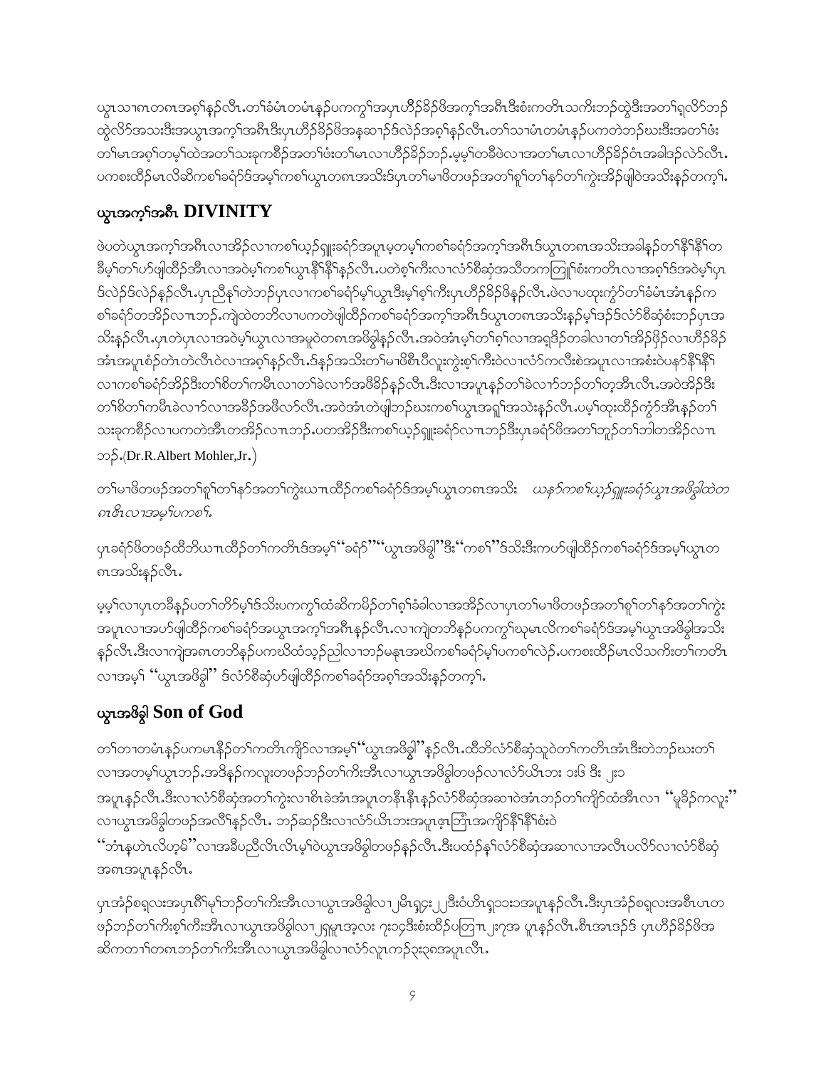ယွၤသၢဂၤတဂၤအစ့ၢ်နဲၣ်လီၤ.တၢ်ခံမံၤတမံၤနၣ်ပကကွၢ်အပှၤဟိၣ်ခိၣ်ဖိအက့ၢ်အဂီၤဒီးစံးကတိၤသကိးဘၣ်ထွဲဒီးအတၢ်ရှလိာ်ဘၣ်ထွဲလိာ်အသးဒီးအယွၤအက့ၢ်အဂီၤဒီးပှၤဟိၣ်ခိၣ်ဖိအနၢ်ဆၢၣ်ဒ်လဲၣ်အစ့ၢ်နဲၣ်လီၤ.တၢ်သၢမံၤတမံၤနၣ်ပကတဲဘၣ်ဃးဒီးအတၢ်ဖံးတၢ်မၤအစ့ၢ်တမ့ၢ်ထဲအတၢ်သးခုကစီၣ်အတၢ်ဖံးတၢ်မၤလၢဟိၣ်ခိၣ်ဘၣ်.မ့မ့ၢ်တခီဖဲလၢအတၢ်မၤလၢဟိၣ်ခိၣ်ဝံၤအခါဒၣ်လဲာ်လီၤ.ပကစးထိၣ်မၤလိဆိကမိၣ်ခရံာ်ဒ်အမ့ၢ်ကစၢ်ယွၤတဂၤအသိးဒ်ပှၤတၢ်မၢဖိတဖၣ်အတၢ်စူၢ်တၢ်နာ်တၢ်ကွဲးအိၣ်ဖျါဝဲအသိးနၣ်တက့ၢ်.

## ယွၤအက့ၢ်အဂီၤ DIVINITY

ဖဲပတဲယွၤအက့ၢ်အဂီၤလၢအိၣ်လၢကစၢ်ယ့ၣ်ရှူးခရံာ်အပူၤမ့တမ့ၢ်ကစၢ်ခရံာ်အက့ၢ်အဂီၤဒ်ယွၤတဂၤအသိးအခါနၣ်တၢ်နီၢ်နီၢ်တခီမ့ၢ်တၢ်ဟ်ဖျါထီၣ်အီၤလၢအဝဲမ့ၢ်ကစၢ်ယွၤနီၢ်နီၢ်နၣ်လီၤ.ပတဲစ့ၢ်ကီးလၢလံာ်စီဆှံအသိတကတြူၢ်စံးကတိၤလၢအစ့ၢ်ဒ်အဝဲမ့ၢ်ပှၤဒ်လဲၣ်ဒ်လဲၣ်နၣ်လီၤ.ပှၤညီနုၢ်တဲဘၣ်ပှၤလၢကစၢ်ခရံာ်မ့ၢ်ယွၤဒီးမ့ၢ်စ့ၢ်ကီးပှၤဟိၣ်ခိၣ်ဖိနၣ်လီၤ.ဖဲလၢပထုးကွံာ်တၢ်ခံမံၤအံၤနၣ်ကစၢ်ခရံာ်တအိၣ်လၢဘၣ်.ကျဲထဲတဘိလၢပကတဲဖျါထီၣ်ကစၢ်ခရံာ်အက့ၢ်အဂီၤဒ်ယွၤတဂၤအသိးနၣ်မ့ၢ်ဒၣ်ဒ်လံာ်စီဆှံစံးဘၣ်ပှၤအသိးနၣ်လီၤ.ပှၤတဲပှၤလၢအဝဲမ့ၢ်ယွၤလၢအမူဝဲတဂၤအဖိခွါနၣ်လီၤ.အဝဲအံၤမ့ၢ်တၢ်စူၢ်လၢအရှဒိၣ်တခါလၢတၢ်အိၣ်ဖိုၣ်လၢဟိၣ်ခိၣ်အံၤအပူၤစံၣ်တဲၤတဲလီၤဝဲလၢအစ့ၢ်နၣ်လီၤ.ဒ်နၣ်အသိးတၢ်မၢဖိစီၤပီလူးကွဲးစ့ၢ်ကီးဝဲလၢလံာ်ကလီးစဲအပူၤလၢအစံးဝဲပနာ်နီၢ်နီၢ်လၢကစၢ်ခရံာ်အိၣ်ဒီးတၢ်စိတၢ်ကမီၤလၢတၢ်ခဲလၢာ်အဖီခိၣ်နၣ်လီၤ.ဒီးလၢအပူၤနၣ်တၢ်ခဲလၢာ်ဘၣ်တၢ်တ့အီၤလီၤ.အဝဲအိၣ်ဒီးတၢ်စိတၢ်ကမီၤခဲလၢာ်လၢအခီၣ်အဖီလာ်လီၤ.အဝဲအံၤတဲဖျါဘၣ်ဃးကစၢ်ယွၤအရှၢ်အသဲနၣ်လီၤ.ပမ့ၢ်ထုးထီၣ်ကွံာ်အီၤနၣ်တၢ်သးခုကစီၣ်လၢပကတဲအီၤတအိၣ်လၢဘၣ်.ပတအိၣ်ဒီးကစၢ်ယ့ၣ်ရှူးခရံာ်လၢဘၣ်ဒီးပှၤခရံာ်ဖိအတၢ်ဘူၣ်တၢ်ဘါတအိၣ်လၢဘၣ်.(Dr.R.Albert Mohler,Jr.)

တၢ်မၢဖိတဖၣ်အတၢ်စူၢ်တၢ်နာ်အတၢ်ကွဲးယၢၤထီၣ်ကစၢ်ခရံာ်ဒ်အမ့ၢ်ယွၤတဂၤအသိး *ယနာ်ကစၢ်ယ့ၣ်ရှူးခရံာ်ယွၤအဖိခွါထဲတဂၤဧိၤလၢအမ့ၢ်ပကစၢ်.*

ပှၤခရံာ်ဖိတဖၣ်ထိဘိယၢၤထီၣ်တၢ်ကတိၤဒ်အမ့ၢ်"ခရံာ်""ယွၤအဖိခွါ"ဒီး"ကစၢ်"ဒ်သိးဒီးကဟ်ဖျါထီၣ်ကစၢ်ခရံာ်ဒ်အမ့ၢ်ယွၤတဂၤအသိးနၣ်လီၤ.

မ့မ့ၢ်လၢပှၤတခီနၣ်ပတၢ်တိာ်မ့ၢ်ဒ်သိးပကကွၢ်ထံဆိကမိၣ်တၢ်စ့ၢ်ခံခါလၢအအိၣ်လၢပှၤတၢ်မၢဖိတဖၣ်အတၢ်စူၢ်တၢ်နာ်အတၢ်ကွဲးအပူၤလၢအဟ်ဖျါထီၣ်ကစၢ်ခရံာ်အယွၤအက့ၢ်အဂီၤနၣ်လီၤ.လၢကျဲတဘိနၣ်ပကကွၢ်ဃုမၤလိကစၢ်ခရံာ်ဒ်အမ့ၢ်ယွၤအဖိခွါအသိးနၣ်လီၤ.ဒီးလၢကျဲအဂၤတဘိနၣ်ပကဃိထံသ့ၣ်ညါလၢဘၣ်မနုၤအဃိကစၢ်ခရံာ်မ့ၢ်ပကစၢ်လဲၣ်.ပကစးထိၣ်မၤလိသကိးတၢ်ကတိၤလၢအမ့ၢ် "ယွၤအဖိခွါ" ဒ်လံာ်စီဆှံဟ်ဖျါထီၣ်ကစၢ်ခရံာ်အစ့ၢ်အသိးနၣ်တက့ၢ်.

## ယွၤအဖိခွါ Son of God

တၢ်တၢတမံၤနၣ်ပကမၤနီၣ်တၢ်ကတိၤကျိာ်လၢအမ့ၢ်"ယွၤအဖိခွါ"နၣ်လီၤ.ထိဘိလံာ်စီဆှံသူဝဲတၢ်ကတိၤအံၤဒီးတဲဘၣ်ဃးတၢ်လၢအတမ့ၢ်ယွၤဘၣ်.အဒိနၣ်ကလူးတဖၣ်ဘၣ်တၢ်ကိးအီၤလၢယွၤအဖိခွါတဖၣ်လၢလံာ်ယိၤဘး ၁း၆ ဒီး ၂း၁ အပူၤနၣ်လီၤ.ဒီးလၢလံာ်စီဆှံအတၢ်ကွဲးလၢစီၤခဲအံၤအပူၤတနီၤနီၤနၣ်လံာ်စီဆှံအဆၢဝဲအံၤဘၣ်တၢ်ကျိာ်ထံအီၤလၢ "မူခိၣ်ကလူး" လၢယွၤအဖိခွါတဖၣ်အလီၢ်နၣ်လီၤ. ဘၣ်ဆၣ်ဒီးလၢလံာ်ယိၤဘးအပူၤဖ့ၤဘြံၤအကျိာ်နီၢ်နီၢ်စံးဝဲ "ဘံၤနဟဲၤလိဟ့မ်"လၢအခီပညီလီၤလီၤမ့ၢ်ဝဲယွၤအဖိခွါတဖၣ်နၣ်လီၤ.ဒီးပထံၣ်နၢ်လံာ်စီဆှံအဆၢလၢအလီၤပလိာ်လၢလံာ်စီဆှံအဂၤအပူၤနၣ်လီၤ.

ပှၤအံၣ်စရ့လးအပှၤဂီၢ်မုၢ်ဘၣ်တၢ်ကိးအီၤလၢယွၤအဖိခွါလၢ ၂မိၤရှ၄း၂၂ဒီးဝံဟိၤရှ၁၁း၁အပူၤနၣ်လီၤ.ဒီးပှၤအံၣ်စရ့လးအစီၤပၤတဖၣ်ဘၣ်တၢ်ကိးစ့ၢ်ကီးအီၤလၢယွၤအဖိခွါလၢ၂ရှမူၤအ့လး ၇း၁၄ဒီးစံးထီၣ်ပတြၢၤ၂း၇အ ပူၤနၣ်လီၤ.စီၤအၤဒၣ်ဒ် ပှၤဟိၣ်ခိၣ်ဖိအ ဆိကတၢၢ်တဂၤဘၣ်တၢ်ကိးအီၤလၢယွၤအဖိခွါလၢလံာ်လူၤကၣ်၃း၃၈အပူၤလီၤ.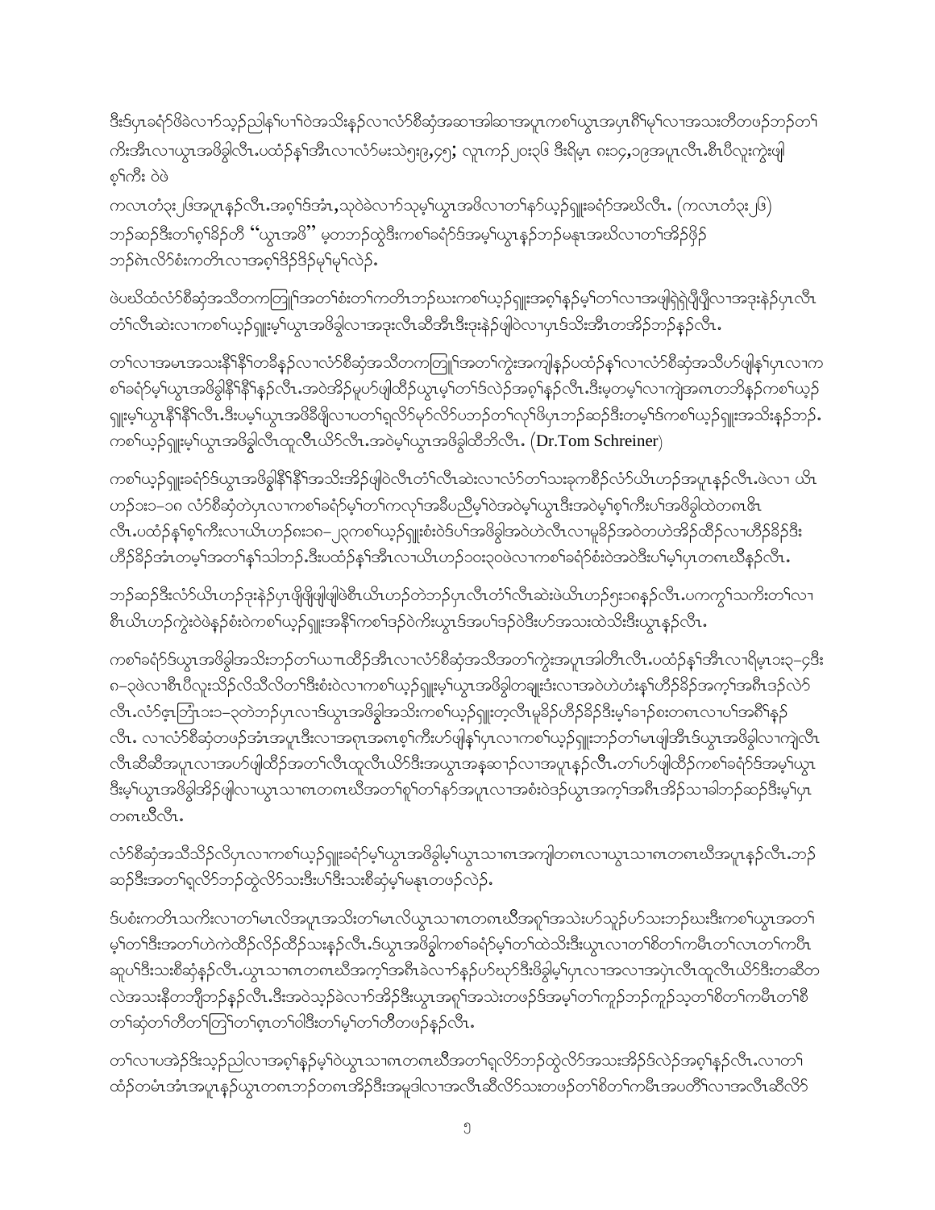ဒီးဒ်ပှၤခရံာ်ဖိခဲလၢာ်သ့ဉ်ညါနၢ်ပၢၢ်ဝဲအသိးနဉ်လၢလံာ်စီဆှံအဆၢအါဆၢအပူၤကစၢ်ယွၤအပှၤဂီၢ်မုၢ်လၢအသးတီတဖဉ်ဘဉ်တၢ်ကိးအီၤလၢယွၤအဖိခွါလီၤ.ပထံဉ်န့ၢ်အီၤလၢလံာ်မးသဲ၅း၉,၄၅; လူၤကၣ်၂၀း၃၆ ဒီးရိမ့ၤ ၈း၁၄,၁၉အပူၤလီၤ.စီၤပီလူးကွဲးဖျါစ့ၢ်ကီး ဝဲဖဲ

ကလၤတံ၃း၂၆အပူၤနဉ်လီၤ.အစ့ၢ်ဒ်အံၤ,သုဝဲခဲလၢာ်သုမ့ၢ်ယွၤအဖိလၢတၢ်နာ်ယ့ၣ်ရှူးခရံာ်အဃိလီၤ. (ကလၤတံ၃း၂၆) ဘဉ်ဆဉ်ဒီးတၢ်စ့ၢ်ခိဉ်တီ "ယွၤအဖိ" မ့တဘဉ်ထွဲဒီးကစၢ်ခရံာ်ဒ်အမ့ၢ်ယွၤနဉ်ဘဉ်မနုၤအဃိလၢတၢ်အိဉ်ဖှိဉ်ဘဉ်စဲၤလိာ်စံးကတိၤလၢအစ့ၢ်ဒိဉ်ဒိဉ်မုၢ်မုၢ်လဲဉ်.

ဖဲပဃိထံလံာ်စီဆှံအသိတကတြူၢ်အတၢ်စံးတၢ်ကတိၤဘဉ်ဃးကစၢ်ယ့ၣ်ရှူးအစ့ၢ်နဉ်မ့ၢ်တၢ်လၢအဖျါရှဲရှဲပျီပျီလၢအဒုးနဲဉ်ပှၤလီၤတံၢ်လီၤဆဲးလၢကစၢ်ယ့ၣ်ရှူးမ့ၢ်ယွၤအဖိခွါလၢအဒုးလီၤဆီအီၤဒီးဒုးနဲဉ်ဖျါဝဲလၢပှၤဒ်သိးအီၤတအိဉ်ဘဉ်နဉ်လီၤ.

တၢ်လၢအမၤအသးနီၢ်နီၢ်တခီနဉ်လၢလံာ်စီဆှံအသိတကတြူၢ်အတၢ်ကွဲးအကျါနဉ်ပထံဉ်န့ၢ်လၢလံာ်စီဆှံအသိဟ်ဖျါန့ၢ်ပှၤလၢကစၢ်ခရံာ်မ့ၢ်ယွၤအဖိခွါနီၢ်နီၢ်နဉ်လီၤ.အဝဲအိဉ်မူဟ်ဖျါထီဉ်ယွၤမ့ၢ်တၢ်ဒ်လဲဉ်အစ့ၢ်နဉ်လီၤ.ဒီးမ့တမ့ၢ်လၢကျဲအဂၤတဘိနဉ်ကစၢ်ယ့ၣ်ရှူးမ့ၢ်ယွၤနီၢ်နီၢ်လီၤ.ဒီးပမ့ၢ်ယွၤအဖိခီဖျိလၢပတၢ်ရှလိာ်မှာ်လိာ်ပဘဉ်တၢ်လုၢ်ဖိပှၤဘဉ်ဆဉ်ဒီးတမ့ၢ်ဒ်ကစၢ်ယ့ၣ်ရှူးအသိးနဉ်ဘဉ်. ကစၢ်ယ့ၣ်ရှူးမ့ၢ်ယွၤအဖိခွါလီၤထူလီၤယိာ်လီၤ.အဝဲမ့ၢ်ယွၤအဖိခွါထီဘိလီၤ. (Dr.Tom Schreiner)

ကစၢ်ယ့ၣ်ရှူးခရံာ်ဒ်ယွၤအဖိခွါနီၢ်နီၢ်အသိးအိဉ်ဖျါဝဲလီၤတံၢ်လီၤဆဲးလၢလံာ်တၢ်သးခုကစီဉ်လံာ်ယိၤဟၣ်အပူၤနဉ်လီၤ.ဖဲလၢ ယိၤဟၣ်၁း၁–၁၈ လံာ်စီဆှံတဲပှၤလၢကစၢ်ခရံာ်မ့ၢ်တၢ်ကလုၢ်အခီပညီမ့ၢ်ဝဲအဝဲမ့ၢ်ယွၤဒီးအဝဲမ့ၢ်စ့ၢ်ကီးပၢ်အဖိခွါထဲတဂၤဧိၤလီၤ.ပထံဉ်န့ၢ်စ့ၢ်ကီးလၢယိၤဟၣ်၈း၁၈–၂၃ကစၢ်ယ့ၣ်ရှူးစံးဝဲဒ်ပၢ်အဖိခွါအဝဲဟဲလီၤလၢမူခိဉ်အဝဲတဟဲအိဉ်ထီဉ်လၢဟီဉ်ခိဉ်ဒီးဟီဉ်ခိဉ်အံၤတမ့ၢ်အတၢ်န့ၢ်သါဘဉ်.ဒီးပထံဉ်န့ၢ်အီၤလၢယိၤဟၣ်၁၀း၃၀ဖဲလၢကစၢ်စံးဝဲအဝဲဒီးပၢ်မ့ၢ်ပှၤတဂၤဃီနဉ်လီၤ.

ဘဉ်ဆဉ်ဒီးလံာ်ယိၤဟၣ်ဒုးနဲဉ်ပှၤဖျိဖျိဖျါဖျါဖဲစီၤယိၤဟၣ်တဲဘဉ်ပှၤလီၤတံၢ်လီၤဆဲးဖဲယိၤဟၣ်၅း၁၈နဉ်လီၤ.ပကကွၢ်သကိးတၢ်လၢစီၤယိၤဟၣ်ကွဲးဝဲဖဲနဉ်စံးဝဲကစၢ်ယ့ၣ်ရှူးအနီၢ်ကစၢ်ဒဉ်ဝဲကိးယွၤဒ်အပၢ်ဒဉ်ဝဲဒီးဟ်အသးထဲသိးဒီးယွၤနဉ်လီၤ.

ကစၢ်ခရံာ်ဒ်ယွၤအဖိခွါအသိးဘဉ်တၢ်ယၢၤထီဉ်အီၤလၢလံာ်စီဆှံအသိအတၢ်ကွဲးအပူၤအါတီၤလီၤ.ပထံဉ်န့ၢ်အီၤလၢရိမ့ၤ၁း၃–၄ဒီး ၈း၃ဖဲလၢစီၤပီလူးသိဉ်လိသီလိတၢ်ဒီးစံးဝဲလၢကစၢ်ယ့ၣ်ရှူးမ့ၢ်ယွၤအဖိခွါတချူးဒံးလၢအဝဲဟဲဟံးန့ၢ်ဟီဉ်ခိဉ်အက့ၢ်အဂီၤဒဉ်လဲာ်လီၤ.လံာ်ဧ့ၤဘြံၤ၁း၁–၃တဲဘဉ်ပှၤလၢဒ်ယွၤအဖိခွါအသိးကစၢ်ယ့ၣ်ရှူးတဲ့လီၤမူခိဉ်ဟီဉ်ခိဉ်ဒီးမ့ၢ်ခၢဉ်စးတဂၤလၢပၢ်အဂီၢ်နဉ်လီၤ. လၢလံာ်စီဆှံတဖဉ်အံၤအပူၤဒီးလၢအဂၤအဂၤစ့ၢ်ကီးဟ်ဖျါန့ၢ်ပှၤလၢကစၢ်ယ့ၣ်ရှူးဘဉ်တၢ်မၤဖျါအီၤဒ်ယွၤအဖိခွါလၢကျဲလီၤလီၤဆီဆီအပူၤလၢအဟ်ဖျါထီဉ်အတၢ်လီၤထူလီၤယိာ်ဒီးအယွၤအနၤဆၢဉ်လၢအပူၤနဉ်လီၤ.တၢ်ဟ်ဖျါထီဉ်ကစၢ်ခရံာ်ဒ်အမ့ၢ်ယွၤဒီးမ့ၢ်ယွၤအဖိခွါအိဉ်ဖျါလၢယွၤသၢဂၤတဂၤဃီအတၢ်စူၢ်တၢ်နာ်အပူၤလၢအစံးဝဲဒဉ်ယွၤအက့ၢ်အဂီၤအိဉ်သၢခါဘဉ်ဆဉ်ဒီးမ့ၢ်ပှၤတဂၤဃီလီၤ.

လံာ်စီဆှံအသိသိဉ်လိပှၤလၢကစၢ်ယ့ၣ်ရှူးခရံာ်မ့ၢ်ယွၤအဖိခွါမ့ၢ်ယွၤသၢဂၤအကျါတဂၤလၢယွၤသၢဂၤတဂၤဃီအပူၤနဉ်လီၤ.ဘဉ်ဆဉ်ဒီးအတၢ်ရှလိာ်ဘဉ်ထွဲလိာ်သးဒီးပၢ်ဒီးသးစီဆှံမ့ၢ်မနုၤတဖဉ်လဲဉ်.

ဒ်ပစံးကတိၤသကိးလၢတၢ်မၤလိအပူၤအသိးတၢ်မၤလိယွၤသၢဂၤတဂၤဃီအဂုၢ်အသဲးဟ်သူဉ်ဟ်သးဘဉ်ဃးဒီးကစၢ်ယွၤအတၢ်မ့ၢ်တၢ်ဒီးအတၢ်ဟဲကဲထီဉ်လိဉ်ထီဉ်သးနဉ်လီၤ.ဒ်ယွၤအဖိခွါကစၢ်ခရံာ်မ့ၢ်တၢ်ထဲသိးဒီးယွၤလၢတၢ်စိတၢ်ကမီၤတၢ်လၤတၢ်ကပီၤဆူပၢ်ဒီးသးစီဆှံနဉ်လီၤ.ယွၤသၢဂၤတဂၤဃီအက့ၢ်အဂီၤခဲလၢာ်နဉ်ဟ်ဃုာ်ဒီးဖိခွါမ့ၢ်ပှၤလၢအလၢအပှဲၤလီၤထူလီၤယိာ်ဒီးတဆိတလဲအသးနီတဘျီဘဉ်နဉ်လီၤ.ဒီးအဝဲသ့ဉ်ခဲလၢာ်အိဉ်ဒီးယွၤအဂုၢ်အသဲးတဖဉ်ဒ်အမ့ၢ်တၢ်ကူဉ်ဘဉ်ကူဉ်သ့တၢ်စိတၢ်ကမီၤတၢ်စီတၢ်ဆှံတၢ်တီတၢ်တြၢ်တၢ်ရ့ၤတၢ်ဝါဒီးတၢ်မ့ၢ်တၢ်တီတဖဉ်နဉ်လီၤ.

တၢ်လၢပအဲဉ်ဒီးသ့ဉ်ညါလၢအစ့ၢ်နဉ်မ့ၢ်ဝဲယွၤသၢဂၤတဂၤဃီအတၢ်ရှလိာ်ဘဉ်ထွဲလိာ်အသးအိဉ်ဒ်လဲဉ်အစ့ၢ်နဉ်လီၤ.လၢတၢ်ထံဉ်တမံၤအံၤအပူၤနဉ်ယွၤတဂၤဘဉ်တဂၤအိဉ်ဒီးအမူဒါလၢအလီၤဆီလိာ်သးတဖဉ်တၢ်စိတၢ်ကမီၤအပတီၢ်လၢအလီၤဆီလိာ်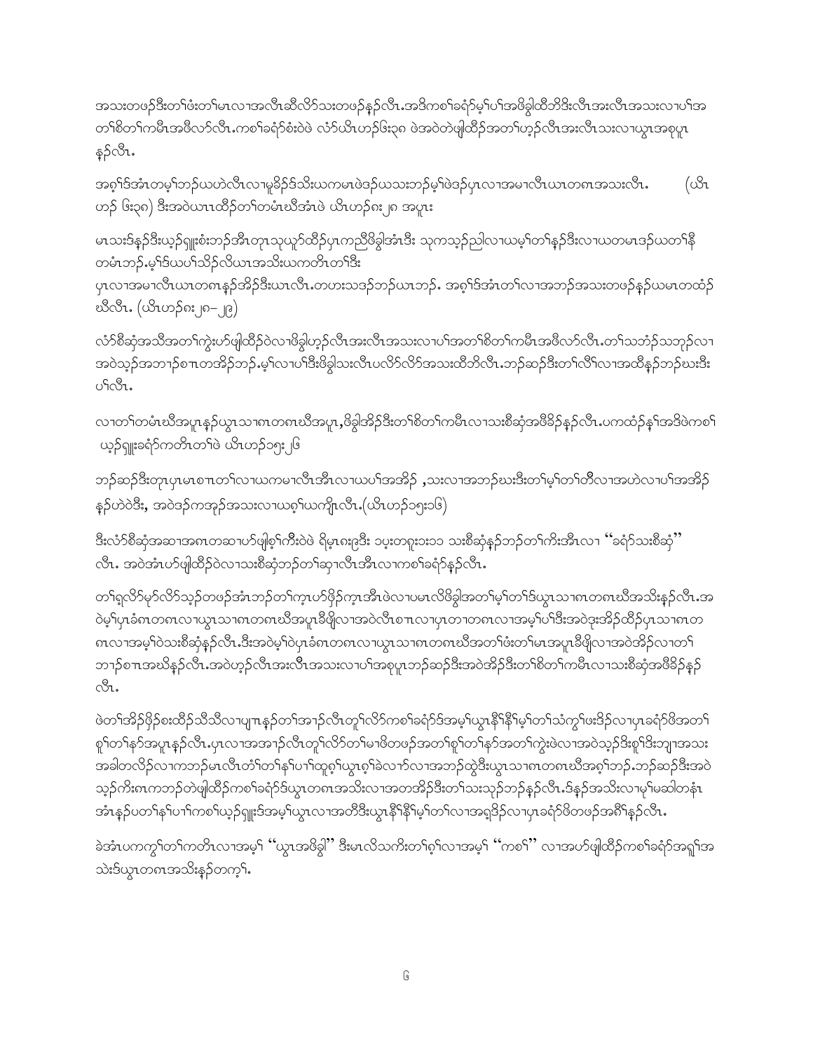အသးတဖဉ်ဒီးတၢ်ဖံးတၢ်မၤလၢအလီၤဆီလိာ်သးတဖဉ်နှဉ်လီၤ.အဒိကစၢ်ခရံာ်မ့ၢ်ပၢ်အဖိခွါထီဘိဒီးလီၤအးလီၤအသးလၢပၢ်အတၢ်စိတၢ်ကမီၤအဖီလာ်လီၤ.ကစၢ်ခရံာ်စံးဝဲဖဲ လံာ်ယိၤဟဉ်၆း၃၈ ဖဲအဝဲတဲဖျါထီဉ်အတၢ်ဟ့ဉ်လီၤအးလီၤသးလၢယွၤအစုပူၤနှဉ်လီၤ.

အစ့ၢ်ဒ်အံၤတမ့ၢ်ဘဉ်ယဟဲလီၤလၢမူခိဉ်ဒ်သိးယကမၤဖဲဒဉ်ယသးဘဉ်မ့ၢ်ဖဲဒဉ်ပှၤလၢအမၤလီၤယၤတဂၤအသးလီၤ. (ယိၤဟဉ် ၆း၃၈) ဒီးအဝဲယၤၤထိဉ်တၢ်တမံၤဃီအံၤဖဲ ယိၤဟဉ်၈း၂၈ အပူၤ

မၤသးဒ်နဉ်ဒီးယ့ဉ်ရှူးစံးဘဉ်အီၤတုၤသုယူာ်ထိဉ်ပှၤကညီဖိခွါအံၤဒီး သုကသ့ဉ်ညါလၢယမ့ၢ်တၢ်နှဉ်ဒီးလၢယတမၤဒဉ်ယတၢ်နီတမံၤဘဉ်.မ့ၢ်ဒ်ယပၢ်သိဉ်လိယၤအသိးယကတိၤတၢ်ဒီး ပှၤလၢအမၤလီၤယၤတဂၤနှဉ်အိဉ်ဒီးယၤလီၤ.တဟးသဒဉ်ဘဉ်ယၤဘဉ်. အစ့ၢ်ဒ်အံၤတၢ်လၢအဘဉ်အသးတဖဉ်နှဉ်ယမၤတထံဉ်ဃီလီၤ. (ယိၤဟဉ်၈း၂၈–၂၉)

လံာ်စီဆှံအသီအတၢ်ကွဲးဟ်ဖျါထိဉ်ဝဲလၢဖိခွါဟ့ဉ်လီၤအးလီၤအသးလၢပၢ်အတၢ်စိတၢ်ကမီၤအဖီလာ်လီၤ.တၢ်သဘံဉ်သဘုဉ်လၢအဝဲသ့ဉ်အဘၢဉ်စၢၤတအိဉ်ဘဉ်.မ့ၢ်လၢပၢ်ဒီးဖိခွါသးလီၤပလိာ်လိာ်အသးထီဘိလီၤ.ဘဉ်ဆဉ်ဒီးတၢ်လိၢ်လၢအထိနှဉ်ဘဉ်ဃးဒီးပၢ်လီၤ.

လၢတၢ်တမံၤဃီအပူၤနှဉ်ယွၤသၢဂၤတဂၤဃီအပူၤ,ဖိခွါအိဉ်ဒီးတၢ်စိတၢ်ကမီၤလၢသးစီဆှံအဖီခိဉ်နှဉ်လီၤ.ပကထံဉ်န့ၢ်အဒိဖဲကစၢ် ယ့ဉ်ရှူးခရံာ်ကတိၤတၢ်ဖဲ ယိၤဟဉ်၁၅း၂၆

ဘဉ်ဆဉ်ဒီးတုၤပှၤမၤစၢၤတၢ်လၢယကမၢလီၤအီၤလၢယပၢ်အအိဉ် ,သးလၢအဘဉ်ဃးဒီးတၢ်မ့ၢ်တၢ်တီလၢအဟဲလၢပၢ်အအိဉ်နှဉ်ဟဲဝဲဒီး, အဝဲဒဉ်ကအုဉ်အသးလၢယဂ့ၢ်ယကျိၤလီၤ.(ယိၤဟဉ်၁၅း၁၆)

ဒီးလံာ်စီဆှံအဆၢအဂၤတဆၢဟ်ဖျါစ့ၢ်ကီးဝဲဖဲ ရိမ္ၤ၈း၉ဒီး ၁ပ့းတရူး၁း၁၁ သးစီဆှံနှဉ်ဘဉ်တၢ်ကိးအီၤလၢ ''ခရံာ်သးစီဆှံ'' လီၤ. အဝဲအံၤဟ်ဖျါထိဉ်ဝဲလၢသးစီဆှံဘဉ်တၢ်ဆှၢလီၤအီၤလၢကစၢ်ခရံာ်နှဉ်လီၤ.

တၢ်ရလိာ်မှာ်လိာ်သ့ဉ်တဖဉ်အံၤဘဉ်တၢ်ကူၤဟ်ဖိုဉ်ကူၤအီၤဖဲလၢပမၤလိဖိခွါအတၢ်မ့ၢ်တၢ်ဒ်ယွၤသၢဂၤတဂၤဃီအသိးနှဉ်လီၤ.အဝဲမ့ၢ်ပှၤခံဂၤတဂၤလၢယွၤသၢဂၤတဂၤဃီအပူၤခီဖျိလၢအဝဲလီၤစၢၤလၢပှၤတၢတဂၤလၢအမ့ၢ်ပၢ်ဒီးအဝဲဒုးအိဉ်ထိဉ်ပှၤသၢဂၤတဂၤလၢအမ့ၢ်ဝဲသးစီဆှံနှဉ်လီၤ.ဒီးအဝဲမ့ၢ်ဝဲပှၤခံဂၤတဂၤလၢယွၤသၢဂၤတဂၤဃီအတၢ်ဖံးတၢ်မၤအပူၤခီဖျိလၢအဝဲအိဉ်လၢတၢ်ဘၢဉ်စၢၤအဃိနှဉ်လီၤ.အဝဲဟ့ဉ်လီၤအးလီၤအသးလၢပၢ်အစုပူၤဘဉ်ဆဉ်ဒီးအဝဲအိဉ်ဒီးတၢ်စိတၢ်ကမီၤလၢသးစီဆှံအဖီခိဉ်နှဉ်လီၤ.

ဖဲတၢ်အိဉ်ဖိုဉ်စးထီဉ်သီသီလၢပျၢနှဉ်တၢ်အၢဉ်လီၤတူၢ်လိာ်ကစၢ်ခရံာ်ဒ်အမ့ၢ်ယွၤနီၢ်နီၢ်မ့ၢ်တၢ်သံကွၢ်ဖးဒိဉ်လၢပှၤခရံာ်ဖိအတၢ်စူၢ်တၢ်နာ်အပူၤနှဉ်လီၤ.ပှၤလၢအအၢဉ်လီၤတူၢ်လိာ်တၢ်မၤဖိတဖဉ်အတၢ်စူၢ်တၢ်နာ်အတၢ်ကွဲးဖဲလၢအဝဲသ့ဉ်ဒိးစူၢ်ဒီးဘျၢအသးအခါတလိဉ်လၢကဘဉ်မၤလီၤတံၢ်တၢ်နၢ်ပၢၢ်ထူဂ့ၢ်ယွၤဂ့ၢ်ခဲလၢာ်လၢအဘဉ်ထွဲဒီးယွၤသၢဂၤတဂၤဃီအဂ့ၢ်ဘဉ်.ဘဉ်ဆဉ်ဒီးအဝဲသ့ဉ်ကီးဂၤကဘဉ်တဲဖျါထိဉ်ကစၢ်ခရံာ်ဒ်ယွၤတဂၤအသိးလၢအတအိဉ်ဒီးတၢ်သးသ့ဉ်ဘဉ်နှဉ်လီၤ.ဒ်နှဉ်အသိးလၢမှၢ်မဆါတနံၤအံၤနှဉ်ပတၢ်နၢ်ပၢၢ်ကစၢ်ယ့ဉ်ရှူးဒ်အမ့ၢ်ယွၤလၢအတီဒီးယွၤနီၢ်နီၢ်မ့ၢ်တၢ်လၢအရှဒိဉ်လၢပှၤခရံာ်ဖိတဖဉ်အဂီၢ်နှဉ်လီၤ.

ခဲအံၤပကကွၢ်တၢ်ကတိၤလၢအမ့ၢ် ''ယွၤအဖိခွါ'' ဒီးမၤလိသကီးတၢ်ဂ့ၢ်လၢအမ့ၢ် ''ကစၢ်'' လၢအဟ်ဖျါထိဉ်ကစၢ်ခရံာ်အရှ့ၢ်အသဲးဒ်ယွၤတဂၤအသိးနှဉ်တက့ၢ်.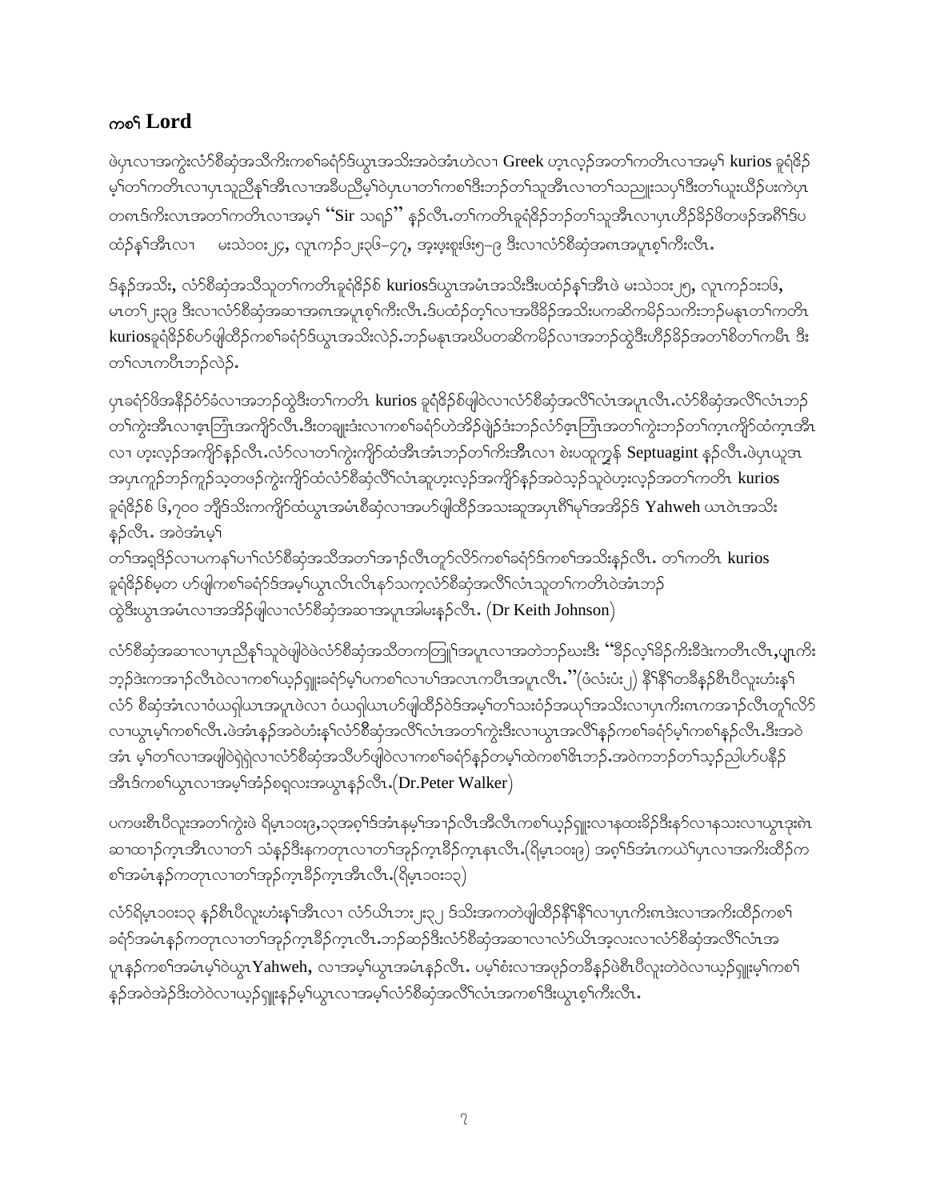## ကစၢ် Lord

ဖဲပှၤလၢအကွဲးလံာ်စီဆုံအသီကိးကစၢ်ခရံာ်ဒ်ယွၤအသိးအဝဲအံၤဟဲလၢ Greek ဟ့ၤလ့ၣ်အတၢ်ကတိၤလၢအမ့ၢ် kurios ခူရံဖိဉ် မ့ၢ်တၢ်ကတိၤလၢပှၤသူညီနၢ်အီၤလၢအခီပညီမ့ၢ်ဝဲပှၤပၢတၢ်ကစၢ်ဒီးဘဉ်တၢ်သူအီၤလၢတၢ်သညူးသပှၢ်ဒီးတၢ်ယူးယီဉ်ပးကဲပှၤ တဂၤဒ်ကိးလၢအတၢ်ကတိၤလၢအမ့ၢ် "Sir သရၣ်" နှဉ်လီၤ.တၢ်ကတိၤခူရံဖိဉ်ဘဉ်တၢ်သူအီၤလၢပှၤဟီဉ်ခိဉ်ဖိတဖဉ်အဂီၢ်ဒ်ပ ထံဉ်နၢ်အီၤလၢ မးသဲ၁၁း၂၄, လူၤကဉ်၁၂း၃၆-၄၇, အ့းဖ့းစူးဖိး၅-၉ ဒီးလၢလံာ်စီဆုံအဂၤအပူၤစ့ၢ်ကီးလီၤ.

ဒ်နှဉ်အသိး, လံာ်စီဆုံအသီသူတၢ်ကတိၤခူရံဖိဉ်စ် kuriosဒ်ယွၤအမံၤအသိးဒီးပထံဉ်နၢ်အီၤဖဲ မးသဲ၁၁း၂၅, လူၤကဉ်၁း၁၆, မၤတၢ်၂း၃၉ ဒီးလၢလံာ်စီဆုံအဆၢအဂၤအပူၤစ့ၢ်ကီးလီၤ.ဒ်ပထံဉ်တ့ၢ်လၢအဖီခိဉ်အသိးပကဆိကမိဉ်သကိးဘဉ်မနုၤတၢ်ကတိၤ kuriosခူရံဖိဉ်စ်ဟ်ဖျါထီဉ်ကစၢ်ခရံာ်ဒ်ယွၤအသိးလဲဉ်.ဘဉ်မနုၤအဃိပတဆိကမိဉ်လၢအဘဉ်ထွဲဒီးဟီဉ်ခိဉ်အတၢ်စိတၢ်ကမီၤ ဒီး တၢ်လၤကပီၤဘဉ်လဲဉ်.

ပှၤခရံာ်ဖိအနီဉ်ဝံာ်ခံလၢအဘဉ်ထွဲဒီးတၢ်ကတိၤ kurios ခူရံဖိဉ်စ်ဖျါဝဲလၢလံာ်စီဆုံအလီၢ်လံၤအပူၤလီၤ.လံာ်စီဆုံအလီၢ်လံၤဘဉ် တၢ်ကွဲးအီၤလၢဖ့ၤဘြံၤအကျိာ်လီၤ.ဒီးတချုးဒံးလၢကစၢ်ခရံာ်ဟဲအိဉ်ဖျဲဉ်ဒံးဘဉ်လံာ်ဖ့ၤဘြံၤအတၢ်ကွဲးဘဉ်တၢ်ကဲ့ၤကျိာ်ထံကဲ့ၤအီၤ လၢ ဟ့းလ့ဉ်အကျိာ်နှဉ်လီၤ.လံာ်လၢတၢ်ကွဲးကျိာ်ထံအီၤအံၤဘဉ်တၢ်ကိးအီၤလၢ စဲးပထူကျ္ဉ် Septuagint နှဉ်လီၤ.ဖဲပှၤယူဒၤ အပှၤကူဉ်ဘဉ်ကူဉ်သ့တဖဉ်ကွဲးကျိာ်ထံလံာ်စီဆုံလီၢ်လံၤဆူဟ့းလ့ဉ်အကျိာ်နှဉ်အဝဲသ့ဉ်သူဝဲဟ့းလ့ဉ်အတၢ်ကတိၤ kurios ခူရံဖိဉ်စ် ၆,၇၀၀ ဘျီဒ်သိးကကျိာ်ထံယွၤအမံၤစီဆုံလၢအဟ်ဖျါထီဉ်အသးဆူအပှၤဂီၢ်မုၢ်အအိဉ်ဒ် Yahweh ယၤဝဲၤအသိး နှဉ်လီၤ. အဝဲအံၤမ့ၢ်
တၢ်အရှဖိဉ်လၢပကနၢ်ပၢၢ်လံာ်စီဆုံအသီအတၢ်အၢဉ်လီၤတူၢ်လိာ်ကစၢ်ခရံာ်ဒ်ကစၢ်အသိးနှဉ်လီၤ. တၢ်ကတိၤ kurios ခူရံဖိဉ်စ်မ့တ ဟ်ဖျါကစၢ်ခရံာ်ဒ်အမှၢ်ယွၤလီၤလီၤနာ်သက့လံာ်စီဆုံအလီၢ်လံၤသူတၢ်ကတိၤဝဲအံၤဘဉ် ထွဲဒီးယွၤအမံၤလၢအအိဉ်ဖျါလၢလံာ်စီဆုံအဆၢအပူၤအါမးနှဉ်လီၤ. (Dr Keith Johnson)

လံာ်စီဆုံအဆၢလၢပှၤညီနၢ်သူဝဲဖျါဝဲဖဲလံာ်စီဆုံအသီတကတြူၢ်အပူၤလၢအတဲဘဉ်ဃးဒီး "ခီဉ်လ့ၢ်ခိဉ်ကိးခီဒံးကတိၤလီၤ,ပျၤကိး ဘ့ဉ်ဒဲးကအၢဉ်လီၤဝဲလၢကစၢ်ယ့ဉ်ရှူးခရံာ်မ့ၢ်ပကစၢ်လၢပၢ်အလၤကပီၤအပူၤလီၤ."(ဖံလံးပံး၂) နီၢ်နီၢ်တခီနှဉ်စီၤပီလူးဟံးနၢ် လံာ် စီဆုံအံၤလၢဝံယၡါယၤအပူၤဖဲလၢ ဝံယၡါယၤဟ်ဖျါထီဉ်ဝဲဒ်အမ့ၢ်တၢ်သးဝံဉ်အယ့ၢ်အသိးလၢပှၤကိးဂၤကအၢဉ်လီၤတူၢ်လိာ် လၢယွၤမ့ၢ်ကစၢ်လီၤ.ဖဲအံၤနှဉ်အဝဲဟံးနၢ်လံာ်စီဆုံအလီၢ်လံၤအတၢ်ကွဲးဒီးလၢယွၤအလီၢ်နှဉ်ကစၢ်ခရံာ်မ့ၢ်ကစၢ်နှဉ်လီၤ.ဒီးအဝဲ အံၤ မ့ၢ်တၢ်လၢအဖျါဝဲရှဲရှဲလၢလံာ်စီဆုံအသီဟ်ဖျါဝဲလၢကစၢ်ခရံာ်နှဉ်တမ့ၢ်ထဲကစၢ်ဇိၤဘဉ်.အဝဲကဘဉ်တၢ်သ့ဉ်ညါဟ်ပနီဉ် အီၤဒ်ကစၢ်ယွၤလၢအမ့ၢ်အံၣ်စရူလးအယွၤနှဉ်လီၤ.(Dr.Peter Walker)

ပကဖးစီၤပီလူးအတၢ်ကွဲးဖဲ ရိမ့၁၀း၉,၁၃အစ့ၢ်ဒ်အံၤနမ့ၢ်အၢဉ်လီၤအီလီၤကစၢ်ယ့ဉ်ရှူးလၢနထးခိဉ်ဒီးနာ်လၢနသးလၢယွၤဒုးရဲၤ ဆၢထၢဉ်ကဲ့ၤအီၤလၢတၢ် သံနှဉ်ဒီးနကတုၤလၢတၢ်အုဉ်ကဲ့ၤခီဉ်ကဲ့ၤနၤလီၤ.(ရိမ့၁၀း၉) အစ့ၢ်ဒ်အံၤကယဲၢ်ပှၤလၢအကိးထီဉ်က စၢ်အမံၤနှဉ်ကတုၤလၢတၢ်အုဉ်ကဲ့ၤခီဉ်ကဲ့ၤအီၤလီၤ.(ရိမ့၁၀း၁၃)

လံာ်ရိမ့၁၀း၁၃ နှဉ်စီၤပီလူးဟံးနၢ်အီၤလၢ လံာ်ယိၤဘး၂း၃၂ ဒ်သိးအကတဲဖျါထီဉ်နီၢ်နီၢ်လၢပှၤကိးဂၤဒဲးလၢအကိးထီဉ်ကစၢ် ခရံာ်အမံၤနှဉ်ကတုၤလၢတၢ်အုဉ်ကဲ့ၤခီဉ်ကဲ့ၤလီၤ.ဘဉ်ဆဉ်ဒီးလံာ်စီဆုံအဆၢလၢလံာ်ယိၤအ့လးလၢလံာ်စီဆုံအလီၢ်လံၤအ ပူၤနှဉ်ကစၢ်အမံၤမ့ၢ်ဝဲယွၤ Yahweh, လၢအမ့ၢ်ယွၤအမံၤနှဉ်လီၤ. ပမ့ၢ်စံးလၢအဖုဉ်တခီနှဉ်ဖဲစီၤပီလူးတဲဝဲလၢယ့ဉ်ရှူးမ့ၢ်ကစၢ် နှဉ်အဝဲအဲဉ်ဒီးတဲဝဲလၢယ့ဉ်ရှူးနှဉ်မ့ၢ်ယွၤလၢအမ့ၢ်လံာ်စီဆုံအလီၢ်လံၤအကစၢ်ဒီးယွၤစ့ၢ်ကီးလီၤ.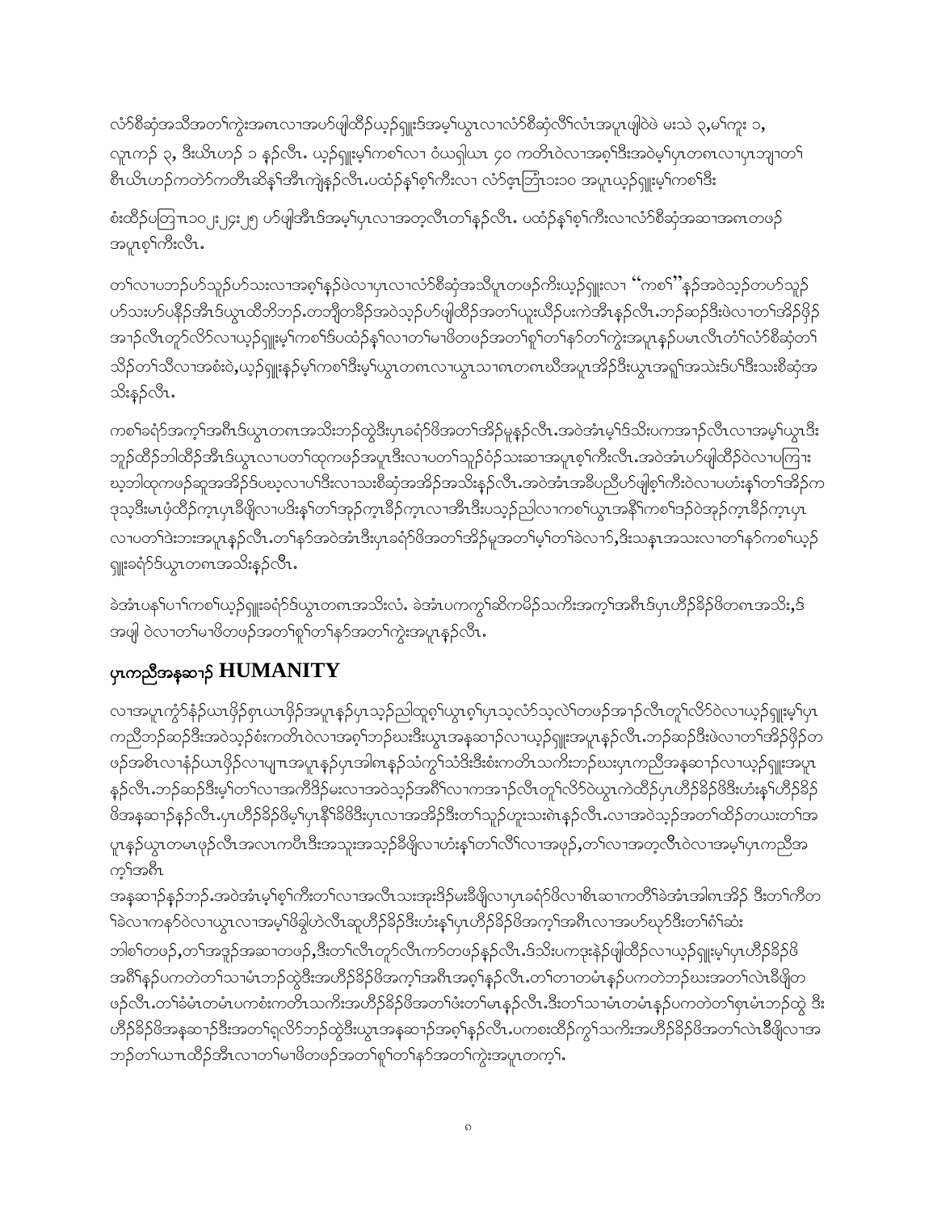လံာ်စီဆှံအသီအတၢ်ကွဲးအဂၤလၢအပာ်ဖျါထီဉ်ယ့ဉ်ရှူးဒ်အမ့ၢ်ယွၤလၢလံာ်စီဆှံလိၢ်လံၤအပူၤဖျါဝဲဖဲ မးသဲ ၃,မၢ်ကူး ၁, လူၤကဉ် ၃, ဒီးယိၤဟဉ် ၁ နဉ်လီၤ. ယ့ဉ်ရှူးမ့ၢ်ကစၢ်လၢ ဝံယရှါယၤ ၄၀ ကတီၤဝဲလၢအစ့ၢ်ဒီးအဝဲမ့ၢ်ပှၤတဂၤလၢပှၤဘျၢတၢ် စီၤယိၤဟဉ်ကတဲာ်ကတီၤဆိန့ၢ်အီၤကျဲနဉ်လီၤ.ပထံဉ်န့ၢ်စ့ၢ်ကီးလၢ လံာ်ဖျၢဘြံၤ၁း၁၀ အပူၤယ့ဉ်ရှူးမ့ၢ်ကစၢ်ဒီး

စံးထီဉ်ပတြၢၤ၁၀၂း၂၄း၂၅ ပာ်ဖျါအီၤဒ်အမ့ၢ်ပှၤလၢအတ့လီၤတၢ်နဉ်လီၤ. ပထံဉ်န့ၢ်စ့ၢ်ကီးလၢလံာ်စီဆှံအဆၢအဂၤတဖဉ် အပူၤစ့ၢ်ကီးလီၤ.

တၢ်လၢပဘဉ်ပာ်သူဉ်ပာ်သးလၢအစ့ၢ်နဉ်ဖဲလၢပှၤလၢလံာ်စီဆှံအသီပူၤတဖဉ်ကိးယ့ဉ်ရှူးလၢ "ကစၢ်"နဉ်အဝဲသ့ဉ်တပာ်သူဉ် ပာ်သးပနီဉ်အီၤဒ်ယွၤထီဘိဘဉ်.တဘျီတခီဉ်အဝဲသ့ဉ်ပာ်ဖျါထီဉ်အတၢ်ယူးယီဉ်ပးကဲအီၤနဉ်လီၤ.ဘဉ်ဆဉ်ဒီးဖဲလၢတၢ်အိဉ်ဖှိဉ် အၢဉ်လီၤတူာ်လိာ်လၢယ့ဉ်ရှူးမ့ၢ်ကစၢ်ဒ်ပထံဉ်န့ၢ်လၢတၢ်မၢဖိတဖဉ်အတၢ်စူၢ်တၢ်နာ်တၢ်ကွဲးအပူၤနဉ်ပမၤလီၤတံၢ်လံာ်စီဆှံတၢ် သိဉ်တၢ်သီလၢအစံးဝဲ,ယ့ဉ်ရှူးနဉ်မ့ၢ်ကစၢ်ဒီးမ့ၢ်ယွၤတဂၤလၢယွၤသၢဂၤတဂၤဃိအပူၤအိဉ်ဒီးယွၤအရှၢ်အသဲးဒ်ပၢ်ဒီးသးစီဆှံအ သိးနဉ်လီၤ.

ကစၢ်ခရံာ်အက့ၢ်အဂီၤဒ်ယွၤတဂၤအသိးဘဉ်ထွဲဒီးပှၤခရံာ်ဖိအတၢ်အိဉ်မူနဉ်လီၤ.အဝဲအံၤမ့ၢ်ဒ်သိးပကအၢဉ်လီၤလၢအမ့ၢ်ယွၤဒီး ဘူဉ်ထိဉ်ဘါထိဉ်အီၤဒ်ယွၤလၢပတၢ်ထုကဖဉ်အပူၤဒီးလၢပတၢ်သူဉ်ဝံဉ်သးဆၢအပူၤစ့ၢ်ကီးလီၤ.အဝဲအံၤပာ်ဖျါထီဉ်ဝဲလၢပကြၢး ဃ့ဘါထုကဖဉ်ဆူအအိဉ်ဒ်ပဃ့လၢပၢ်ဒီးလၢသးစီဆှံအအိဉ်အသိးနဉ်လီၤ.အဝဲအံၤအခီပညီပာ်ဖျါစ့ၢ်ကီးဝဲလၢပဟံးန့ၢ်တၢ်အိဉ်က ဒုသ့ဒီးမၤဖှံထိဉ်က့ၤပှၤခီဖျိလၢပဒိးန့ၢ်တၢ်အုဉ်က့ၤခီဉ်က့ၤလၢအီၤဒီးပသ့ဉ်ညါလၢကစၢ်ယွၤအနီၢ်ကစၢ်ဒဉ်ဝဲအုဉ်က့ၤခီဉ်က့ၤပှၤ လၢပတၢ်ဒဲးဘးအပူၤနဉ်လီၤ.တၢ်နာ်အဝဲအံၤဒီးပှၤခရံာ်ဖိအတၢ်အိဉ်မူအတၢ်မ့ၢ်တၢ်ခဲလၢာ်,ဒီးသနၢၤအသးလၢတၢ်နာ်ကစၢ်ယ့ဉ် ရှူးခရံာ်ဒ်ယွၤတဂၤအသိးနဉ်လီၤ.

ခဲအံၤပန့ၢ်ပၢၢ်ကစၢ်ယ့ဉ်ရှူးခရံာ်ဒ်ယွၤတဂၤအသိးလံ. ခဲအံၤပကကွၢ်ဆိကမိဉ်သကိးအက့ၢ်အဂီၤဒ်ပှၤဟီဉ်ခိဉ်ဖိတဂၤအသိး,ဒ် အဖျါ ဝဲလၢတၢ်မၢဖိတဖဉ်အတၢ်စူၢ်တၢ်နာ်အတၢ်ကွဲးအပူၤနဉ်လီၤ.

## ပှၤကညီအနဆၢဉ် HUMANITY

လၢအပူၤကွံာ်နံဉ်ယၤဖိုဉ်စှၤယၤဖိုဉ်အပူၤနဉ်ပှၤသ့ဉ်ညါထူစ့ၢ်ယွၤစ့ၢ်ပှၤသ့လံာ်သ့လဲၢ်တဖဉ်အၢဉ်လီၤတူၢ်လိာ်ဝဲလၢယ့ဉ်ရှူးမ့ၢ်ပှၤ ကညီဘဉ်ဆဉ်ဒီးအဝဲသ့ဉ်စံးကတိၤဝဲလၢအစ့ၢ်ဘဉ်ဃးဒီးယွၤအနဆၢဉ်လၢယ့ဉ်ရှူးအပူၤနဉ်လီၤ.ဘဉ်ဆဉ်ဒီးဖဲလၢတၢ်အိဉ်ဖှိဉ်တ ဖဉ်အစိၤလၢနံဉ်ယၤဖိုဉ်လၢပျπအပူၤနဉ်ပှၤအါဂၤနဉ်သံကွၢ်သံဒိးဒီးစံးကတိၤသကိးဘဉ်ဃးပှၤကညီအနဆၢဉ်လၢယ့ဉ်ရှူးအပူၤ နဉ်လီၤ.ဘဉ်ဆဉ်ဒီးမ့ၢ်တၢ်လၢအကိဒိဉ်မးလၢအဝဲသ့ဉ်အဂီၢ်လၢကအၢဉ်လီၤတူၢ်လိာ်ဝဲယွၤကဲထိဉ်ပှၤဟီဉ်ခိဉ်ဖိဒီးဟံးန့ၢ်ဟီဉ်ခိဉ် ဖိအနဆၢဉ်နဉ်လီၤ.ပှၤဟီဉ်ခိဉ်ဖိမ့ၢ်ပှၤနီၢ်ခိဖိဒီးပှၤလၢအအိဉ်ဒီးတၢ်သူဉ်ဟူးသးဂဲၤနဉ်လီၤ.လၢအဝဲသ့ဉ်အတၢ်ထိဉ်တယးတၢ်အ ပူၤနဉ်ယွၤတမၤဖှဉ်လီၤအလၤကပီၤဒီးအသူးအသ့ဉ်ခီဖျိလၢဟံးန့ၢ်တၢ်လိၢ်လၢအဖှဉ်,တၢ်လၢအတ့လီၤဝဲလၢအမ့ၢ်ပှၤကညီအ က့ၢ်အဂီၤ

အနဆၢဉ်နဉ်ဘဉ်.အဝဲအံၤမ့ၢ်စ့ၢ်ကီးတၢ်လၢအလီၤသးအုးဒိဉ်မးခီဖျိလၢပှၤခရံာ်ဖိလၢစီၤဆၢကတိၢ်ခဲအံၤအါဂၤအိဉ် ဒီးတၢ်ကီတ ၢ်ခဲလၢကနာ်ဝဲလၢယွၤလၢအမ့ၢ်ဖိခွါဟဲလီၤဆူဟီဉ်ခိဉ်ဒီးဟံးန့ၢ်ပှၤဟီဉ်ခိဉ်ဖိအက့ၢ်အဂီၤလၢအပာ်ဃုာ်ဒီးတၢ်ဂံၢ်ဆံး ဘါစၢ်တဖဉ်,တၢ်အဒူဉ်အဆၢတဖဉ်,ဒီးတၢ်လီၤတူာ်လီၤကာ်တဖဉ်နဉ်လီၤ.ဒ်သိးပကဒုးနဲဉ်ဖျါထိဉ်လၢယ့ဉ်ရှူးမ့ၢ်ပှၤဟီဉ်ခိဉ်ဖိ အဂီၢ်နဉ်ပကတဲတၢ်သၢမံၤဘဉ်ထွဲဒီးအဟီဉ်ခိဉ်ဖိအက့ၢ်အဂီၤအစ့ၢ်နဉ်လီၤ.တၢ်တၢတမံၤနဉ်ပကတဲဘဉ်ဃးအတၢ်လဲၤခီဖျိတ ဖဉ်လီၤ.တၢ်ခံမံၤတမံၤပကစံးကတိၤသကိးအဟီဉ်ခိဉ်ဖိအတၢ်ဖံးတၢ်မၤနဉ်လီၤ.ဒီးတၢ်သၢမံၤတမံၤနဉ်ပကတဲတၢ်စှၤမံၤဘဉ်ထွဲ ဒီး ဟီဉ်ခိဉ်ဖိအနဆၢဉ်ဒီးအတၢ်ရှလိာ်ဘဉ်ထွဲဒီးယွၤအနဆၢဉ်အစ့ၢ်နဉ်လီၤ.ပကစးထိဉ်ကွၢ်သကိးအဟီဉ်ခိဉ်ဖိအတၢ်လဲၤခီဖျိလၢအ ဘဉ်တၢ်ယπထိဉ်အီၤလၢတၢ်မၢဖိတဖဉ်အတၢ်စူၢ်တၢ်နာ်အတၢ်ကွဲးအပူၤတက့ၢ်.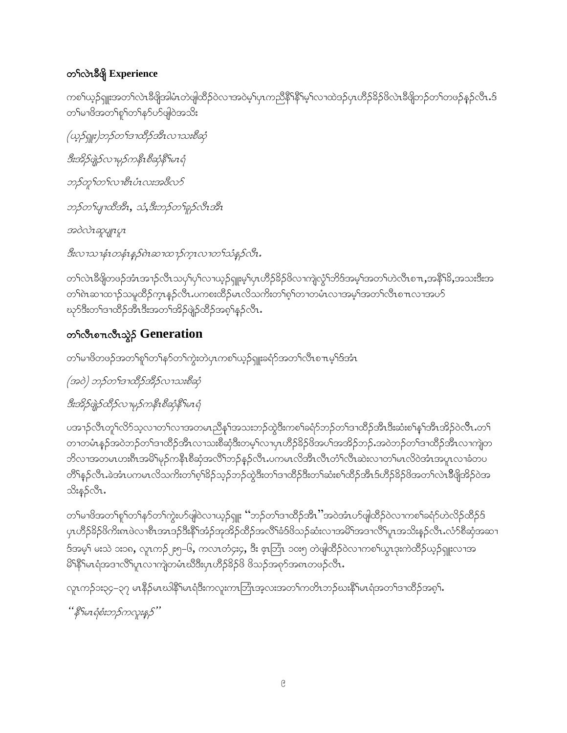### တၢ်လဲၤခီဖျိ Experience

ကစၢ်ယ့ၣ်ရှူးအတၢ်လဲၤခီဖျိအါမံၤတဲဖျါထီၣ်ဝဲလၢအဝဲမ့ၢ်ပှၤကညီနီၢ်နီၢ်မ့ၢ်လၢထဲဒၣ်ပှၤဟီၣ်ခိၣ်ဖိလဲၤခီဖျိဘၣ်တၢ်တဖၣ်နၣ်လီၤ.ဒ်တၢ်မၢဖိအတၢ်စူၢ်တၢ်နာ်ပာ်ဖျါဝဲအသိး

*(ယ့ၣ်ရှူး)ဘၣ်တၢ်ဒၢထီၣ်အီၤလၢသးစီဆှံ*

*ဒီးအိၣ်ဖျဲၣ်လၢမုၣ်ကနီၤစီဆှံနီၢ်မၤရံ*

*ဘၣ်တူၢ်တၢ်လၢစီၤပံၤလးအဖီလာ်*

*ဘၣ်တၢ်ပျၢထီအီၤ, သံ,ဒီးဘၣ်တၢ်ခူၣ်လီၤအီၤ*

*အဝဲလဲၤဆူပျုၤပှၤ*

*ဒီးလၢသၢနံၤတနံၤနၣ်ဂဲၤဆၢထၢၣ်ကဒၢလၢတၢ်သံနၣ်လီၤ.*

တၢ်လဲၤခီဖျိတဖၣ်အံၤအၢၣ်လီၤသပှၢ်ပှၢ်လၢယ့ၣ်ရှူးမ့ၢ်ပှၤဟီၣ်ခိၣ်ဖိလၢကျဲလွံၢ်ဘိဒ်အမ့ၢ်အတၢ်ဟဲလီၤစπ,အနီၢ်ခိ,အသးဒီးအတၢ်ဂဲၤဆၢထၢၣ်သမူထီၣ်ကဒၢနၣ်လီၤ.ပကစးထိၣ်မၤလိသကိးတၢ်ဂ့ၢ်တၢတမံၤလၢအမ့ၢ်အတၢ်လီၤစπလၢအဟ်ဃုာ်ဒီးတၢ်ဒၢထီၣ်အီၤဒီးအတၢ်အိၣ်ဖျဲၣ်ထီၣ်အဂ့ၢ်နၣ်လီၤ.

## တၢ်လီၤစπလီၤသွဲၣ် Generation

တၢ်မၢဖိတဖၣ်အတၢ်စူၢ်တၢ်နာ်တၢ်ကွဲးတဲပှၤကစၢ်ယ့ၣ်ရှူးခရံာ်အတၢ်လီၤစπမ့ၢ်ဒ်အံၤ

*(အဝဲ) ဘၣ်တၢ်ဒၢထီၣ်အိၣ်လၢသးစီဆှံ*

*ဒီးအိၣ်ဖျဲၣ်ထီၣ်လၢမုၣ်ကနီၤစီဆှံနီၢ်မၤရံ*

ပအၢၣ်လီၤတူၢ်လိာ်သ့လၢတၢ်လၢအတမၤညီနုၢ်အသးဘၣ်ထွဲဒီးကစၢ်ခရံာ်ဘၣ်တၢ်ဒၢထီၣ်အီၤဒီးဆံးစၢ်နှၢ်အီၤအိၣ်ဝဲလီၤ.တၢ်တၢတမံၤနၣ်အဝဲဘၣ်တၢ်ဒၢထီၣ်အီၤလၢသးစီဆှံဒီးတမ့ၢ်လၢပှၤဟီၣ်ခိၣ်ဖိအပၢ်အအိၣ်ဘၣ်.အဝဲဘၣ်တၢ်ဒၢထီၣ်အီၤလၢကျဲတဘိလၢအတမၤဟးဂီၤအမိၢ်မုၣ်ကနီၤစီဆှံအလိၢ်ဘၣ်နၣ်လီၤ.ပကမၤလိအီၤလီၤတံၢ်လီၤဆဲးလၢတၢ်မၤလိဝဲအံၤအပူၤလၢခံတပတိၢ်နၣ်လီၤ.ခဲအံၤပကမၤလိသကိးတၢ်ဂ့ၢ်ခိၣ်သ့ၣ်ဘၣ်ထွဲဒီးတၢ်ဒၢထီၣ်ဒီးတၢ်ဆံးစၢ်ထီၣ်အီၤဒ်ဟီၣ်ခိၣ်ဖိအတၢ်လဲၤခီဖျိအိၣ်ဝဲအသိးနၣ်လီၤ.

တၢ်မၢဖိအတၢ်စူၢ်တၢ်နာ်တၢ်ကွဲးဟ်ဖျါဝဲလၢယ့ၣ်ရှူး "ဘၣ်တၢ်ဒၢထီၣ်အီၤ" အဝဲအံၤဟ်ဖျါထီၣ်ဝဲလၢကစၢ်ခရံာ်ဟဲလိၣ်ထီၣ်ဒ်ပှၤဟီၣ်ခိၣ်ဖိကိးဂၤဖဲလၢစီၤအာဒၣ်ဒီးနီၢ်အံၣ်အှအိၣ်ထိၣ်အလိၢ်ခံဒ်ဖိသၣ်ဆံးလၢအမိၢ်အဒၢလိၢ်ပူၤအသိးနၣ်လီၤ.လံာ်စီဆှံအဆၢဒ်အမ့ၢ် မးသဲ ၁း၁၈, လူၤကၣ် ၂း၅–၆, ကလၤတံၤ၄း၄, ဒီး ဧ့ၤဘြံၤ ၁၀း၅ တဲဖျါထီၣ်ဝဲလၢကစၢ်ယွၤဒုးကဲထီၣ်ယ့ၣ်ရှူးလၢအမိၢ်နီၢ်မၤရံအဒၢလိၢ်ပူၤလၢကျဲတမံၤဃီဒီးပှၤဟီၣ်ခိၣ်ဖိ ဖိသၣ်အဂုာ်အဂၤတဖၣ်လီၤ.

လူၤကၣ်၁း၃၄–၃၇ မၤနီၣ်မၤဃါနီၢ်မၤရံဒီးကလူးကၤဘြံၤအ့လးအတၢ်ကတိၤဘၣ်ဃးနီၢ်မၤရံအတၢ်ဒၢထီၣ်အဂ့ၢ်.

*"နီၢ်မၤရံစံးဘၣ်ကလူးနၣ်"*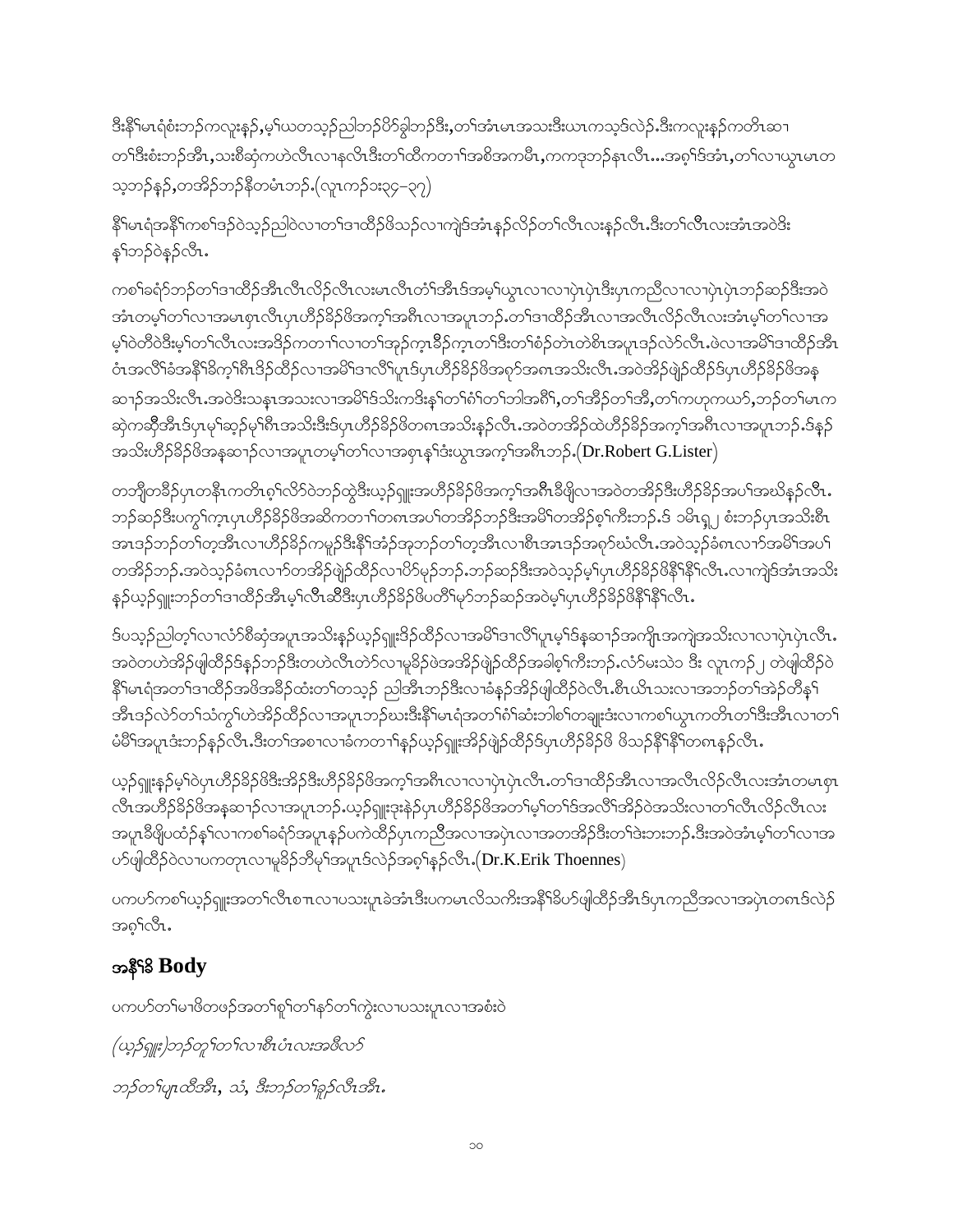ဒီးနီ႙်မၤရုံးစံးဘၣ်ကလူးနၣ်,မ့႙်ယတသ့ၣ်ညါဘၣ်ပိ႙်ခွါတၣ်ဒီး,တ႙်အံၤမၤအသးဒီးယၤကသ့ဒ်လဲၣ်.ဒီးကလူးနၣ်ကတိၤဆ႑ တ႙်ဒီးစံးဘၣ်အီၤ,သးစီဆုံကဟဲလီၤလ႑နလီၤဒီးတ႙်ထိကတ႑႙်အစိအကမီၤ,ကကဒုဘၣ်နၤလီၤ...အစ့႙်ဒ်အံၤ,တ႙်လ႑ယွၤမၤတ သ့ဘၣ်နၣ်,တအိၣ်ဘၣ်နီတမံၤဘၣ်.(လူၤကၣ်ဒး၃၄–၃၇)

နီ႙်မၤရုံအနီ႙်ကစ႙်ဒၣ်ဝဲသ့ၣ်ညါဝဲလ႑တ႙်ဒ႑ထိၣ်ဖိသၣ်လ႑ကျဲဒ်အံၤနၣ်လိၣ်တ႙်လီၤလးနၣ်လီၤ.ဒီးတ႙်လီၤလးအံၤအဝဲဒီး န႙်ဘၣ်ဝဲနၣ်လီၤ.

ကစ႙်ခရံၣ်ဘၣ်တ႙်ဒ႑ထိၣ်အီၤလီၤလိၣ်လီၤလးမၤလီၤတံ႙်အီၤဒ်အမ့႙်ယွၤလ႑လ႑ပှဲၤပှဲၤဒီးပှၤကညီလ႑လ႑ပှဲၤပှဲၤဘၣ်ဆၣ်ဒီးအဝဲ အံၤတမ့႙်တ႙်လ႑အမၤစ့ၤလီၤပှၤဟီၣ်ခိၣ်ဖိအက့႙်အဂီၤလ႑အပူၤဘၣ်.တ႙်ဒ႑ထိၣ်အီၤလ႑အလီၤလိၣ်လီၤလးအံၤမ့႙်တ႙်လ႑အ မ့႙်ဝဲတီဝဲဒီးမ့႙်တ႙်လီၤလးအဒိၣ်ကတ႑႙်လ႑တ႙်အုၣ်ကူၤခီၣ်ကူၤတ႙်ဒီးတ႙်စံၣ်တဲၤတဲစိၤအပူၤဒၣ်လဲ႙်လီၤ.ဖဲလ႑အမိ႙်ဒ႑ထိၣ်အီၤ ဝံၤအလိ႙်ခံအနီ႙်ခိက့႙်ဂီၤဒိၣ်ထိၣ်လ႑အမိ႙်ဒ႑လိ႙်ပူၤဒ်ပှၤဟီၣ်ခိၣ်ဖိအစ့ၣ်အဂၤအသိးလီၤ.အဝဲအိၣ်ဖျဲၣ်ထီၣ်ဒ်ပှၤဟီၣ်ခိၣ်ဖိအန ဆ႑ၣ်အသိးလီၤ.အဝဲဒိးသနၤအသးလ႑အမိ႙်ဒ်သိးကဒိးန႙်တ႙်ဂံ႙်တ႙်ဘါအဂီ႙်,တ႙်အိၣ်တ႙်အီ,တ႙်ကဟုကယာ်,ဘၣ်တ႙်မၤက ဆဲကဆိုအီၤဒ်ပှၤမု႙်ဆ့ၣ်မု႙်ဂီၤအသိးဒီးဒ်ပှၤဟီၣ်ခိၣ်ဖိတဂၤအသိးနၣ်လီၤ.အဝဲတအိၣ်ထဲဟီၣ်ခိၣ်အက့႙်အဂီၤလ႑အပူၤဘၣ်.ဒ်နၣ် အသိးဟီၣ်ခိၣ်ဖိအနဆ႑ၣ်လ႑အပူၤတမ့႙်တ႙်လ႑အစ့ၤန႙်ဒံးယွၤအက့႙်အဂီၤဘၣ်.(Dr.Robert G.Lister)

တဘျီတခီၣ်ပှၤတနီၤကတိၤစ့႙်လိ႙်ဝဲဘၣ်ထွဲဒီးယ့ၣ်ရှူးအဟီၣ်ခိၣ်ဖိအက့႙်အဂီၤခီဖျိလ႑အဝဲတအိၣ်ဒီးဟီၣ်ခိၣ်အပ႙်အဃိနၣ်လီၤ. ဘၣ်ဆၣ်ဒီးပက္ဂ႙်ကူၤပှၤဟီၣ်ခိၣ်ဖိအဆိကတ႑႙်တဂၤအပ႙်တအိၣ်ဘၣ်ဒီးအမိ႙်တအိၣ်စ့႙်ကီးဘၣ်.ဒ် ၁မိၤရှ၂ စံးဘၣ်ပှၤအသိးစီၤ အၤဒၣ်ဘၣ်တ႙်တ့အီၤလ႑ဟီၣ်ခိၣ်ကမှၣ်ဒီးနီ႙်ဒံၣ်အုဘၣ်တ႙်တ့အီၤလ႑စီၤအၤဒၣ်အစုာ်ဃံလီၤ.အဝဲသ့ၣ်ခံဂၤလ႑ာ်အမိ႙်အပ႙် တအိၣ်ဘၣ်.အဝဲသ့ၣ်ခံဂၤလ႑ာ်တအိၣ်ဖျဲၣ်ထီၣ်လ႑ပိ႙်မုၣ်ဘၣ်.ဘၣ်ဆၣ်ဒီးအဝဲသ့ၣ်မ့႙်ပှၤဟီၣ်ခိၣ်ဖိနီ႙်နီ႙်လီၤ.လ႑ကျဲဒ်အံၤအသိး နၣ်ယ့ၣ်ရှူးဘၣ်တ႙်ဒ႑ထိၣ်အီၤမ့႙်လီၤဆီဒီးပှၤဟီၣ်ခိၣ်ဖိပတိ႙်မုာ်ဘၣ်ဆၣ်အဝဲမ့႙်ပှၤဟီၣ်ခိၣ်ဖိနီ႙်နီ႙်လီၤ.

ဒ်ပသ့ၣ်ညါတ့႙်လ႑လံာ်စီဆုံအပူၤအသိးနၣ်ယ့ၣ်ရှူးဒိၣ်ထိၣ်လ႑အမိ႙်ဒ႑လိ႙်ပူၤမ့႙်ဒ်နဆ႑ၣ်အကျိၤအကျဲအသိးလ႑လ႑ပှဲၤပှဲၤလီၤ. အဝဲတဟဲအိၣ်ဖျါထိၣ်ဒ်နၣ်ဘၣ်ဒီးတဟဲလီၤတဲာ်လ႑မူခိၣ်ဖဲအအိၣ်ဖျဲၣ်ထီၣ်အခါစ့႙်ကီးဘၣ်.လံာ်မးသဲ၁ ဒီး လူၤကၣ်၂ တဲဖျါထိၣ်ဝဲ နီ႙်မၤရုံအတ႙်ဒ႑ထိၣ်အဖိအခိၣ်ထံးတ႙်တသ့ၣ် ညါအီၤဘၣ်ဒီးလ႑ခံနၣ်အိၣ်ဖျါထိၣ်ဝဲလီၤ.စီၤယိၤသးလ႑အဘၣ်တ႙်အဲၣ်တီန႙် အီၤဒၣ်လဲ႙်တ႙်သံကွ႙်ဟဲအိၣ်ထိၣ်လ႑အပူၤဘၣ်ဃးဒီးနီ႙်မၤရုံအတ႙်ဂံ႙်ဆံးဘါစ႙်တချုးဒံးလ႑ကစ႙်ယွၤကတိၤတ႙်ဒီးအီၤလ႑တ႙် မံမိ႙်အပူၤဒံးဘၣ်နၣ်လီၤ.ဒီးတ႙်အစ႑လ႑ခံကတ႑႙်နၣ်ယ့ၣ်ရှူးအိၣ်ဖျဲၣ်ထီၣ်ဒ်ပှၤဟီၣ်ခိၣ်ဖိ ဖိသၣ်နီ႙်နီ႙်တဂၤနၣ်လီၤ.

ယ့ၣ်ရှူးနၣ်မ့႙်ဝဲပှၤဟီၣ်ခိၣ်ဖိဒီးအိၣ်ဒီးဟီၣ်ခိၣ်ဖိအက့႙်အဂီၤလ႑လ႑ပှဲၤပှဲၤလီၤ.တ႙်ဒ႑ထိၣ်အီၤလ႑အလီၤလိၣ်လီၤလးအံၤတမၤစ့ၤ လီၤအဟီၣ်ခိၣ်ဖိအနဆ႑ၣ်လ႑အပူၤဘၣ်.ယ့ၣ်ရှူးဒုးနဲၣ်ပှၤဟီၣ်ခိၣ်ဖိအတ႙်မ့႙်တ႙်ဒ်အလိ႙်အိၣ်ဝဲအသိးလ႑တ႙်လီၤလိၣ်လီၤလး အပူၤခီဖျိပထံၣ်န႙်လ႑ကစ႙်ခရံာ်အပူၤနၣ်ပကဲထိၣ်ပှၤကညီအလ႑အပှဲၤလ႑အတအိၣ်ဒီးတ႙်ဒဲးဘးဘၣ်.ဒီးအဝဲအံၤမ့႙်တ႙်လ႑အ ပာ်ဖျါထိၣ်ဝဲလ႑ပကတုၤလ႑မူခိၣ်ဘီမု႙်အပူၤဒ်လဲၣ်အစ့႙်နၣ်လီၤ.(Dr.K.Erik Thoennes)

ပကပာ်ကစ႙်ယ့ၣ်ရှူးအတ႙်လီၤစ႑ၤလ႑ပသးပူၤခဲအံၤဒီးပကမၤလိသကိးအနီ႙်ခိပာ်ဖျါထိၣ်အီၤဒ်ပှၤကညီအလ႑အပှဲၤတဂၤဒ်လဲၣ် အစ့႙်လီၤ.

## အနီ႙်ခိ Body

ပကပာ်တ႙်မၤဖိတဖၣ်အတ႙်စူ႙်တ႙်နာ်တ႙်ကွဲးလ႑ပသးပူၤလ႑အစံးဝဲ

*(ယ့ၣ်ရှူး)ဘၣ်တူ႙်တ႙်လ႑စီၤပံၤလးအဖီလာ်*

*ဘၣ်တ႙်ပျၤထီအီၤ, သံ, ဒီးဘၣ်တ႙်ခူၣ်လီၤအီၤ.*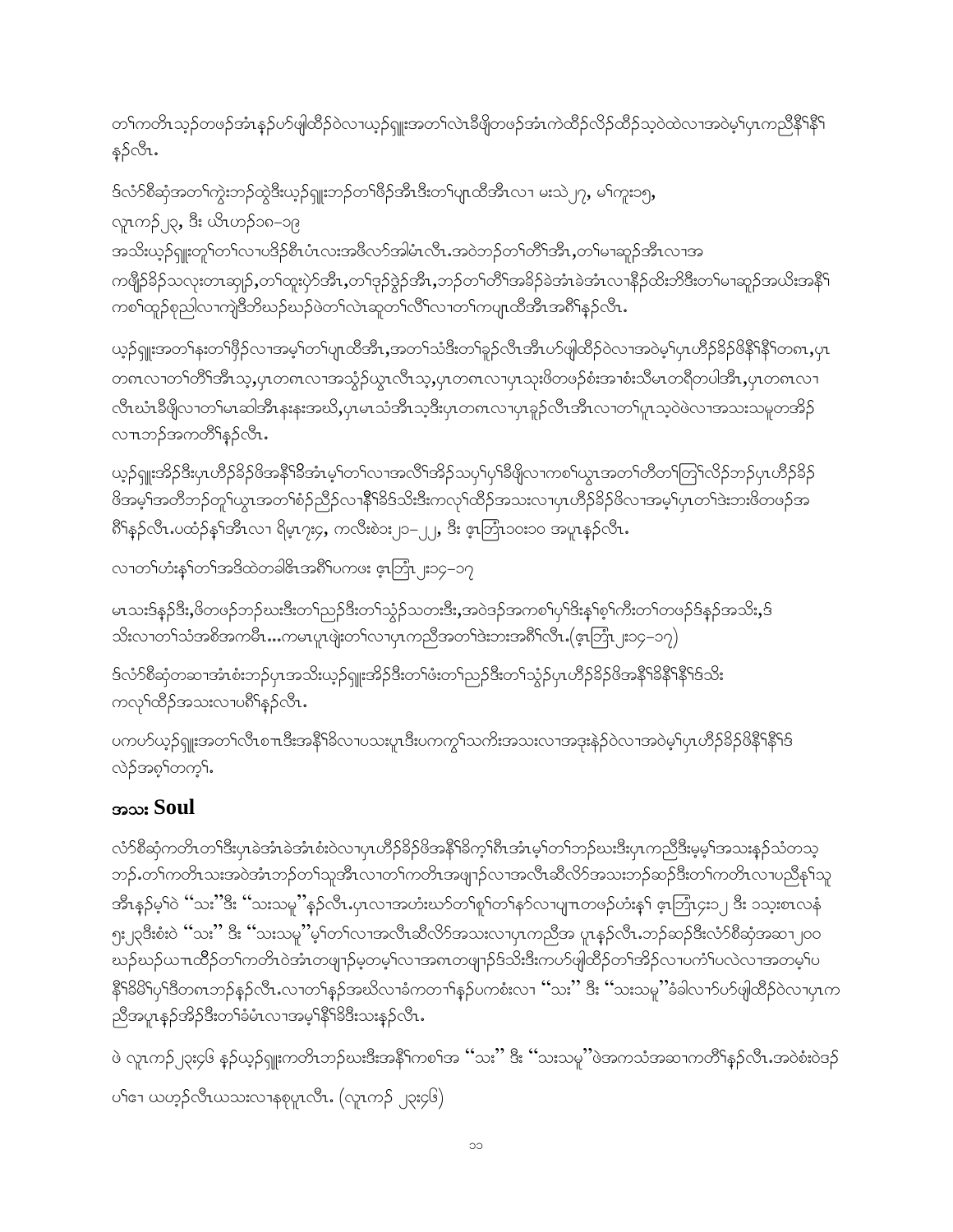တၢ်ကတိၤသ့ဉ်တဖဉ်အံၤန့ဉ်ပာ်ဖျါထီဉ်ဝဲလၢယ့ဉ်ရှူးအတၢ်လဲၤခီဖျိတဖဉ်အံၤကဲထီဉ်လိဉ်ထီဉ်သ့ဝဲထဲလၢအဝဲမ့ၢ်ပှၤကညီနီ႞နီ႞ နဉ်လီၤ.

ဒ်လံာ်စီဆှံအတၢ်ကွဲးဘဉ်ထွဲဒီးယ့ဉ်ရှူးဘဉ်တၢ်ဖိဉ်အီၤဒီးတၢ်ပျၤထီအီၤလၢ မးသဲ ၂၇, မၢ်ကူး၁၅,
လူၤကဉ်၂၃, ဒီး ယိၤဟဉ်၁၈–၁၉
အသိးယ့ဉ်ရှူးတူၢ်တၢ်လၢပဒိဉ်စီၤပံၤလးအဖီလာ်အါမံၤလီၤ.အဝဲဘဉ်တၢ်တိၢ်အီၤ,တၢ်မၤဆူဉ်အီၤလၢအ
ကဖျိဉ်ခိဉ်သလုးတၤဆှဉ်,တၢ်ထုးပှဲာ်အီၤ,တၢ်ဒုဉ်ဒွဲဉ်အီၤ,ဘဉ်တၢ်တိၢ်အခိဉ်ခဲအံၤခဲအံၤလၢနီဉ်ထိးဘိဒီးတၢ်မၤဆူဉ်အယိးအနိ႞
ကစၢ်ထူဉ်စုညါလၢကျဲဒိဘိဃဉ်ဃဉ်ဖဲတၢ်လဲၤဆူတၢ်လိၢ်လၢတၢ်ကပျၤထီအီၤအဂီၢ်နဉ်လီၤ.

ယ့ဉ်ရှူးအတၢ်နးတၢ်ဖှိဉ်လၢအမ့ၢ်တၢ်ပျၤထီအီၤ,အတၢ်သံဒီးတၢ်ခူဉ်လီၤအီၤပာ်ဖျါထီဉ်ဝဲလၢအဝဲမ့ၢ်ပှၤဟီဉ်ခိဉ်ဖိနီ႞နီ႞တဂၤ,ပှၤ
တဂၤလၢတၢ်တိၢ်အီၤသ့,ပှၤတဂၤလၢအသွံဉ်ယွၤလီၤသ့,ပှၤတဂၤလၢပှၤသုးဖိတဖဉ်စံးအၢစံးသီမၤတရီတပါအီၤ,ပှၤတဂၤလၢ
လီၤဃံၤခီဖျိလၢတၢ်မၤဆါအီၤနးနးအဃိ,ပှၤမၤသံအီၤသ့ဒီးပှၤတဂၤလၢပှၤခူဉ်လီၤအီၤလၢတၢ်ပူၤသ့ဝဲဖဲလၢအသးသမူတအိဉ်
လၢၤဘဉ်အကတိၢ်နဉ်လီၤ.

ယ့ဉ်ရှူးအိဉ်ဒီးပှၤဟီဉ်ခိဉ်ဖိအနီ႞ခီအံၤမ့ၢ်တၢ်လၢအလိၢ်အိဉ်သပှ႞ပှ႞ခီဖျိလၢကစၢ်ယွၤအတၢ်တိတၢ်တြၢ်လိဉ်ဘဉ်ပှၤဟီဉ်ခိဉ်
ဖိအမ့ၢ်အတီဘဉ်တူၢ်ယွၤအတၢ်စံဉ်ညီဉ်လၢနီ႞ခိဒ်သိးဒီးကလုၢ်ထိဉ်အသးလၢပှၤဟီဉ်ခိဉ်ဖိလၢအမ့ၢ်ပှၤတၢ်ဒဲးဘးဖိတဖဉ်အ
ဂီၢ်နဉ်လီၤ.ပထံဉ်နၢ်အီၤလၢ ရိမ့ၤ၇း၄, ကလီးစဲ၁း၂၀–၂၂, ဒီး ဇ့ၤဘြံၤ၁၀း၁၀ အပူၤနဉ်လီၤ.

လၢတၢ်ဟံးန႞တၢ်အဒိထဲတခါဇ်ၤအဂီၢ်ပကဖး ဇ့ၤဘြံၤ၂း၁၄–၁၇

မၤသးဒ်နဉ်ဒီး,ဖိတဖဉ်ဘဉ်ဃးဒီးတၢ်ညဉ်ဒီးတၢ်သွံဉ်သတးဒီး,အဝဲဒဉ်အကစၢ်ပှ႞ဒီးန႞စ့ၢ်ကီးတၢ်တဖဉ်ဒ်နဉ်အသိး,ဒ်
သိးလၢတၢ်သံအစိအကမီၤ...ကမၤပူၤဖျဲးတၢ်လၢပှၤကညီအတၢ်ဒဲးဘးအဂီၢ်လီၤ.(ဇ့ၤဘြံၤ၂း၁၄–၁၇)

ဒ်လံာ်စီဆှံတဆၢအံၤစံးဘဉ်ပှၤအသိးယ့ဉ်ရှူးအိဉ်ဒီးတၢ်ဖံးတၢ်ညဉ်ဒီးတၢ်သွံဉ်ပှၤဟီဉ်ခိဉ်ဖိအနီ႞ခိနီ႞နီ႞ဒ်သိး
ကလု႞ထိဉ်အသးလၢပဂီၢ်နဉ်လီၤ.

ပကပာ်ယ့ဉ်ရှူးအတၢ်လီၤစπၤဒီးအနီ႞ခိလၢပသးပူၤဒီးပကကွ႞သကိးအသးလၢအဒုးနဲဉ်ဝဲလၢအဝဲမ့ၢ်ပှၤဟီဉ်ခိဉ်ဖိနီ႞နီ႞ဒ
လဲဉ်အဂ့ၢ်တက့ၢ်.

## အသး Soul

လံာ်စီဆှံကတိၤတၢ်ဒီးပှၤခဲအံၤခဲအံၤစံးဝဲလၢပှၤဟီဉ်ခိဉ်ဖိအနီ႞ခိက့ၢ်ဂီၤအံၤမ့ၢ်တၢ်ဘဉ်ဃးဒီးပှၤကညီဒီးမ့မ့ၢ်အသးနဉ်သံတသ့
ဘဉ်.တၢ်ကတိၤသးအဝဲအံၤဘဉ်တၢ်သူအီၤလၢတၢ်ကတိၤအဖျၢဉ်လၢအလီၤဆီလိာ်အသးဘဉ်ဆဉ်ဒီးတၢ်ကတိၤလၢပညီနၢ်သူ
အီၤနဉ်မ့ၢ်ဝဲ ''သး''ဒီး ''သးသမူ''နဉ်လီၤ.ပှၤလၢအဟံးဃာ်တၢ်စူၢ်တၢ်နာ်လၢပျπတဖဉ်ဟံးန႞ ဇ့ၤဘြံၤ၄း၁၂ ဒီး ၁သ့းစၤလန
၅း၂၃ဒီးစံးဝဲ ''သး'' ဒီး ''သးသမူ''မ့ၢ်တၢ်လၢအလီၤဆီလိာ်အသးလၢပှၤကညီအ ပူၤနဉ်လီၤ.ဘဉ်ဆဉ်ဒီးလံာ်စီဆှံအဆၢ၂၀၀
ဃဉ်ဃဉ်ယπၤထီဉ်တၢ်ကတိၤဝဲအံၤတဖျၢဉ်မ့တမ့ၢ်လၢအဂၤတဖျၢဉ်ဒ်သိးဒီးကပာ်ဖျါထီဉ်တၢ်အိဉ်လၢပကံၢ်ပလဲလၢအတမ့ၢ်ပ
နီ႞ခိမိ႞ပှ႞ဒီတဂၤဘဉ်နဉ်လီၤ.လၢတၢ်နဉ်အဃိလၢခံကတၢၢ်နဉ်ပကစံးလၢ ''သး'' ဒီး ''သးသမူ''ခံခါလၢာ်ပာ်ဖျါထီဉ်ဝဲလၢပှၤက
ညီအပူၤနဉ်အိဉ်ဒီးတၢ်ခံမံၤလၢအမ့ၢ်နီ႞ခိဒီးသးနဉ်လီၤ.

ဖဲ လူၤကဉ်၂၃း၄၆ နဉ်ယ့ဉ်ရှူးကတိၤဘဉ်ဃးဒီးအနီ႞ကစၢ်အ ''သး'' ဒီး ''သးသမူ''ဖဲအကသံအဆၢကတိၢ်နဉ်လီၤ.အဝဲစံးဝဲဒဉ်
ပၢ်ဧၢ ယဟ့ဉ်လီၤယသးလၢနစုပူၤလီၤ. (လူၤကဉ် ၂၃း၄၆)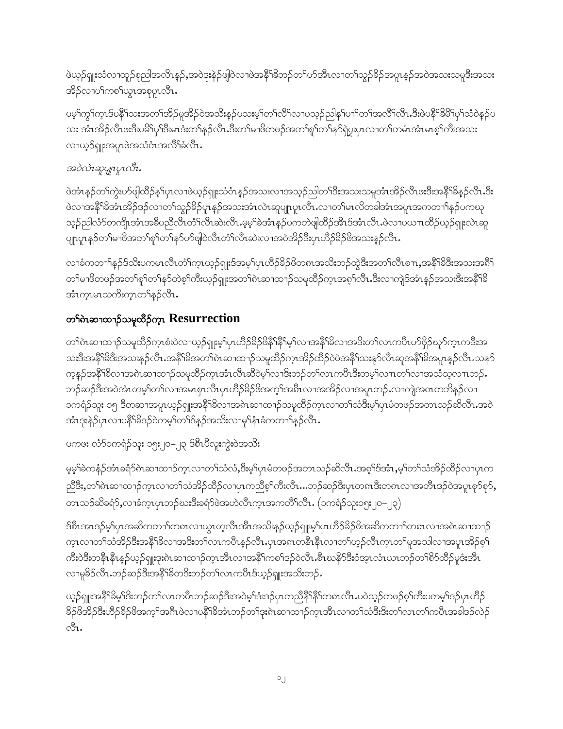ဖဲယ့ၣ်ရှူးသံလၢထူၣ်စုညါအလီၤန့ၣ်,အဝဲဒုးနဲၣ်ဖျါဝဲလၢဖဲအနီၢ်ခိဘၣ်တၢ်ဟ်အီၤလၢတၢ်သွၣ်ခိၣ်အပူၤန့ၣ်အဝဲအသးသမူဒီးအသး အိၣ်လၢပၢ်ကစၢ်ယွၤအစုပူၤလီၤ.

ပမ့ၢ်ကွၢ်ကူၤဒ်ပနီၢ်သးအတၢ်အိၣ်မူအိၣ်ဝဲအသိးန့ၣ်ပသးမ့ၢ်တၢ်လီၢ်လၢပသ့ၣ်ညါနၢ်ပၢၢ်တၢ်အလီၢ်လီၤ.ဒီးဖဲပနီၢ်ခိမိၢ်ပှၢ်သံဝဲန့ၣ်ပ သး အံၤအိၣ်လီၤဖးဒီးပမိၢ်ပှၢ်ဒီးမၤဒံးတၢ်န့ၣ်လီၤ.ဒီးတၢ်မၢဖိတဖၣ်အတၢ်စူၢ်တၢ်နာ်ရဲပူၤပှၤလၢတၢ်တမံၤအံၤမၤစ့ၢ်ကီးအသး လၢယ့ၣ်ရှူးအပူၤဖဲအသံဝံၤအလီၢ်ခံလီၤ.

*အဝဲလဲၤဆူပျုၤပှၤလီၤ.*

ဖဲအံၤန့ၣ်တၢ်ကွဲးဟ်ဖျါထီၣ်နၢ်ပှၤလၢဖဲယ့ၣ်ရှူးသံဝံၤန့ၣ်အသးလၢအသ့ၣ်ညါတၢ်ဒီးအသးသမူအံၤအိၣ်လီၤဖးဒီးအနီၢ်ခိန့ၣ်လီၤ.ဒီး ဖဲလၢအနီၢ်ခိအံၤအိၣ်ဒၣ်လၢတၢ်သွၣ်ခိၣ်ပူၤန့ၣ်အသးအံၤလဲၤဆူပျုၤပှၤလီၤ.လၢတၢ်မၤလိတခါအံၤအပူၤအကတၢၢ်နၣ်ပကဃု သ့ၣ်ညါလံာ်တကျိုၤအံၤအခီပညီလီၤတံၢ်လီၤဆဲးလီၤ.မ့မ့ၢ်ခဲအံၤန့ၣ်ပကတဲဖျါထီၣ်အီၤဒ်အံၤလီၤ.ဖဲလၢပဃၤၤထီၣ်ယ့ၣ်ရှူးလဲၤဆူ ပျုၤပှၤန့ၣ်တၢ်မၢဖိအတၢ်စူၢ်တၢ်နာ်ဟ်ဖျါဝဲလီၤတံၢ်လီၤဆဲးလၢအဝဲအိၣ်ဒီးပှၤဟီၣ်ခိၣ်ဖိအသးန့ၣ်လီၤ.

လၢခံကတၢၢ်န့ၣ်ဒ်သိးပကမၤလီၤတံၢ်ကူၤယ့ၣ်ရှူးဒ်အမ့ၢ်ပှၤဟီၣ်ခိၣ်ဖိတဂၤအသိးဘၣ်ထွဲဒီးအတၢ်လီၤစπ,အနီၢ်ခိဒီးအသးအဂီၢ် တၢ်မၢဖိတဖၣ်အတၢ်စူၢ်တၢ်နာ်တဲစ့ၢ်ကီးယ့ၣ်ရှူးအတၢ်ဂဲၤဆၢထၢၣ်သမူထိၣ်ကူၤအစ့ၢ်လီၤ.ဒီးလၢကျဲဒ်အံၤန့ၣ်အသးဒီးအနီၢ်ခိ အံၤကူၤမၤသကိးကူၤတၢ်နၣ်လီၤ.

## တၢ်ဂဲၤဆၢထၢၣ်သမူထိၣ်ကူၤ **Resurrection**

တၢ်ဂဲၤဆၢထၢၣ်သမူထိၣ်ကူၤစံးဝဲလၢယ့ၣ်ရှူးမ့ၢ်ပှၤဟီၣ်ခိၣ်ဖိနီၢ်နီၢ်မ့ၢ်လၢအနီၢ်ခိလၢအဒိးတၢ်လၤကပီၤဟ်ဖှိၣ်ဃုာ်ကူၤကဒီးအ သးဒီးအနီၢ်ခိဒီးအသးန့ၣ်လီၤ.အနီၢ်ခိအတၢ်ဂဲၤဆၢထၢၣ်သမူထိၣ်ကူၤအိၣ်ထိၣ်ဝဲဖဲအနီၢ်သးနာ်လီၤဆူအနီၢ်ခိအပူၤန့ၣ်လီၤ.သနာ် က့န့ၣ်အနီၢ်ခိလၢအဂဲၤဆၢထၢၣ်သမူထိၣ်ကူၤအံၤလီၤဆီဝဲမ့ၢ်လၢဒီးဘၣ်တၢ်လၤကပီၤဒီးတမ့ၢ်လπတၢ်လၢအသံသ့လπဘၣ်. ဘၣ်ဆၣ်ဒီးအဝဲအံၤတမ့ၢ်တၢ်လၢအမၤစှၤလီၤပှၤဟီၣ်ခိၣ်ဖိအက့ၢ်အဂီၤလၢအအိၣ်လၢအပူၤဘၣ်.လၢကျဲအဂၤတဘိန့ၣ်လၢ ၁ကရံၣ်သူး ၁၅ ဒီတဆၢအပူၤယ့ၣ်ရှူးအနီၢ်ခိလၢအဂဲၤဆၢထၢၣ်သမူထိၣ်ကူၤလၢတၢ်သံဒီးမ့ၢ်ပှၤမံတဖၣ်အတၤသၣ်ဆီလီၤ.အဝဲ အံၤဒုးနဲၣ်ပှၤလၢပနီၢ်ခိဒၣ်ဝဲကမ့ၢ်တၢ်ဒ်န့ၣ်အသိးလၢမ့ၢ်နံၤခံကတၢၢ်န့ၣ်လီၤ.

ပကဖး လံာ်၁ကရံၣ်သူး ၁၅း၂၀–၂၃ ဒ်စီၤပီလူးကွဲးဝဲအသိး

မ့မ့ၢ်ခဲကနံၣ်အံၤခရံာ်ဂဲၤဆၢထၢၣ်ကူၤလၢတၢ်သံလံ,ဒီးမ့ၢ်ပှၤမံတဖၣ်အတၤသၣ်ဆီလီၤ.အစ့ၢ်ဒ်အံၤ,မ့ၢ်တၢ်သံအိၣ်ထိၣ်လၢပှၤက ညီဒီး,တၢ်ဂဲၤဆၢထၢၣ်ကူၤလၢတၢ်သံအိၣ်ထိၣ်လၢပှၤကညီစ့ၢ်ကီးလီၤ...ဘၣ်ဆၣ်ဒီးပှၤတဂၤဒီးတဂၤလၢအတီၤဒၣ်ဝဲအပူၤစှာ်စှာ်, တၤသၣ်ဆီခရံာ်,လၢခံကူၤပှၤဘၣ်ဃးဒီးခရံာ်ဖဲအဟဲလီၤကူၤအကတိၢ်လီၤ. (၁ကရံၣ်သူး၁၅း၂၀–၂၃)

ဒ်စီၤအာဒၣ်မ့ၢ်ပှၤအဆိကတၢၢ်တဂၤလၢယွၤတ့လီၤအီၤအသိးန့ၣ်ယ့ၣ်ရှူးမ့ၢ်ပှၤဟီၣ်ခိၣ်ဖိအဆိကတၢၢ်တဂၤလၢအဂဲၤဆၢထၢၣ် ကူၤလၢတၢ်သံအိၣ်ဒီးအနီၢ်ခိလၢအဒိးတၢ်လၤကပီၤန့ၣ်လီၤ.ပှၤအဂၤတနီၤနီၤလၢတၢ်ဟ့ၣ်လီၤကူၤတၢ်မူအသါလၢအပူၤအိၣ်စ့ၢ် ကီးဝဲဒီးတနီၤနီၤန့ၣ်ယ့ၣ်ရှူးဒုးဂဲၤဆၢထၢၣ်ကူၤအီၤလၢအနီၢ်ကစၢ်ဒၣ်ဝဲလီၤ.စီၤဃၢဇၢ်ဒီးဝံအှၤလံၤယၢၤဘၣ်တၢ်စိာ်ထိၣ်မူဒံးအီၤ လၢမုခိၣ်လီၤ.ဘၣ်ဆၣ်ဒီးအနီၢ်ခိတဒိးဘၣ်တၢ်လၤကပီၤဒ်ယ့ၣ်ရှူးအသိးဘၣ်.

ယ့ၣ်ရှူးအနီၢ်ခိမ့ၢ်ဒိးဘၣ်တၢ်လၤကပီၤဘၣ်ဆၣ်ဒီးအဝဲမ့ၢ်ဒံးဒၣ်ပှၤကညီနီၢ်နီၢ်တဂၤလီၤ.ပဝဲသ့ၣ်တဖၣ်စ့ၢ်ကီးပကမ့ၢ်ဒၣ်ပှၤဟီၣ် ခိၣ်ဖိအိၣ်ဒီးဟီၣ်ခိၣ်ဖိအက့ၢ်အဂီၤဖဲလၢပနီၢ်ခိအံၤဘၣ်တၢ်ဒုးဂဲၤဆၢထၢၣ်ကူၤအီၤလၢတၢ်သံဒီးဒီးတၢ်လၤတၢ်ကပီၤအခါဒၣ်လဲၣ် လီၤ.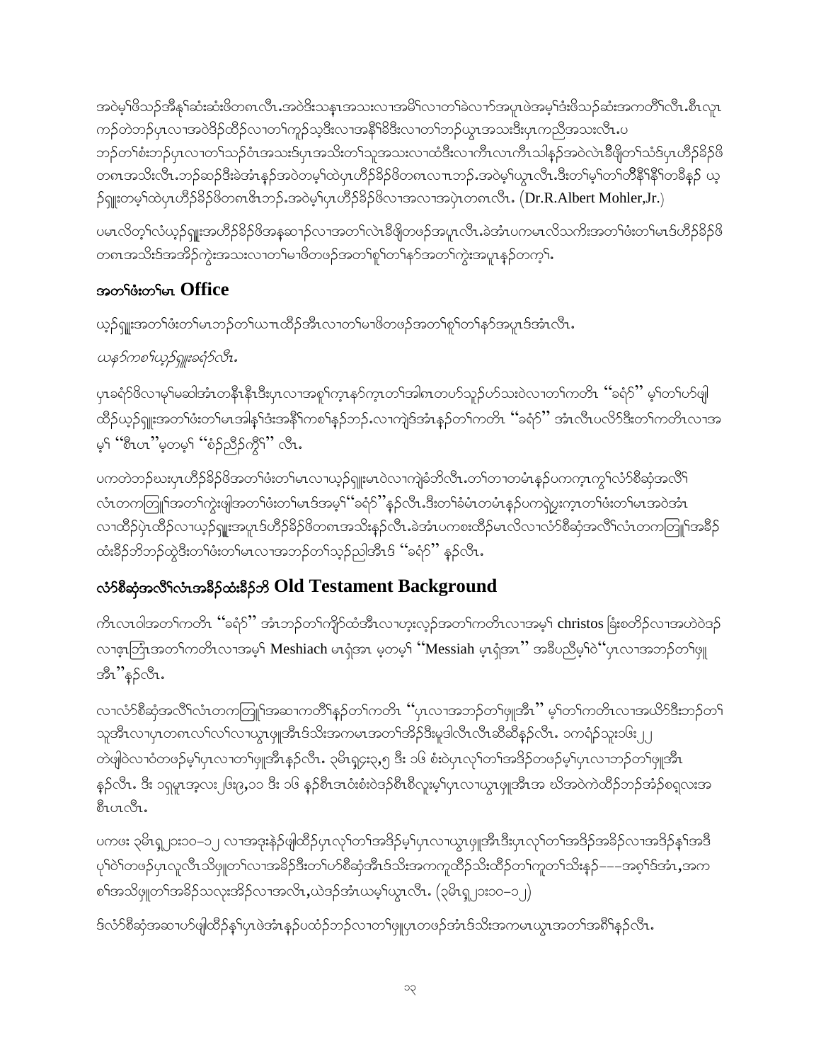အဝဲမ့ၢ်ဖိသၣ်အီနၢ်ဆံးဆံးဖိတဂၤလီၤ.အဝဲဒိးသန့ၤအသးလၢအမိၢ်လၢတၢ်ခဲလၢာ်အပူၤဖဲအမ့ၢ်ဒံးဖိသၣ်ဆံးအကတိၢ်လီၤ.စီၤလူၤကၣ်တဲဘၣ်ပှၤလၢအဝဲဒိၣ်ထီၣ်လၢတၢ်ကူၣ်သ့ဒီးလၢအနီၢ်ခိဒီးလၢတၢ်ဘၣ်ယွၤအသးဒီးပှၤကညီအသးလီၤ.ပ ဘၣ်တၢ်စံးဘၣ်ပှၤလၢတၢ်သၣ်ဝံၤအသးဒ်ပှၤအသိးတၢ်သူအသးလၢထံဒီးလၢကီၤလၢကီၤသါနဲၣ်အဝဲလဲၤခီဖျိတၢ်သံဒ်ပှၤဟီၣ်ခိၣ်ဖိတဂၤအသိးလီၤ.ဘၣ်ဆၣ်ဒီးခဲအံၤနၣ်အဝဲတမ့ၢ်ထဲပှၤဟီၣ်ခိၣ်ဖိတဂၤလၢၤဘၣ်.အဝဲမ့ၢ်ယွၤလီၤ.ဒီးတၢ်မ့ၢ်တၢ်တီနီၢ်နီၢ်တခီနၣ် ယ့ၣ်ရှူးတမ့ၢ်ထဲပှၤဟီၣ်ခိၣ်ဖိတဂၤဇိၤဘၣ်.အဝဲမ့ၢ်ပှၤဟီၣ်ခိၣ်ဖိလၢအလၢအပှဲၤတဂၤလီၤ. (Dr.R.Albert Mohler,Jr.)

ပမၤလိတ့ၢ်လံယ့ၣ်ရှူးအဟီၣ်ခိၣ်ဖိအနဆၢၣ်လၢအတၢ်လဲၤခီဖျိတဖၣ်အပူၤလီၤ.ခဲအံၤပကမၤလိသကိးအတၢ်ဖံးတၢ်မၤဒ်ဟီၣ်ခိၣ်ဖိတဂၤအသိးဒ်အအိၣ်ကွဲးအသးလၢတၢ်မၢဖိတဖၣ်အတၢ်စူၢ်တၢ်နာ်အတၢ်ကွဲးအပူၤနၣ်တက့ၢ်.

## အတၢ်ဖံးတၢ်မၤ Office

ယ့ၣ်ရှူးအတၢ်ဖံးတၢ်မၤဘၣ်တၢ်ယπထိၣ်အီၤလၢတၢ်မၢဖိတဖၣ်အတၢ်စူၢ်တၢ်နာ်အပူၤဒ်အံၤလီၤ.

*ယနာ်ကစၢ်ယ့ၣ်ရှူးခရံာ်လီၤ.*

ပှၤခရံာ်ဖိလၢမ့ၢ်မဆါအံၤတနီၤနီၤဒီးပှၤလၢအစူၢ်က့ၤနာ်က့ၤတၢ်အါဂၤတဟ်သူၣ်ဟ်သးဝဲလၢတၢ်ကတိၤ "ခရံာ်" မ့ၢ်တၢ်ဟ်ဖျါထိၣ်ယ့ၣ်ရှူးအတၢ်ဖံးတၢ်မၤအါနၢ်ဒံးအနီၢ်ကစၢ်နၣ်ဘၣ်.လၢကျဲဒ်အံၤနၣ်တၢ်ကတိၤ "ခရံာ်" အံၤလီၤပလိာ်ဒီးတၢ်ကတိၤလၢအမ့ၢ် "စီၤပၤ"မ့တမ့ၢ် "စံၣ်ညီၣ်ကွီၢ်" လီၤ.

ပကတဲဘၣ်ဃးပှၤဟီၣ်ခိၣ်ဖိအတၢ်ဖံးတၢ်မၤလၢယ့ၣ်ရှူးမၤဝဲလၢကျဲခံဘိလီၤ.တၢ်တၢတမံၤနၣ်ပကက့ၤကွၢ်လံာ်စီဆုံအလီၢ်လံၤတကတြူၢ်အတၢ်ကွဲးဖျါအတၢ်ဖံးတၢ်မၤဒ်အမ့ၢ်"ခရံာ်"နၣ်လီၤ.ဒီးတၢ်ခံမံၤတမံၤနၣ်ပကရဲပ္ဒးက့ၤတၢ်ဖံးတၢ်မၤအဝဲအံၤလၢထိၣ်ပုဲၤထိၣ်လၢယ့ၣ်ရှူးအပူၤဒ်ဟီၣ်ခိၣ်ဖိတဂၤအသိးနၣ်လီၤ.ခဲအံၤပကစးထိၣ်မၤလိလၢလံာ်စီဆုံအလီၢ်လံၤတကတြူၢ်အခိၣ်ထံးခိၣ်ဘိဘၣ်ထွဲဒီးတၢ်ဖံးတၢ်မၤလၢအဘၣ်တၢ်သ့ၣ်ညါအီၤဒ် "ခရံာ်" နၣ်လီၤ.

## လံာ်စီဆုံအလီၢ်လံၤအခိၣ်ထံးခိၣ်ဘိ Old Testament Background

ကိၤလၤဝါအတၢ်ကတိၤ "ခရံာ်" အံၤဘၣ်တၢ်ကျိာ်ထံအီၤလၢဟ့းလ့ၣ်အတၢ်ကတိၤလၢအမ့ၢ် christos ဖြံးစတိၣ်လၢအဟဲဝဲဒၣ်လၢဖ့ၤဘြံၤအတၢ်ကတိၤလၢအမ့ၢ် Meshiach မၡံအ့ၤ မ့တမ့ၢ် "Messiah မ့ၡံအ့ၤ" အခီပညီမ့ၢ်ဝဲ"ပှၤလၢအဘၣ်တၢ်ဖှူအီၤ"နၣ်လီၤ.

လၢလံာ်စီဆုံအလီၢ်လံၤတကတြူၢ်အဆၢကတိၢ်နၣ်တၢ်ကတိၤ "ပှၤလၢအဘၣ်တၢ်ဖှူအီၤ" မ့ၢ်တၢ်ကတိၤလၢအယိာ်ဒီးဘၣ်တၢ်သူအီၤလၢပှၤတဂၤလၢ်လၢ်လၢယွၤဖှူအီၤဒ်သိးအကမၤအတၢ်အိၣ်ဒီးမူဒါလီၤလီၤဆီဆီနၣ်လီၤ. ၁ကရံၣ်သူး၁၆း၂၂ တဲဖျါဝဲလၢဝံတဖၣ်မ့ၢ်ပှၤလၢတၢ်ဖှူအီၤနၣ်လီၤ. ၃မိၤရှ၄း၃,၅ ဒီး ၁၆ စံးဝဲပှၤလုၢ်တၢ်အဒိၣ်တဖၣ်မ့ၢ်ပှၤလၢဘၣ်တၢ်ဖှူအီၤနၣ်လီၤ. ဒီး ၁ရှမူၤအ့လး၂၆း၉,၁၁ ဒီး ၁၆ နၣ်စီၤဒၤဝံးစံးဝဲဒၣ်စီၤစီလူးမ့ၢ်ပှၤလၢယွၤဖှူအီၤအ ဃိအဝဲကဲထိၣ်ဘၣ်အံၣ်စရှလးအစီၤပၤလီၤ.

ပကဖး ၃မိၤရှ၂၁း၁၀–၁၂ လၢအဒုးနဲၣ်ဖျါထိၣ်ပှၤလုၢ်တၢ်အဒိၣ်မ့ၢ်ပှၤလၢယွၤဖှူအီၤဒီးပှၤလုၢ်တၢ်အဒိၣ်အခိၣ်လၢအဒိၣ်နၢ်အဒီပုၢ်ဝဲၢ်တဖၣ်ပှၤလူလီၤသိဖှူတၢ်လၢအခိၣ်ဒီးတၢ်ဟ်စီဆုံအီၤဒ်သိးအကကူထိၣ်သိးထိၣ်တၢ်ကူတၢ်သိးနၣ်–––အစ့ၢ်ဒ်အံၤ,အကစၢ်အသိဖှူတၢ်အခိၣ်သလုးအိၣ်လၢအလီၤ,ဃဲဒၣ်အံၤယမ့ၢ်ယွၤလီၤ. (၃မိၤရှ၂၁း၁၀–၁၂)

ဒ်လံာ်စီဆုံအဆၢဟ်ဖျါထိၣ်နၢ်ပှၤဖဲအံၤနၣ်ပထံၣ်ဘၣ်လၢတၢ်ဖှူပှၤတဖၣ်အံၤဒ်သိးအကမၤယွၤအတၢ်အဂီၢ်နၣ်လီၤ.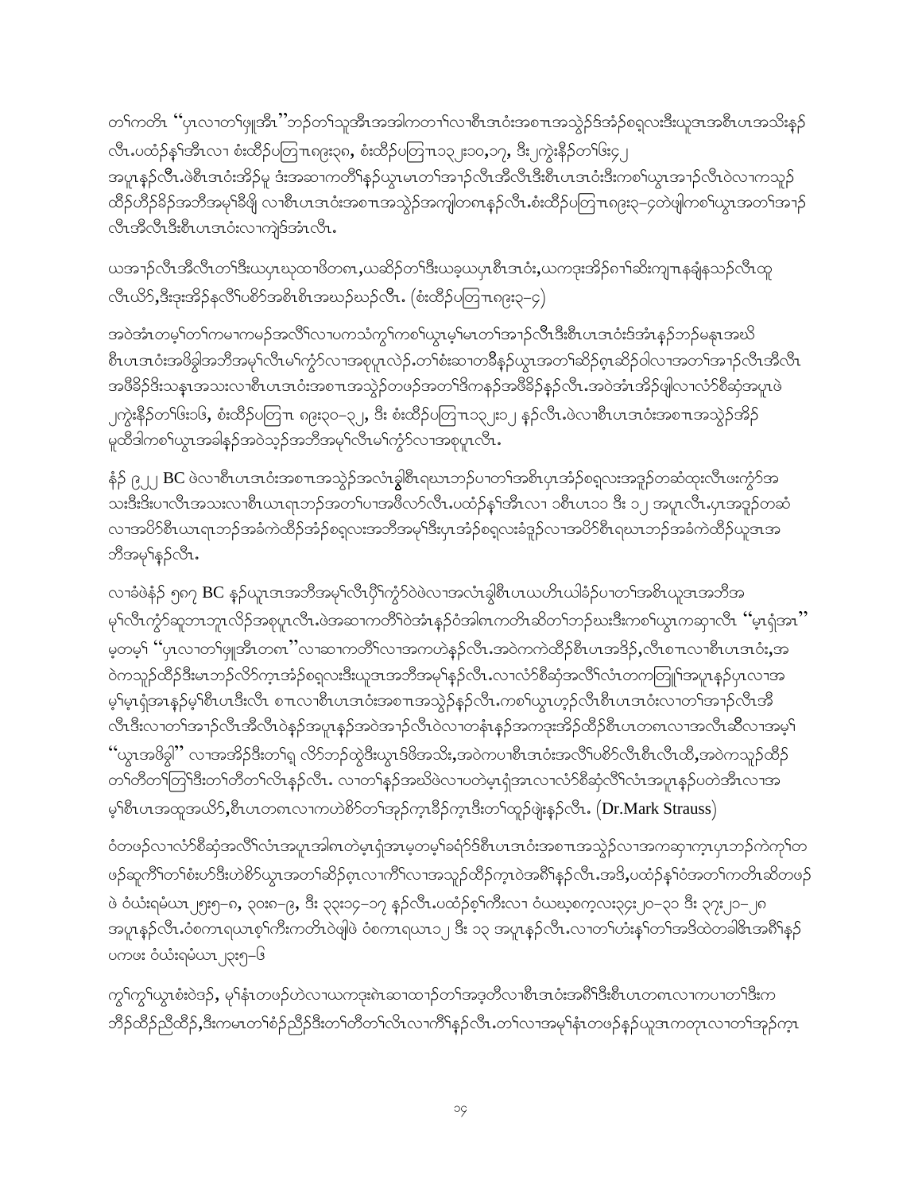တၢ်ကတိၤ "ပှၤလၢတၢ်ဖျုအီၤ"ဘဉ်တၢ်သူအီၤအအါကတၢၢ်လၢစီၤအဝံၤအစπၤအသွဲဉ်ဒ်အံၤဉ်စရုလးဒီးယူအၤအစီၤပၤအသိးနဉ် လီၤ.ပထံဉ်နှၤ်အီၤလၢ စံးထိဉ်ပတြπၤ၈၉း၃၈, စံးထိဉ်ပတြπၤ၁၃၂း၁၀,၁၇, ဒီး၂ကွဲးနီဉ်တၢ်ဖး၄၂ အပူၤနဉ်လီၤ.ဖဲစီၤအဝံၤအိဉ်မူ ဒံးအဆၢကတိၢ်နဉ်ယွၤမၤတၢ်အၢဉ်လီၤအီလီၤဒီးစီၤပၤအဝံၤဒီးကစၢ်ယွၤအၢဉ်လီၤဝဲလၢကသူဉ် ထိဉ်ဟိဉ်ခိဉ်အဘီအမုၢ်ခီဖျိ လၢစီၤပၤအဝံၤအစπၤအသွဲဉ်အကျါတဂၤနဉ်လီၤ.စံးထိဉ်ပတြπၤ၈၉း၃–၄တဲဖျါကစၢ်ယွၤအတၢ်အၢဉ် လီၤအီလီၤဒီးစီၤပၤအဝံၤလၢကျဲဒ်အံၤလီၤ.

ယအၢဉ်လီၤအီလီၤတၢ်ဒီးယပှၤဃုထၢဖိတဂၤ,ယဆိဉ်တၢ်ဒီးယခ့ယပှၤစီၤအဝံၤ,ယကဒုးအိဉ်ဂၢၢ်ဆိးကျπၤနချံနသဉ်လီၤထူ လီၤယိဉ်,ဒီးဒုးအိဉ်နလိၢ်ပစိဉ်အစိၤစိၤအဃဉ်ဃဉ်လီၤ. (စံးထိဉ်ပတြπၤ၈၉း၃–၄)

အဝဲအံၤတမ့ၢ်တၢ်ကမၢကမဉ်အလိၢ်လၢပကသံကွၢ်ကစၢ်ယွၤမ့ၢ်မၤတၢ်အၢဉ်လီၤဒီးစီၤပၤအဝံၤဒ်အံၤနဉ်ဘဉ်မနုၤအဃိ စီၤပၤအဝံၤအဖိခွါအဘီအမုၢ်လီၤမၢ်ကွံာ်လၢအစုပူၤလဲဉ်.တၢ်စံးဆၢတခီနဉ်ယွၤအတၢ်ဆိဉ်စ့ၤဆိဉ်ဝါလၢအတၢ်အၢဉ်လီၤအီလီၤ အဖိခိဉ်ဒိးသနၢအသးလၢစီၤပၤအဝံၤအစπၤအသွဲဉ်တဖဉ်အတၢ်ဒိကနဉ်အဖိခိဉ်နဉ်လီၤ.အဝဲအံၤအိဉ်ဖျါလၢလံာ်စီဆုံအပူၤဖဲ ၂ကွဲးနီဉ်တၢ်ဖး၁၆, စံးထိဉ်ပတြπၤ ၈၉း၃၀–၃၂, ဒီး စံးထိဉ်ပတြπၤ၁၃၂း၁၂ နဉ်လီၤ.ဖဲလၢစီၤပၤအဝံၤအစπၤအသွဲဉ်အိဉ် မူထီဒါကစၢ်ယွၤအခါနဉ်အဝဲသ့ဉ်အဘီအမုၢ်လီၤမၢ်ကွံာ်လၢအစုပူၤလီၤ.

နံဉ် ၉၂၂ BC ဖဲလၢစီၤပၤအဝံၤအစπၤအသွဲဉ်အလံၤခွါစီၤရၤဘဉ်ပၢတၢ်အစိၤပှၤအံဉ်စရုလးအဒူဉ်တဆံထုးလီၤဖးကွံာ်အ သးဒီးဒိးပၢလီၤအသးလၢစီၤယၤရၤဘဉ်အတၢ်ပၢအဖီလာ်လီၤ.ပထံဉ်နှၤ်အီၤလၢ ၁စီၤပၤ၁၁ ဒီး ၁၂ အပူၤလီၤ.ပှၤအဒူဉ်တဆံ လၢအပိာ်စီၤယၤရၤဘဉ်အခံကဲထိဉ်အံဉ်စရုလးအဘီအမုၢ်ဒီးပှၤအံဉ်စရုလးခံဒူဉ်လၢအပိာ်စီၤရၤဘဉ်အခံကဲထိဉ်ယူအၤအ ဘီအမုၢ်နဉ်လီၤ.

လၢခံဖဲနံဉ် ၅၈၇ BC နဉ်ယူအၤအဘီအမုၢ်လီၤပိၢ်ကွံာ်ဝဲဖဲလၢအလံၤခွါစီၤပၤယဟိၤယါခဲဉ်ပၢတၢ်အစိၤယူအၤအဘီအ မုၢ်လီၤကွံာ်ဆူဘၤဘူၤလိဉ်အစုပူၤလီၤ.ဖဲအဆၢကတိၢ်ဝဲအံၤနဉ်ဝံအါဂၤကတိၤဆိတၢ်ဘဉ်ဃးဒီးကစၢ်ယွၤကဆှၢလီၤ "မ့ၤရှံအၤ" မ့တမ့ၢ် "ပှၤလၢတၢ်ဖျုအီၤတဂၤ"လၢဆၢကတိၢ်လၢအကဟဲနဉ်လီၤ.အဝဲကကဲထိဉ်စီၤပၤအဒိဉ်,လီၤစπၤလၢစီၤပၤအဝံၤ,အ ဝဲကသူဉ်ထိဉ်ဒီးမၤဘဉ်လိာ်က့ၤအံဉ်စရုလးဒီးယူအၤအဘီအမုၢ်နဉ်လီၤ.လၢလံာ်စီဆုံအလိၢ်လံၤတကတြူၢ်အပူၤနဉ်ပှၤလၢအ မ့ၢ်မ့ၤရှံအၤနဉ်မ့ၢ်စီၤပၤဒီးလီၤ စπၤလၢစီၤပၤအဝံၤအစπၤအသွဲဉ်နဉ်လီၤ.ကစၢ်ယွၤဟ့ဉ်လီၤစီၤပၤအဝံၤလၢတၢ်အၢဉ်လီၤအီ လီၤဒီးလၢတၢ်အၢဉ်လီၤအီလီၤဝဲနဉ်အပူၤနဉ်အဝဲအၢဉ်လီၤဝဲလၢတနံၤနဉ်အကဒုးအိဉ်ထိဉ်စီၤပၤတဂၤလၢအလီၤဆီလၢအမ့ၢ် "ယွၤအဖိခွါ" လၢအအိဉ်ဒီးတၢ်ရှ လိာ်ဘဉ်ထွဲဒီးယွၤဒ်ဖိအသိး,အဝဲကပၢစီၤအဝံၤအလိၢ်ပစိာ်လီၤစီၤလီၤထီ,အဝဲကသူဉ်ထိဉ် တၢ်တီတၢ်တြၢ်ဒီးတၢ်တီတၢ်လိၤနဉ်လီၤ. လၢတၢ်နဉ်အဃိဖဲလၢပတဲမ့ၤရှံအၤလၢလံာ်စီဆုံလိၢ်လံၤအပူၤနဉ်ပတဲအီၤလၢအ မ့ၢ်စီၤပၤအထူအယိာ်,စီၤပၤတဂၤလၢကဟဲစိာ်တၢ်အုဉ်က့ၤခိဉ်က့ၤဒီးတၢ်ထူဉ်ဖျဲးနဉ်လီၤ. (Dr.Mark Strauss)

ဝံတဖဉ်လၢလံာ်စီဆုံအလိၢ်လံၤအပူၤအါဂၤတဲမ့ၤရှံအၤမ့တမ့ၢ်ခရံာ်ဒ်စီၤပၤအဝံၤအစπၤအသွဲဉ်လၢအကဆှၢက့ၤပှၤဘဉ်ကဲကၢ်တ ဖဉ်ဆူကိၢ်တၢ်စံးဟ်ဒီးဟဲစိာ်ယွၤအတၢ်ဆိဉ်စ့ၤလၢကိၢ်လၢအသူဉ်ထိဉ်က့ၤဝဲအကိၢ်နဉ်လီၤ.အဒိ,ပထံဉ်နှၤ်ဝံအတၢ်ကတိၤဆိတဖဉ် ဖဲ ဝံယံးရမံယၤ၂၅း၅–၈, ၃၀း၈–၉, ဒီး ၃၃း၁၄–၁၇ နဉ်လီၤ.ပထံဉ်စ့ၢ်ကီးလၢ ဝံယဃ့စကဲလး၃၄း၂၀–၃၁ ဒီး ၃၇း၂၁–၂၈ အပူၤနဉ်လီၤ.ဝံစကၤရယၤစ့ၢ်ကီးကတိၤဝဲဖျါဖဲ ဝံစကၤရယၤ၁၂ ဒီး ၁၃ အပူၤနဉ်လီၤ.လၢတၢ်ဟံးနှၤ်တၢ်အဒိထဲတခါဇိၤအဂိၢ်နဉ် ပကဖး ဝံယံးရမံယၤ၂၃း၅–၆

ကွၢ်ကွၢ်ယွၤစံးဝဲဒဉ်, မုၢ်နံၤတဖဉ်ဟဲလၢယကဒုးဂဲၤဆၢထၢဉ်တၢ်အဒ့တီလၢစီၤအဝံၤအဂိၢ်ဒီးစီၤပၤတဂၤလၢကပၢတၢ်ဒီးက ဘီဉ်ထိဉ်ညီထိဉ်,ဒီးကမၤတၢ်စံဉ်ညီဉ်ဒီးတၢ်တီတၢ်လိၤလၢကိၢ်နဉ်လီၤ.တၢ်လၢအမုၢ်နံၤတဖဉ်နဉ်ယူအၤကတုၤလၢတၢ်အုဉ်က့ၤ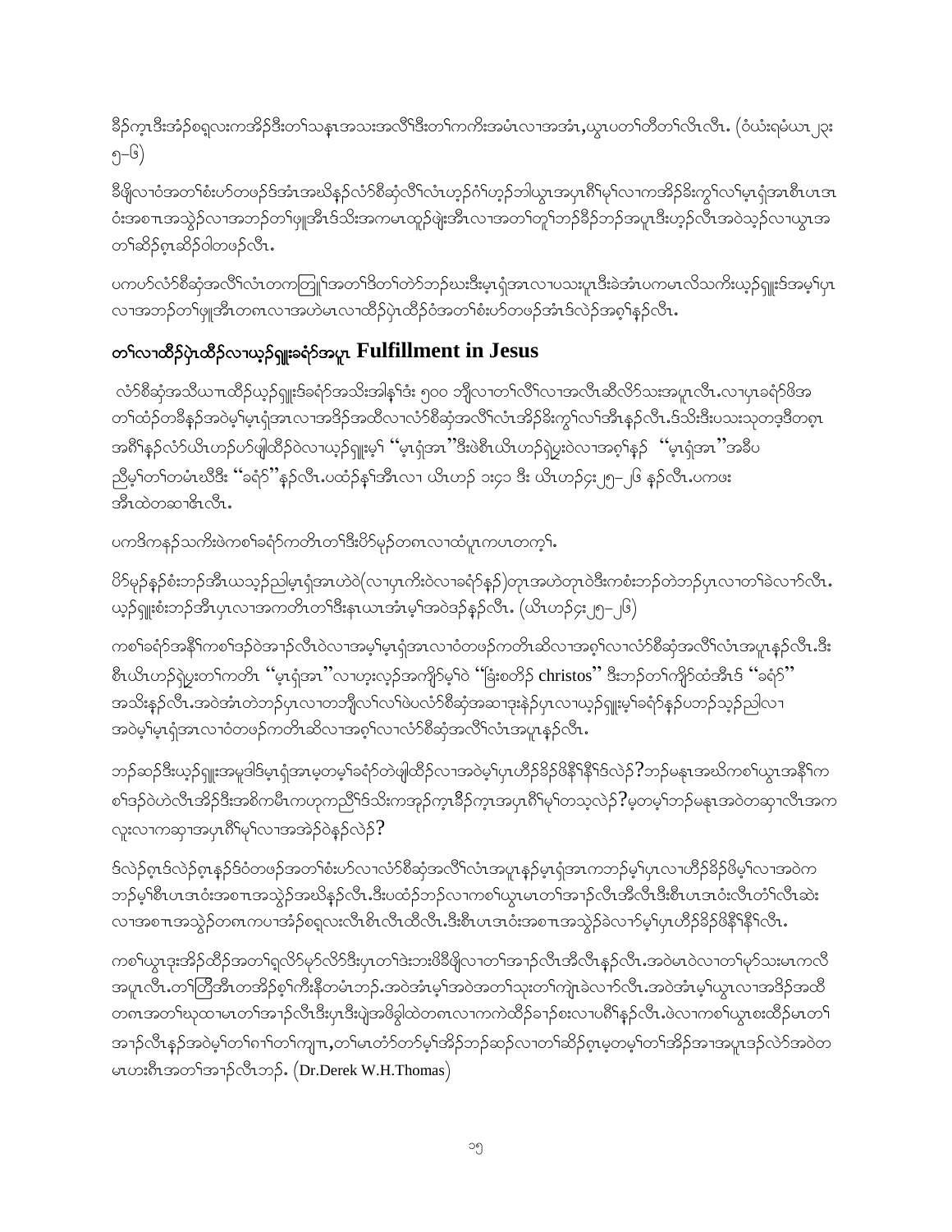ခိဉ်ကူၤဒီးအံဉ်စရူလးကအိဉ်ဒီးတၢ်သနၢအသးအလိၢ်ဒီးတၢ်ကကိးအမံၤလၢအအံၤ,ယွၤပတၢ်တီတၢ်လီၤလီၤ. (ဝံယံးရမံယၤ ၂၃း ၅–၆)

ခီဖျိလၢဝံအတၢ်စံးပာ်တဖဉ်ဒ်အံၤအဃိနဉ်လံာ်စီဆုံလိၢ်လံၤဟ့ဉ်ဂံၢ်ဟ့ဉ်ဘါယွၤအပှၤဂီၢ်မုၢ်လၢကအိဉ်ခိးကွၢ်လၢ်မ့ၤရှံအၤစီၤပၤအ ဝံးအစၢၤအသွဲဉ်လၢအဘဉ်တၢ်ဖျုအီၤဒ်သိးအကမၤထူဉ်ဖျဲးအီၤလၢအတၢ်တူၢ်ဘဉ်ခီဉ်ဘဉ်အပူၤဒီးဟ့ဉ်လီၤအဝဲသ့ဉ်လၢယွၤအ တၢ်ဆိဉ်စှၤဆိဉ်ဝါတဖဉ်လီၤ.

ပကပာ်လံာ်စီဆုံအလိၢ်လံၤတကတြူၢ်အတၢ်ဒိတၢ်တဲာ်ဘဉ်ဃးဒီးမ့ၤရှံအၤလၢပသးပူၤဒီးခဲအံၤပကမၤလိသကိးယ့ဉ်ရှူးဒ်အမ့ၢ်ပှၤ လၢအဘဉ်တၢ်ဖျုအီၤတဂၤလၢအဟဲမၤလၢထိဉ်ပှဲၤထိဉ်ဝံအတၢ်စံးပာ်တဖဉ်အံၤဒ်လဲဉ်အစ့ၢ်နှဉ်လီၤ.

## တၢ်လၢထိဉ်ပှဲၤထိဉ်လၢယ့ဉ်ရှူးခရံာ်အပူၤ Fulfillment in Jesus

လံာ်စီဆုံအသီယπထိဉ်ယ့ဉ်ရှူးဒ်ခရံာ်အသိးအါန့ၢ်ဒံး ၅၀၀ ဘျီလၢတၢ်လိၢ်လၢအလီၤဆီလိာ်သးအပူၤလီၤ.လၢပှၤခရံာ်ဖိအ တၢ်ထံဉ်တခီနဉ်အဝဲမ့ၢ်မ့ၤရှံအၤလၢအအိဉ်အထိလၢလံာ်စီဆုံအလိၢ်လံၤအိဉ်ခိးကွၢ်လၢ်အီၤနဉ်လီၤ.ဒ်သိးဒီးပသးသုတဒ့ဒီတစှၤ အဂီၢ်နဉ်လံာ်ယိၤဟဉ်ပာ်ဖျါထိဉ်ဝဲလၢယ့ဉ်ရှူးမ့ၢ် "မ့ၤရှံအၤ"ဒီးဖဲစီၤယိၤဟဉ်ရှဲပူးဝဲလၢအစ့ၢ်နှဉ် "မ့ၤရှံအၤ"အခီပ ညီမ့ၢ်တၢ်တမံၤဃီဒီး "ခရံာ်"နှဉ်လီၤ.ပထံဉ်န့ၢ်အီၤလၢ ယိၤဟဉ် ၁း၄၁ ဒီး ယိၤဟဉ်၄း၂၅–၂၆ နှဉ်လီၤ.ပကဖး အီၤထဲတဆၢဖိၤလီၤ.

ပကဒိကနဉ်သကိးဖဲကစၢ်ခရံာ်ကတိၤတၢ်ဒီးပိာ်မုဉ်တဂၤလၢထံပူၤကပၤတက့ၢ်.

ပိာ်မုဉ်နှဉ်စံးဘဉ်အီၤယသ့ဉ်ညါမ့ၤရှံအၤဟဲဝဲ(လၢပှၤကိးဝဲလၢခရံာ်နှဉ်)တုၤအဟဲတုၤဝဲဒီးကစံးဘဉ်တဲဘဉ်ပှၤလၢတၢ်ခဲလၢာ်လီၤ. ယ့ဉ်ရှူးစံးဘဉ်အီၤပှၤလၢအကတိၤတၢ်ဒီးနၤယၤအံၤမ့ၢ်အဝဲဒဉ်နှဉ်လီၤ. (ယိၤဟဉ်၄း၂၅–၂၆)

ကစၢ်ခရံာ်အနီၢ်ကစၢ်ဒဉ်ဝဲအၢဉ်လီၤဝဲလၢအမ့ၢ်မ့ၤရှံအၤလၢဝံတဖဉ်ကတိၤဆိလၢအစ့ၢ်လၢလံာ်စီဆုံအလိၢ်လံၤအပူၤနှဉ်လီၤ.ဒီး စီၤယိၤဟဉ်ရှဲပူးတၢ်ကတိၤ "မ့ၤရှံအၤ"လၢဟ့းလ့ဉ်အကျိာ်မ့ၢ်ဝဲ "ခြံးစတိဉ် christos" ဒီးဘဉ်တၢ်ကျိာ်ထံအီၤဒ် "ခရံာ်" အသိးနှဉ်လီၤ.အဝဲအံၤတဲဘဉ်ပှၤလၢတဘျီလၢ်လၢ်ဖဲပလံာ်စီဆုံအဆၢဒုးနဲဉ်ပှၤလၢယ့ဉ်ရှူးမ့ၢ်ခရံာ်နှဉ်ပဘဉ်သ့ဉ်ညါလၢ အဝဲမ့ၢ်မ့ၤရှံအၤလၢဝံတဖဉ်ကတိၤဆိလၢအစ့ၢ်လၢလံာ်စီဆုံအလိၢ်လံၤအပူၤနှဉ်လီၤ.

ဘဉ်ဆဉ်ဒီးယ့ဉ်ရှူးအမူဒါဒ်မ့ၤရှံအၤမ့တမ့ၢ်ခရံာ်တဲဖျါထိဉ်လၢအဝဲမ့ၢ်ပှၤဟိဉ်ခိဉ်ဖိနီၢ်နီၢ်ဒ်လဲဉ်?ဘဉ်မနုၤအဃိကစၢ်ယွၤအနီၢ်က စၢ်ဒဉ်ဝဲဟဲလီၤအိဉ်ဒီးအစိကမီၤကဟုကညီၢ်ဒ်သိးကအုဉ်ကူၤခီဉ်ကူၤအပှၤဂီၢ်မုၢ်တသ့လဲဉ်?မ့တမ့ၢ်ဘဉ်မနုၤအဝဲတဆၢလီၤအက လူးလၢကဆၢအပှၤဂီၢ်မုၢ်လၢအအဲဉ်ဝဲနဉ်လဲဉ်?

ဒ်လဲဉ်စှၤဒ်လဲဉ်စှၤနဉ်ဒ်ဝံတဖဉ်အတၢ်စံးပာ်လၢလံာ်စီဆုံအလိၢ်လံၤအပူၤနဉ်မ့ၤရှံအၤကဘဉ်မ့ၢ်ပှၤလၢဟိဉ်ခိဉ်ဖိမ့ၢ်လၢအဝဲက ဘဉ်မ့ၢ်စီၤပၤအဝံးအစၢၤအသွဲဉ်အဃိနဉ်လီၤ.ဒီးပထံဉ်ဘဉ်လၢကစၢ်ယွၤမၤတၢ်အၢဉ်လီၤအီလီၤဒီးစီၤပၤအဝံးလီၤတံၢ်လီၤဆဲး လၢအစၢၤအသွဲဉ်တဂၤကပၢအံဉ်စရူလးလီၤစိၤလီၤထီလီၤ.ဒီးစီၤပၤအဝံးအစၢၤအသွဲဉ်ခဲလၢာ်မ့ၢ်ပှၤဟိဉ်ခိဉ်ဖိနီၢ်နီၢ်လီၤ.

ကစၢ်ယွၤဒုးအိဉ်ထိဉ်အတၢ်ရလိာ်မုာ်လိာ်ဒီးပှၤတၢ်ဒဲးဘးဖိခီဖျိလၢတၢ်အၢဉ်လီၤအီလီၤနဉ်လီၤ.အဝဲမၤဝဲလၢတၢ်မုာ်သးမၤကလီ အပူၤလီၤ.တၢ်တြီအီၤတအိဉ်စ့ၢ်ကီးနီတမံၤဘဉ်.အဝဲအံၤမ့ၢ်အဝဲအတၢ်သုးတၢ်ကျဲၤခဲလၢာ်လီၤ.အဝဲအံၤမ့ၢ်ယွၤလၢအဒိဉ်အထိ တဂၤအတၢ်ဃုထၢမၤတၢ်အၢဉ်လီၤဒီးပှၤဒီးပှဲအဖိခွါထဲတဂၤလၢကကဲထိဉ်ခၢဉ်စးလၢပဂီၢ်နှဉ်လီၤ.ဖဲလၢကစၢ်ယွၤစးထိဉ်မၤတၢ် အၢဉ်လီၤနှဉ်အဝဲမ့ၢ်တၢ်ရၢ်တၢ်ကျπ,တၢ်မၤတံာ်တာ်မ့ၢ်အိဉ်ဘဉ်ဆဉ်လၢတၢ်ဆိဉ်စှၤမ့တမ့ၢ်တၢ်အိဉ်အၢအပူၤဒဉ်လဲာ်အဝဲတ မၤဟးဂီၤအတၢ်အၢဉ်လီၤဘဉ်. (Dr.Derek W.H.Thomas)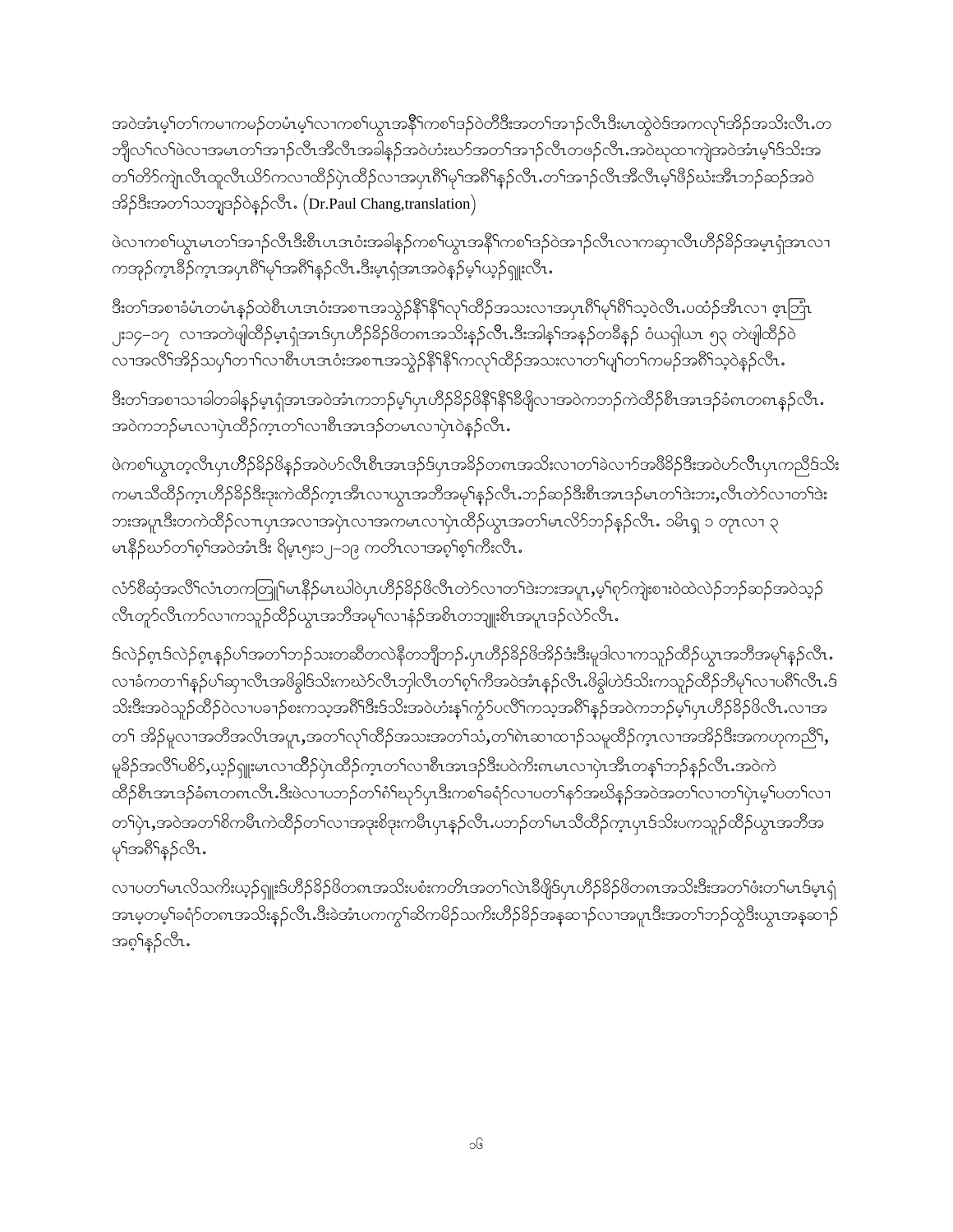အဝဲအံၤမ့ၢ်တၢ်ကမၢကမဉ်တမံၤမ့ၢ်လၢကစၢ်ယွၤအနီၢ်ကစၢ်ဒဉ်ဝဲတီဒီးအတၢ်အၢဉ်လီၤဒီးမၤထွဲဝဲဒ်အကလုၢ်အိဉ်အသိးလီၤ.တဘျီလၢ်လၢ်ဖဲလၢအမၤတၢ်အၢဉ်လီၤအီလီၤအခါနှဉ်အဝဲဟံးဃာ်အတၢ်အၢဉ်လီၤတဖဉ်လီၤ.အဝဲဃုထၢကျဲအဝဲအံၤမ့ၢ်ဒ်သိးအတၢ်တိာ်ကျဲၤလီၤထူလီၤယိာ်ကလၢထိဉ်ပှဲၤထိဉ်လၢအပှၤဂိၢ်မုၢ်အဂိၢ်နှဉ်လီၤ.တၢ်အၢဉ်လီၤအီလီၤမ့ၢ်ဖိဉ်ဃံးအီၤဘဉ်ဆဉ်အဝဲအိဉ်ဒီးအတၢ်သဘျဒဉ်ဝဲနှဉ်လီၤ. (Dr.Paul Chang,translation)

ဖဲလၢကစၢ်ယွၤမၤတၢ်အၢဉ်လီၤဒီးစီၤပၤဒၤဝံးအခါနှဉ်ကစၢ်ယွၤအနီၢ်ကစၢ်ဒဉ်ဝဲအၢဉ်လီၤလၢကဆှၢလီၤဟီဉ်ခိဉ်အမှၤရံၤ်အၤလၢကအုဉ်ကူၤခီဉ်ကူၤအပှၤဂိၢ်မုၢ်အဂိၢ်နှဉ်လီၤ.ဒီးမှၤရံၤ်အၤအဝဲနှဉ်မ့ၢ်ယှဉ်ရှူးလီၤ.

ဒီးတၢ်အစၢခံမံၤတမံၤနှဉ်ထဲစီၤပၤဒၤဝံးအစၢၤအသွဲဉ်နီၢ်နီၢ်လုၢ်ထိဉ်အသးလၢအပှၤဂိၢ်မုၢ်ဂိၢ်သ့ဝဲလီၤ.ပထံဉ်အီၤလၢ ဇ့ၤဘြံၤ ၂း၁၄–၁၇ လၢအတဲဖျါထိဉ်မှၤရံၤ်အၤဒ်ပှၤဟီဉ်ခိဉ်ဖိတဂၤအသိးနှဉ်လီၤ.ဒီးအါန့ၢ်အနှဉ်တခီနှဉ် ဝံယရှါယၤ ၅၃ တဲဖျါထိဉ်ဝဲလၢအလီၢ်အိဉ်သပှၢ်တၢ်လၢစီၤပၤဒၤဝံးအစၢၤအသွဲဉ်နီၢ်နီၢ်ကလုၢ်ထိဉ်အသးလၢတၢ်ပျ်တၢ်ကမဉ်အဂိၢ်သ့ဝဲနှဉ်လီၤ.

ဒီးတၢ်အစၢသၢခါတခါနှဉ်မှၤရံၤ်အၤအဝဲအံၤကဘဉ်မ့ၢ်ပှၤဟီဉ်ခိဉ်ဖိနီၢ်နီၢ်ခီဖျိလၢအဝဲကဘဉ်ကဲထိဉ်စီၤအၤဒဉ်ခံဂၤတဂၤနှဉ်လီၤ.အဝဲကဘဉ်မၤလၢပှဲၤထိဉ်ကူၤတၢ်လၢစီၤအၤဒဉ်တမၤလၢပှဲၤဝဲနှဉ်လီၤ.

ဖဲကစၢ်ယွၤတ့လီၤပှၤဟီဉ်ခိဉ်ဖိနှဉ်အဝဲပာ်လီၤစီၤအၤဒဉ်ဒ်ပှၤအခိဉ်တဂၤအသိးလၢတၢ်ခဲလၢာ်အဖီခိဉ်ဒီးအဝဲပာ်လီၤပှၤကညီဒ်သိးကမၤသီထိဉ်ကူၤဟီဉ်ခိဉ်ဒီးဒုးကဲထိဉ်ကူၤအီၤလၢယွၤအဘီအမုၢ်နှဉ်လီၤ.ဘဉ်ဆဉ်ဒီးစီၤအၤဒဉ်မၤတၢ်ဒဲးဘး,လီၤတဲာ်လၢတၢ်ဒဲးဘးအပူၤဒီးတကဲထိဉ်လၢၤပှၤအလၢအပှဲၤလၢအကမၤလၢပှဲၤထိဉ်ယွၤအတၢ်မၤလိာ်ဘဉ်နှဉ်လီၤ. ၁မိၤရှ ၁ တၤလၢ ၃ မၤနိဉ်ဃာ်တၢ်စ့ၢ်အဝဲအံၤဒီး ရိမ့ၤ၅း၁၂–၁၉ ကတိၤလၢအစ့ၢ်စ့ၢ်ကီးလီၤ.

လံာ်စီဆုံအလီၢ်လံၤတကတြူၢ်မၤနိဉ်မၤဃါဝဲပှၤဟီဉ်ခိဉ်ဖိလီၤတဲာ်လၢတၢ်ဒဲးဘးအပူၤ,မ့ၢ်ရာ်ကျဲးစၢးဝဲထဲလဲဉ်ဘဉ်ဆဉ်အဝဲသ့ဉ်လီၤတူာ်လီၤကာ်လၢကသူဉ်ထိဉ်ယွၤအဘီအမုၢ်လၢနံဉ်အစိၤတဘျုးစီၤအပူၤဒဉ်လဲာ်လီၤ.

ဒ်လဲဉ်စ့ၤဒ်လဲဉ်စ့ၤနှဉ်ပၢ်အတၢ်ဘဉ်သးတဆီတလဲနီတဘျီဘဉ်.ပှၤဟီဉ်ခိဉ်ဖိအိဉ်ဒံးဒီးမူဒါလၢကသူဉ်ထိဉ်ယွၤအဘီအမုၢ်နှဉ်လီၤ.လၢခံကတၢၢ်နှဉ်ပၢ်ဆှၢလီၤအဖိခွါဒ်သိးကဃဲာ်လီၤဘျါလီၤတၢ်စ့ၢ်ကီအဝဲအံၤနှဉ်လီၤ.ဖိခွါဟဲဒ်သိးကသူဉ်ထိဉ်ဘီမုၢ်လၢပဂိၢ်လီၤ.ဒ်သိးဒီးအဝဲသူဉ်ထိဉ်ဝဲလၢပခၢဉ်စးကသ့အဂိၢ်ဒီးဒ်သိးအဝဲဟံးန့ၢ်ကွံာ်ပလိၢ်ကသ့အဂိၢ်နှဉ်အဝဲကဘဉ်မ့ၢ်ပှၤဟီဉ်ခိဉ်ဖိလီၤ.လၢအတၢ် အိဉ်မူလၢအတီအလီၤအပူၤ,အတၢ်လုၢ်ထိဉ်အသးအတၢ်သံ,တၢ်ဂဲၤဆၢထၢဉ်သမူထိဉ်ကူၤလၢအအိဉ်ဒီးအကဟုကညီၢ်,မူခိဉ်အလီၢ်ပစိာ်,ယှဉ်ရှူးမၤလၢထိဉ်ပှဲၤထိဉ်ကူၤတၢ်လၢစီၤအၤဒဉ်ဒီးပဝဲကိးဂၤမၤလၢပှဲၤအီၤတန့ၢ်ဘဉ်နှဉ်လီၤ.အဝဲကဲထိဉ်စီၤအၤဒဉ်ခံဂၤတဂၤလီၤ.ဒီးဖဲလၢပဘဉ်တၢ်စံၢ်ဃုာ်ပှၤဒီးကစၢ်ခရံာ်လၢပတၢ်နှာ်အဃိနှဉ်အဝဲအတၢ်လၢတၢ်ပှဲၤမ့ၢ်ပတၢ်လၢတၢ်ပှဲၤ,အဝဲအတၢ်စိကမီၤကဲထိဉ်တၢ်လၢအဒုးစိဒုးကမီၤပှၤနှဉ်လီၤ.ပဘဉ်တၢ်မၤသီထိဉ်ကူၤပှၤဒ်သိးပကသူဉ်ထိဉ်ယွၤအဘီအမုၢ်အဂိၢ်နှဉ်လီၤ.

လၢပတၢ်မၤလိသကိးယှဉ်ရှူးဒ်ဟီဉ်ခိဉ်ဖိတဂၤအသိးပစံးကတိၤအတၢ်လဲၤခီဖျိဒ်ပှၤဟီဉ်ခိဉ်ဖိတဂၤအသိးဒီးအတၢ်ဖံးတၢ်မၤဒ်မှၤရံၤ်အၤမ့တမ့ၢ်ခရံာ်တဂၤအသိးနှဉ်လီၤ.ဒီးခဲအံၤပကကွၢ်ဆိကမိဉ်သကိးဟီဉ်ခိဉ်အနၤ်ဆၢဉ်လၢအပူၤဒီးအတၢ်ဘဉ်ထွဲဒီးယွၤအနၤ်ဆၢဉ်အစ့ၢ်နှဉ်လီၤ.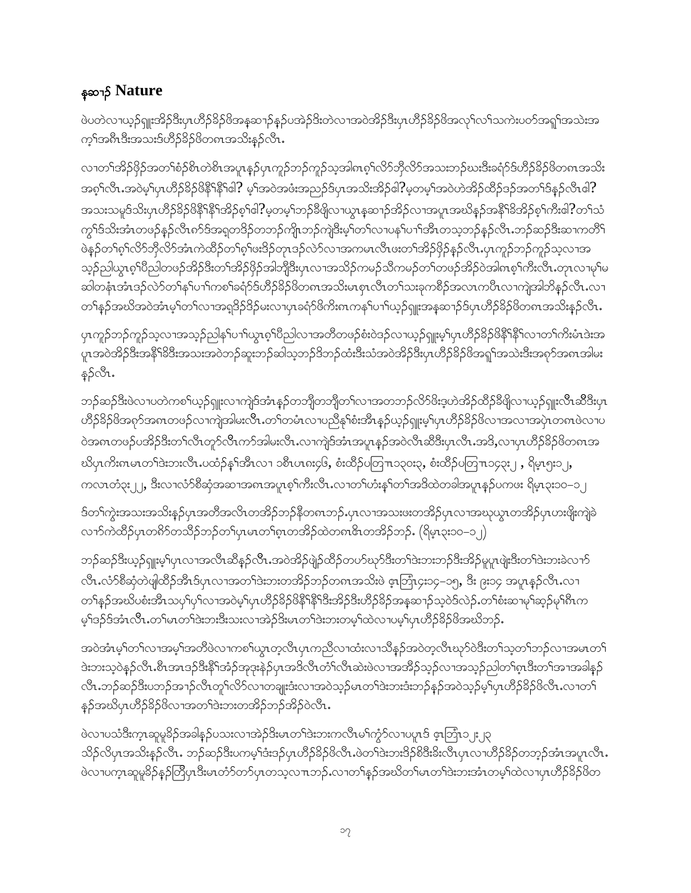## နဆၢဉ် Nature

ဖဲပတဲလၢယ့ဉ်ရှူးအိဉ်ဒီးပှၤဟီဉ်ခိဉ်ဖိအနဆၢဉ်နဉ်ပအဲဉ်ဒိးတဲလၢအဝဲအိဉ်ဒီးပှၤဟီဉ်ခိဉ်ဖိအလုၢ်လၢ်သကဲးပဝ်အရှၢ်အသဲးအကံၢ်အဂီၤဒီးအသးဒ်ပှၤဟီဉ်ခိဉ်ဖိတဂၤအသိးနဉ်လီၤ.

လၢတၢ်အိဉ်ဖှိဉ်အတၢ်စံဉ်စိၤတဲစိၤအပူၤနဉ်ပှၤကူဉ်ဘဉ်ကူဉ်သ့အါဂၤစ့ၢ်လိာ်ဘိုလိာ်အသးဘဉ်ဃးဒီးခရံာ်ဒ်ဟီဉ်ခိဉ်ဖိတဂၤအသိးအဂ့ၢ်လီၤ.အဝဲမ့ၢ်ပှၤဟီဉ်ခိဉ်ဖိနီၢ်နီၢ်ဧါ? မ့ၢ်အဝဲအဖံးအညဉ်ဒ်ပှၤအသိးအိဉ်ဧါ?မ့တမ့ၢ်အဝဲဟဲအိဉ်ထီဉ်ဒဉ်အတၢ်ဒ်နဉ်လီၤဧါ? အသးသမူဒ်သိးပှၤဟီဉ်ခိဉ်ဖိနီၢ်နီၢ်အိဉ်စ့ၢ်ဧါ?မ့တမ့ၢ်ဘဉ်ခီဖျိလၢယွၤနဆၢဉ်အိဉ်လၢအပူၤအဃိနဉ်အနီၢ်ခိအိဉ်စ့ၢ်ကီးဧါ?တၢ်သံကွၢ်ဒ်သိးအံၤတဖဉ်နဉ်လီၤဂ်ာ်ဒ်အရှတဒိဉ်တဘဉ်ကျိၤဘဉ်ကျဲဒီးမ့ၢ်တၢ်လၢပနၢ်ပၢၢ်အီၤတသ့ဘဉ်နဉ်လီၤ.ဘဉ်ဆဉ်ဒီးဆၢကတီၢ်ဖဲနဉ်တၢ်စ့ၢ်လိာ်ဘိုလိာ်အံၤကဲထီဉ်တၢ်စ့ၢ်ဖးဒိဉ်တုၤဒဉ်လဲာ်လၢအကမၢလီၤဖးတၢ်အိဉ်ဖှိဉ်နဉ်လီၤ.ပှၤကူဉ်ဘဉ်ကူဉ်သ့လၢအသ့ဉ်ညါယွၤစ့ၢ်ပီညါတဖဉ်အိဉ်ဒီးတၢ်အိဉ်ဖှိဉ်အါဘိျဒီးပှၤလၢအသိဉ်ကမဉ်သိကမဉ်တၢ်တဖဉ်အိဉ်ဝဲအါဂၤစ့ၢ်ကီးလီၤ.တုၤလၢမုၢ်မဆါတနံၤအံၤဒဉ်လဲာ်တၢ်နၢ်ပၢၢ်ကစၢ်ခရံာ်ဒ်ဟီဉ်ခိဉ်ဖိတဂၤအသိးမၤစှၤလီၤတၢ်သးခုကစိဉ်အလၤကပီၤလၢကျဲအါဘိနဉ်လီၤ.လၢတၢ်နဉ်အဃိအဝဲအံၤမ့ၢ်တၢ်လၢအရှဒိဉ်ဒိဉ်မးလၢပှၤခရံာ်ဖိကီးဂၤကနၢ်ပၢၢ်ယ့ဉ်ရှူးအနဆၢဉ်ဒ်ပှၤဟီဉ်ခိဉ်ဖိတဂၤအသိးနဉ်လီၤ.

ပှၤကူဉ်ဘဉ်ကူဉ်သ့လၢအသ့ဉ်ညါနၢ်ပၢၢ်ယွၤစ့ၢ်ပီညါလၢအတိတဖဉ်စံးဝဲဒဉ်လၢယ့ဉ်ရှူးမ့ၢ်ပှၤဟီဉ်ခိဉ်ဖိနီၢ်နီၢ်လၢတၢ်ကီးမံၤဒဲးအပူၤအဝဲအိဉ်ဒီးအနီၢ်ခိဒီးအသးအဝဲဘဉ်ဆူးဘဉ်ဆါသ့ဘဉ်ဒိဘဉ်ထံးဒီးသံအဝဲအိဉ်ဒီးပှၤဟီဉ်ခိဉ်ဖိအရှၢ်အသဲးဒီးအစုာ်အဂၤအါမးနဉ်လီၤ.

ဘဉ်ဆဉ်ဒီးဖဲလၢပတဲကစၢ်ယ့ဉ်ရှူးလၢကျဲဒ်အံၤနဉ်တဘျီတဘျီတၢ်လၢအတဘဉ်လိာ်ဖိးဒ့ဟဲအိဉ်ထီဉ်ခီဖျိလၢယ့ဉ်ရှူးလီၤဆီဒီးပှၤဟီဉ်ခိဉ်ဖိအစုာ်အဂၤတဖဉ်လၢကျဲအါမးလီၤ.တၢ်တမံၤလၢပညီနုၢ်စံးအီၤနဉ်ယ့ဉ်ရှူးမ့ၢ်ပှၤဟီဉ်ခိဉ်ဖိလၢအလၢအပှဲၤတဂၤဖဲလၢပဝဲအဂၤတဖဉ်ပအိဉ်ဒီးတၢ်လီၤတုာ်လီၤက်ာ်အါမးလီၤ.လၢကျဲဒ်အံၤအပူၤနဉ်အဝဲလီၤဆီဒီးပှၤလီၤ.အဒိ,လၢပှၤဟီဉ်ခိဉ်ဖိတဂၤအဃိပှၤကီးဂၤမၤတၢ်ဒဲးဘးလီၤ.ပထံဉ်နၢ်အီၤလၢ ၁စီၤပၤ၈း၄၆, စံးထီဉ်ပတြၢၤ၁၃၀း၃, စံးထီဉ်ပတြၢၤ၁၄၃း၂ , ရိမ့ၤ၅း၁၂, ကလၤတံ၃း၂၂, ဒီးလၢလံာ်စီဆှံအဆၢအဂၤအပူၤစ့ၢ်ကီးလီၤ.လၢတၢ်ဟံးနၢ်တၢ်အဒိထဲတခါအပူၤနဉ်ပကဖး ရိမ့ၤ၃း၁၀–၁၂

ဒ်တၢ်ကွဲးအသးအသိးနဉ်ပှၤအတီအလိၤတအိဉ်ဘဉ်နီတဂၤဘဉ်.ပှၤလၢအသးဖးတအိဉ်ပှၤလၢအဃုယွၤတအိဉ်ပှၤဟးဖိုးကျဲခဲလၢာ်ကဲထီဉ်ပှၤတဂ်ာ်တသိဉ်ဘဉ်တၢ်ပှၤမၤတၢ်ဂ့ၤတအိဉ်ထဲတဂၤဇိၤတအိဉ်ဘဉ်. (ရိမ့ၤ၃း၁၀–၁၂)

ဘဉ်ဆဉ်ဒီးယ့ဉ်ရှူးမ့ၢ်ပှၤလၢအလီၤဆီနဉ်လီၤ.အဝဲအိဉ်ဖျဲဉ်ထီဉ်တပာ်ဃုာ်ဒီးတၢ်ဒဲးဘးဘဉ်ဒီးအိဉ်မူပူၤဖျဲးဒီးတၢ်ဒဲးဘးခဲလၢာ်လီၤ.လံာ်စီဆှံတဲဖျါထီဉ်အီၤဒ်ပှၤလၢအတၢ်ဒဲးဘးတအိဉ်ဘဉ်တဂၤအသိးဖဲ ဧ့ၤဘြံၤ၄း၁၄–၁၅, ဒီး ၉း၁၄ အပူၤနဉ်လီၤ.လၢတၢ်နဉ်အဃိပစံးအီၤသပှၢ်ပှၢ်လၢအဝဲမ့ၢ်ပှၤဟီဉ်ခိဉ်ဖိနီၢ်နီၢ်ဒီးအိဉ်ဒီးဟီဉ်ခိဉ်အနဆၢဉ်သ့ဝဲဒ်လဲဉ်.တၢ်စံးဆၢမုၢ်ဆ့ဉ်မုၢ်ဂီၤကမ့ၢ်ဒဉ်ဒ်အံၤလီၤ.တၢ်မၤတၢ်ဒဲးဘးဒီးသးလၢအဲဉ်ဒိးမၤတၢ်ဒဲးဘးတမ့ၢ်ထဲလၢပမ့ၢ်ပှၤဟီဉ်ခိဉ်ဖိအဃိဘဉ်.

အဝဲအံၤမ့ၢ်တၢ်လၢအမ့ၢ်အတီဖဲလၢကစၢ်ယွၤတ့လီၤပှၤကညီလၢထံးလၢသိန့ဉ်အဝဲတ့လီၤဃုာ်ဝဲဒီးတၢ်သ့တၢ်ဘဉ်လၢအမၤတၢ်ဒဲးဘးသ့ဝဲနဉ်လီၤ.စီၤအၤဒဉ်ဒီးနီၢ်အံဉ်အုဒုးနဲဉ်ပှၤအဒိလီၤတံၢ်လီၤဆဲးဖဲလၢအအိဉ်သ့ဉ်လၢအသ့ဉ်ညါတၢ်ဂ့ၤဒီးတၢ်အၢအခါနဉ်လီၤ.ဘဉ်ဆဉ်ဒီးပဘဉ်အၢဉ်လီၤတူၢ်လိာ်လၢတချူးလၢအဝဲသ့ဉ်မၤတၢ်ဒဲးဘးဒံးဘဉ်နဉ်အဝဲသ့ဉ်မ့ၢ်ပှၤဟီဉ်ခိဉ်ဖိလီၤ.လၢတၢ်နဉ်အဃိပှၤဟီဉ်ခိဉ်ဖိလၢအတၢ်ဒဲးဘးတအိဉ်ဘဉ်အိဉ်ဝဲလီၤ.

ဖဲလၢပသံဒီးကူၤဆူမူခိဉ်အခါနဉ်ပသးလၢအဲဉ်ဒိးမၤတၢ်ဒဲးဘးကလီၤမၢ်ကွံာ်လၢပပူၤဒ် ဧ့ၤဘြံၤ၁၂း၂၃ သိဉ်လိပှၤအသိးနဉ်လီၤ. ဘဉ်ဆဉ်ဒီးပကမ့ၢ်ဒံးဒဉ်ပှၤဟီဉ်ခိဉ်ဖိလီၤ.ဖဲတၢ်ဒဲးဘးဒိဉ်စိဒီးခိးလီၤပှၤလၢဟီဉ်ခိဉ်တဘ့ဉ်အံၤအပူၤလီၤ. ဖဲလၢပကူၤဆူမူခိဉ်နဉ်တြီပှၤဒီးမၤတံာ်တာ်ပှၤတသ့လၢၤဘဉ်.လၢတၢ်နဉ်အဃိတၢ်မၤတၢ်ဒဲးဘးအံၤတမ့ၢ်ထဲလၢပှၤဟီဉ်ခိဉ်ဖိတ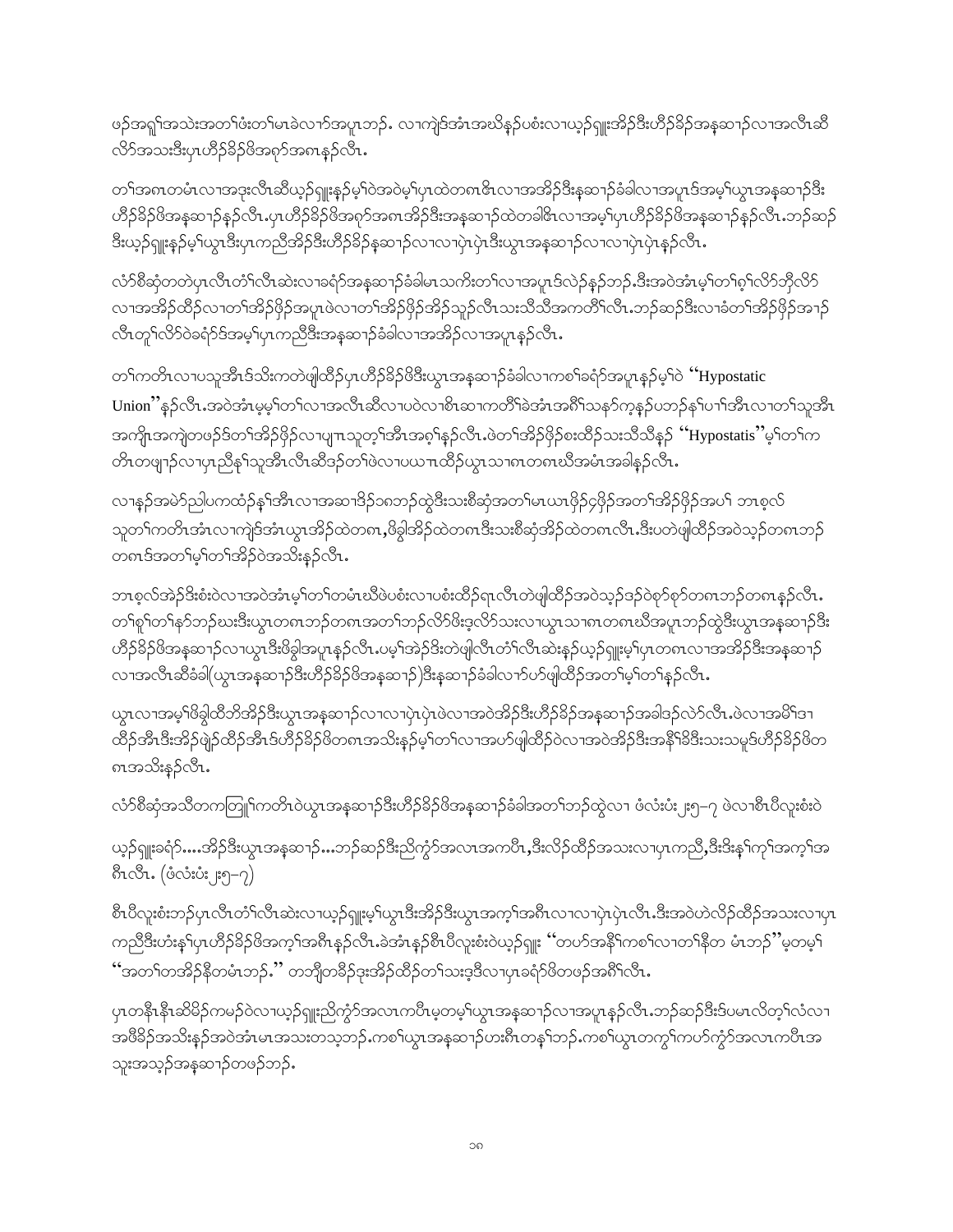ဖဉ်အရှ့ၢ်အသဲးအတၢ်ဖံးတၢ်မၤခဲလၢာ်အပူၤဘဉ်. လၢကျဲဒ်အံၤအဃိနဉ်ပစံးလၢယ့ဉ်ရှူးအိဉ်ဒီးဟီဉ်ခိဉ်အနၢ်ဆၢဉ်လၢအလီၤဆီလိာ်အသးဒီးပှၤဟီဉ်ခိဉ်ဖိအစုာ်အဂၤန့ဉ်လီၤ.

တၢ်အဂၤတမံၤလၢအဒုးလီၤဆီယ့ဉ်ရှူးန့ဉ်မ့ၢ်ဝဲအဝဲမ့ၢ်ပှၤထဲတဂၤဇိၤလၢအအိဉ်ဒီးနၢ်ဆၢဉ်ခံခါလၢအပူၤဒ်အမ့ၢ်ယွၤအနၢ်ဆၢဉ်ဒီးဟီဉ်ခိဉ်ဖိအနၢ်ဆၢဉ်န့ဉ်လီၤ.ပှၤဟီဉ်ခိဉ်ဖိအစုာ်အဂၤအိဉ်ဒီးအနၢ်ဆၢဉ်ထဲတခါဇိၤလၢအမ့ၢ်ပှၤဟီဉ်ခိဉ်ဖိအနၢ်ဆၢဉ်န့ဉ်လီၤ.ဘဉ်ဆဉ်ဒီးယ့ဉ်ရှူးန့ဉ်မ့ၢ်ယွၤဒီးပှၤကညီအိဉ်ဒီးဟီဉ်ခိဉ်နၢ်ဆၢဉ်လၢလၢပုဲၤပုဲၤဒီးယွၤအနၢ်ဆၢဉ်လၢလၢပုဲၤပုဲၤန့ဉ်လီၤ.

လံာ်စီဆှံတတဲပှၤလီၤတံၢ်လီၤဆဲးလၢခရံာ်အနၢ်ဆၢဉ်ခံခါမၤသကိးတၢ်လၢအပူၤဒ်လဲဉ်နဉ်ဘဉ်.ဒီးအဝဲအံၤမ့ၢ်တၢ်ရ့ၢ်လိာ်ဘှီလိာ်လၢအအိဉ်ထီဉ်လၢတၢ်အိဉ်ဖှိဉ်အပူၤဖဲလၢတၢ်အိဉ်ဖှိဉ်အိဉ်သူဉ်လီၤသးသီသီအကတိၢ်လီၤ.ဘဉ်ဆဉ်ဒီးလၢခံတၢ်အိဉ်ဖှိဉ်အၢဉ်လီၤတူၢ်လိာ်ဝဲခရံာ်ဒ်အမ့ၢ်ပှၤကညီဒီးအနၢ်ဆၢဉ်ခံခါလၢအအိဉ်လၢအပူၤန့ဉ်လီၤ.

တၢ်ကတိၤလၢပသူအီၤဒ်သိးကတဲဖျါထီဉ်ပှၤဟီဉ်ခိဉ်ဖိဒီးယွၤအနၢ်ဆၢဉ်ခံခါလၢကစၢ်ခရံာ်အပူၤန့ဉ်မ့ၢ်ဝဲ "Hypostatic Union"န့ဉ်လီၤ.အဝဲအံၤမ့မ့ၢ်တၢ်လၢအလီၤဆီလၢပဝဲလၢစိၤဆၢကတိၢ်ခဲအံၤအဂီၢ်သနာ်က့နဉ်ပဘဉ်နၢ်ပၢၢ်အီၤလၢတၢ်သူအီၤအကျိၤအကျဲတဖဉ်တၢ်အိဉ်ဖှိဉ်လၢပျπသူတ့ၢ်အီၤအစ့ၢ်န့ဉ်လီၤ.ဖဲတၢ်အိဉ်ဖှိဉ်စးထီဉ်သးသီသီနဉ် "Hypostatis"မ့ၢ်တၢ်ကတိၤတဖျာဉ်လၢပှၤညီနှၢ်သူအီၤလီၤဆီဒဉ်တၢ်ဖဲလၢပယπထိဉ်ယွၤသၢဂၤတဂၤဃီအမံၤအခါန့ဉ်လီၤ.

လၢန့ဉ်အမဲာ်ညါပကထံဉ်နၢ်အီၤလၢအဆၢဖိဉ်၁၈ဘဉ်ထွဲဒီးသးစီဆှံအတၢ်မၤယၤဖိဉ်၄ဖှိဉ်အတၢ်အိဉ်ဖှိဉ်အပၢ် ဘၢစ့လ်သူတၢ်ကတိၤအံၤလၢကျဲဒ်အံၤယွၤအိဉ်ထဲတဂၤ,ဖိခွါအိဉ်ထဲတဂၤဒီးသးစီဆှံအိဉ်ထဲတဂၤလီၤ.ဒီးပတဲဖျါထီဉ်အဝဲသ့ဉ်တဂၤဘဉ်တဂၤဒ်အတၢ်မ့ၢ်တၢ်အိဉ်ဝဲအသိးန့ဉ်လီၤ.

ဘၢစ့လ်အဲဉ်ဒိးစံးဝဲလၢအဝဲအံၤမ့ၢ်တၢ်တမံၤဃီဖဲပစံးလၢပစံးထီဉ်ရၤလီၤတဲဖျါထီဉ်အဝဲသ့ဉ်ဒဉ်ဝဲစုာ်စုာ်တဂၤဘဉ်တဂၤန့ဉ်လီၤ. တၢ်စူၢ်တၢ်နာ်ဘဉ်ဃးဒီးယွၤတဂၤဘဉ်တဂၤအတၢ်ဘဉ်လိာ်ဖိးဒ့လိာ်သးလၢယွၤသၢဂၤတဂၤဃီအပူၤဘဉ်ထွဲဒီးယွၤအနၢ်ဆၢဉ်ဒီးဟီဉ်ခိဉ်ဖိအနၢ်ဆၢဉ်လၢယွၤဒီးဖိခွါအပူၤန့ဉ်လီၤ.ပမ့ၢ်အဲဉ်ဒိးတဲဖျါလီၤတံၢ်လီၤဆဲးန့ဉ်ယ့ဉ်ရှူးမ့ၢ်ပှၤတဂၤလၢအအိဉ်ဒီးအနၢ်ဆၢဉ်လၢအလီၤဆီခံခါ(ယွၤအနၢ်ဆၢဉ်ဒီးဟီဉ်ခိဉ်ဖိအနၢ်ဆၢဉ်)ဒီးနၢ်ဆၢဉ်ခံခါလၢာ်ပဟ်ဖျါထီဉ်အတၢ်မ့ၢ်တၢ်န့ဉ်လီၤ.

ယွၤလၢအမ့ၢ်ဖိခွါထီဘိအိဉ်ဒီးယွၤအနၢ်ဆၢဉ်လၢလၢပုဲၤပုဲၤဖဲလၢအဝဲအိဉ်ဒီးဟီဉ်ခိဉ်အနၢ်ဆၢဉ်အခါဒဉ်လဲာ်လီၤ.ဖဲလၢအမိၢ်ဒၢထိဉ်အီၤဒီးအိဉ်ဖျဲဉ်ထီဉ်အီၤဒ်ဟီဉ်ခိဉ်ဖိတဂၤအသိးန့ဉ်မ့ၢ်တၢ်လၢအဟ်ဖျါထီဉ်ဝဲလၢအဝဲအိဉ်ဒီးအနီၢ်ခိဒီးသးသမူဒ်ဟီဉ်ခိဉ်ဖိတဂၤအသိးန့ဉ်လီၤ.

လံာ်စီဆှံအသီတကတြူၢ်ကတိၤဝဲယွၤအနၢ်ဆၢဉ်ဒီးဟီဉ်ခိဉ်ဖိအနၢ်ဆၢဉ်ခံခါအတၢ်ဘဉ်ထွဲလၢ ဖံလံးပံး ၂း၅–၇ ဖဲလၢစီၤပီလူးစံးဝဲ

ယ့ဉ်ရှူးခရံာ်....အိဉ်ဒီးယွၤအနၢ်ဆၢဉ်...ဘဉ်ဆဉ်ဒီးညီကွံာ်အလၤအကပီၤ,ဒီးလိဉ်ထိဉ်အသးလၢပှၤကညီ,ဒီးဒိးန့ၢ်ကု့ၢ်အက့ၢ်အဂီၤလီၤ. (ဖံလံးပံး ၂း၅–၇)

စီၤပီလူးစံးဘဉ်ပှၤလီၤတံၢ်လီၤဆဲးလၢယ့ဉ်ရှူးမ့ၢ်ယွၤဒီးအိဉ်ဒီးယွၤအက့ၢ်အဂီၤလၢလၢပုဲၤပုဲၤလီၤ.ဒီးအဝဲဟဲလိဉ်ထိဉ်အသးလၢပှၤကညီဒီးဟံးနၢ်ပှၤဟီဉ်ခိဉ်ဖိအက့ၢ်အဂီၤန့ဉ်လီၤ.ခဲအံၤန့ဉ်စီၤပီလူးစံးဝဲယ့ဉ်ရှူး "တဟ်အနီၢ်ကစၢ်လၢတၢ်နီတမံၤဘဉ်"မ့တမ့ၢ် "အတၢ်တအိဉ်နီတမံၤဘဉ်." တဘျီတခီဉ်ဒုးအိဉ်ထိဉ်တၢ်သးဒ့ဒီလၢပှၤခရံာ်ဖိတဖဉ်အဂီၢ်လီၤ.

ပှၤတနီၤနီၤဆိမိဉ်ကမဉ်ဝဲလၢယ့ဉ်ရှူးညီကွံာ်အလၤကပီၤမ့တမ့ၢ်ယွၤအနၢ်ဆၢဉ်လၢအပူၤန့ဉ်လီၤ.ဘဉ်ဆဉ်ဒီးဒ်ပမၤလိတ့ၢ်လံလၢအဖီခိဉ်အသိးန့ဉ်အဝဲအံၤမၤအသးတသ့ဘဉ်.ကစၢ်ယွၤအနၢ်ဆၢဉ်ဟးဂီၤတန့ၢ်ဘဉ်.ကစၢ်ယွၤတကွၢ်ကဟ်ကွံာ်အလၤကပီၤအသးအသ့ဉ်အနၢ်ဆၢဉ်တဖဉ်ဘဉ်.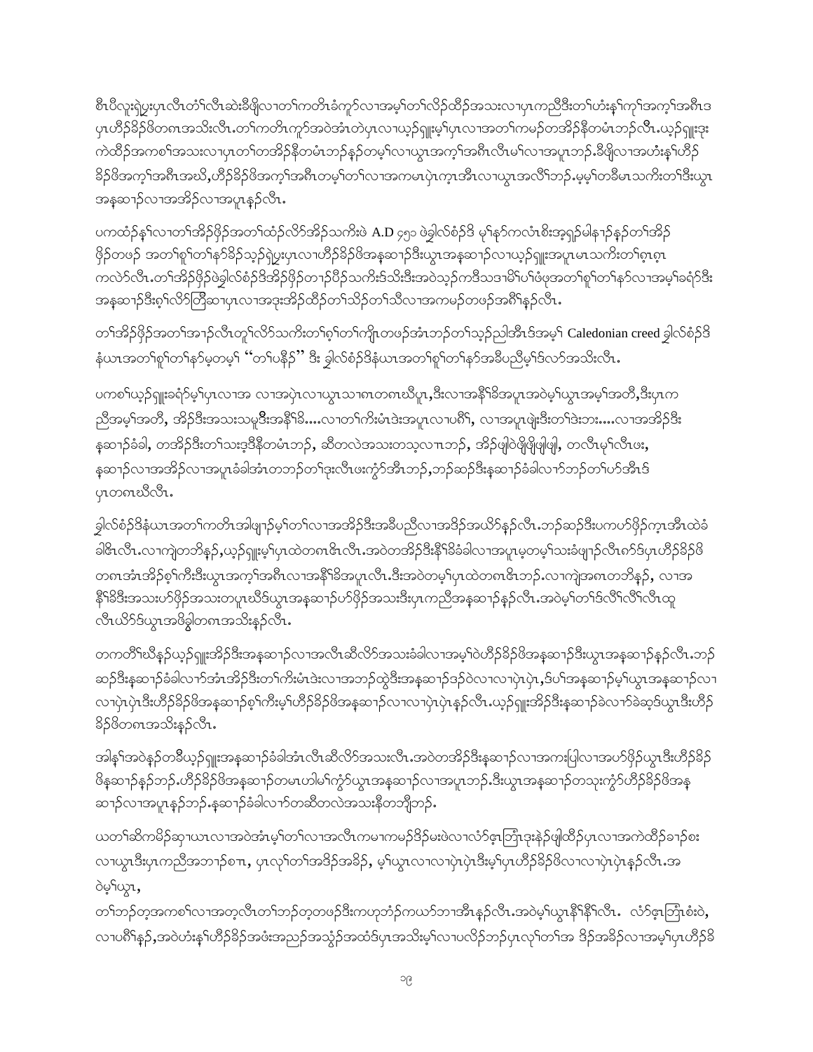စီၤပီလူးရဲပ္ပ္းပှၤလီၤတံၢ်လီၤဆဲးခီဖျိလၢတၢ်ကတိၤခံကူာ်လၢအမ့ၢ်တၢ်လိဉ်ထီဉ်အသးလၢပှၤကညီဒီးတၢ်ဟံးန့ၢ်ကုၢ်အက့ၢ်အဂီၤဒ ပှၤဟီဉ်ခိဉ်ဖိတဂၤအသိးလီၤ.တၢ်ကတိၤကူာ်အဝဲအံၤတဲပှၤလၢယ့ဉ်ရှူးမ့ၢ်ပှၤလၢအတၢ်ကမဉ်တအိဉ်နီတမံၤဘဉ်လီၤ.ယ့ဉ်ရှူးဒုး ကဲထီဉ်အကစၢ်အသးလၢပှၤတၢ်တအိဉ်နီတမံၤဘဉ်နဉ်တဖ့ၢ်လၢယွၤအက့ၢ်အဂီၤလီၤမၢ်လၢအပူၤဘဉ်.ခီဖျိလၢအဟံးန့ၢ်ဟီဉ် ခိဉ်ဖိအက့ၢ်အဂီၤအဃိ,ဟီဉ်ခိဉ်ဖိအက့ၢ်အဂီၤတမ့ၢ်တၢ်လၢအကမၤပှဲၤက့ၤအီၤလၢယွၤအလိၢ်ဘဉ်.မ့မ့ၢ်တခီမၤသကိးတၢ်ဒီးယွၤ အနုဆၢဉ်လၢအအိဉ်လၢအပူၤနဉ်လီၤ.

ပကထံဉ်န့ၢ်လၢတၢ်အိဉ်ဖှိဉ်အတၢ်ထံဉ်လိာ်အိဉ်သကိးဖဲ A.D ၄၅၁ ဖဲခ္ဂါလ်စံဉ်ဒိ မ့ၢ်နဉ်ကလံၤစိးအ့ရှဉ်မါနၢဉ်နဉ်တၢ်အိဉ် ဖှိဉ်တဖဉ် အတၢ်စူၢ်တၢ်နာ်ခိဉ်သ့ဉ်ရဲပ္ပ္းပှၤလၢဟီဉ်ခိဉ်ဖိအနုဆၢဉ်ဒီးယွၤအနုဆၢဉ်လၢယ့ဉ်ရှူးအပူၤမၤသကိးတၢ်စ့ၤစ့ၤ ကလဲာ်လီၤ.တၢ်အိဉ်ဖှိဉ်ဖဲခ္ဂါလ်စံဉ်ဒိအိဉ်ဖှိဉ်တၢဉ်ပီဉ်သကိးဒ်သိးဒီးအဝဲသ့ဉ်ကဒိသဒၢမိၢ်ပၢ်ဖံဖုအတၢ်စူၢ်တၢ်နာ်လၢအမ့ၢ်ခရံာ်ဒီး အနုဆၢဉ်ဒီးစ့ၢ်လိာ်တြီဆၢပှၤလၢအဒုးအိဉ်ထီဉ်တၢ်သိဉ်တၢ်သီလၢအကမဉ်တဖဉ်အဂီၢ်နဉ်လီၤ.

တၢ်အိဉ်ဖှိဉ်အတၢ်အၢဉ်လီၤတူၢ်လိာ်သကိးတၢ်စူၢ်တၢ်ကျိၤတဖဉ်အံၤဘဉ်တၢ်သ့ဉ်ညါအီၤဒ်အမ့ၢ် Caledonian creed ခ္ဂါလ်စံဉ်ဒိ နံဃၤအတၢ်စူၢ်တၢ်နာ်မ့တမ့ၢ် "တၢ်ပနီဉ်" ဒီး ခ္ဂါလ်စံဉ်ဒိနံဃၤအတၢ်စူၢ်တၢ်နာ်အခီပညီမ့ၢ်ဒ်လာ်အသိးလီၤ.

ပကစၢ်ယ့ဉ်ရှူးခရံာ်မ့ၢ်ပှၤလၢအ လၢအပှဲၤလၢယွၤသၢဂၤတဂၤဃီပူၤ,ဒီးလၢအနီၢ်ခိအပူၤအဝဲမ့ၢ်ယွၤအမ့ၢ်အတီ,ဒီးပှၤက ညီအမ့ၢ်အတီ, အိဉ်ဒီးအသးသမူဒီးအနီၢ်ခိ....လၢတၢ်ကိးမံၤဒဲးအပူၤလၢပဂီၢ်, လၢအပူၤဖျဲးဒီးတၢ်ဒဲးဘး....လၢအအိဉ်ဒီး နုဆၢဉ်ခံခါ, တအိဉ်ဒီးတၢ်သးဒ့ဒီနီတမံၤဘဉ်, ဆီတလဲအသးတသ့လၢၤဘဉ်, အိဉ်ဖျါဝဲဖှိဖှိဖျါဖျါ, တလီၤမ့ၢ်လီၤဖး, နုဆၢဉ်လၢအအိဉ်လၢအပူၤခံခါအံၤတဘဉ်တၢ်ဒုးလီၤဖးကွံာ်အီၤဘဉ်,ဘဉ်ဆဉ်ဒီးနုဆၢဉ်ခံခါလၢာ်ဘဉ်တၢ်ပာ်အီၤဒ် ပှၤတဂၤဃီလီၤ.

ခ္ဂါလ်စံဉ်ဒိနံဃၤအတၢ်ကတိၤအါဖျၢဉ်မ့ၢ်တၢ်လၢအအိဉ်ဒီးအခီပညီလၢအဒိဉ်အယိာ်နဉ်လီၤ.ဘဉ်ဆဉ်ဒီးပကပာ်ဖှိဉ်က့ၤအီၤထဲခံ ခါဓိၤလီၤ.လၢကျဲတဘိနဉ်,ယ့ဉ်ရှူးမ့ၢ်ပှၤထဲတဂၤဓိၤလီၤ.အဝဲတအိဉ်ဒီးနီၢ်ခိခံခါလၢအပူၤမ့တမ့ၢ်သးခံဖျၢဉ်လီၤဂာ်ဒ်ပှၤဟီဉ်ခိဉ်ဖိ တဂၤအံၤအိဉ်စ့ၢ်ကီးဒီးယွၤအက့ၢ်အဂီၤလၢအနီၢ်ခိအပူၤလီၤ.ဒီးအဝဲတမ့ၢ်ပှၤထဲတဂၤဓိၤဘဉ်.လၢကျဲအဂၤတဘိနဉ်, လၢအ နီၢ်ခိဒီးအသးပာ်ဖှိဉ်အသးတပူၤဃီဒ်ယွၤအနုဆၢဉ်ပာ်ဖှိဉ်အသးဒီးပှၤကညီအနုဆၢဉ်နဉ်လီၤ.အဝဲမ့ၢ်တၢ်ဒ်လီၢ်လီၢ်လီၤတူ လီၤယိာ်ဒ်ယွၤအဖိခွါတဂၤအသိးနဉ်လီၤ.

တကတိၢ်ဃီနဉ်ယ့ဉ်ရှူးအိဉ်ဒီးအနုဆၢဉ်လၢအလီၤဆီလိာ်အသးခံခါလၢအမ့ၢ်ဝဲဟီဉ်ခိဉ်ဖိအနုဆၢဉ်ဒီးယွၤအနုဆၢဉ်နဉ်လီၤ.ဘဉ် ဆဉ်ဒီးနုဆၢဉ်ခံခါလၢာ်အံၤအိဉ်ဒီးတၢ်ကိးမံၤဒဲးလၢအဘဉ်ထွဲဒီးအနုဆၢဉ်ဒဉ်ဝဲလၢလၢပှဲၤပှဲၤ,ဒ်ပၢ်အနုဆၢဉ်မ့ၢ်ယွၤအနုဆၢဉ်လၢ လၢပှဲၤပှဲၤဒီးဟီဉ်ခိဉ်ဖိအနုဆၢဉ်စ့ၢ်ကီးမ့ၢ်ဟီဉ်ခိဉ်ဖိအနုဆၢဉ်လၢလၢပှဲၤပှဲၤနဉ်လီၤ.ယ့ဉ်ရှူးအိဉ်ဒီးနုဆၢဉ်ခဲလၢာ်ခဲဆ့ဒ်ယွၤဒီးဟီဉ် ခိဉ်ဖိတဂၤအသိးနဉ်လီၤ.

အါန့ၢ်အဝဲနဉ်တခီယ့ဉ်ရှူးအနုဆၢဉ်ခံခါအံၤလီၤဆီလိာ်အသးလီၤ.အဝဲတအိဉ်ဒီးနုဆၢဉ်လၢအကးပြါလၢအပာ်ဖှိဉ်ယွၤဒီးဟီဉ်ခိဉ် ဖိနုဆၢဉ်နဉ်ဘဉ်.ဟီဉ်ခိဉ်ဖိအနုဆၢဉ်တမၤဟါမၢ်ကွံာ်ယွၤအနုဆၢဉ်လၢအပူၤဘဉ်.ဒီးယွၤအနုဆၢဉ်တသုးကွံာ်ဟီဉ်ခိဉ်ဖိအနု ဆၢဉ်လၢအပူၤနဉ်ဘဉ်.နုဆၢဉ်ခံခါလၢာ်တဆီတလဲအသးနီတဘျီဘဉ်.

ယတၢ်ဆိကမိဉ်ဆ့ၢဃၤလၢအဝဲအံၤမ့ၢ်တၢ်လၢအလီၤကမၢကမဉ်ဒိဉ်မးဖဲလၢလံာ်ဇ့ၤဘြံၤဒုးနဲဉ်ဖျါထီဉ်ပှၤလၢအကဲထီဉ်ခၢဉ်စး လၢယွၤဒီးပှၤကညီအဘၢဉ်စπ, ပှၤလုၢ်တၢ်အဒိဉ်အခိဉ်, မ့ၢ်ယွၤလၢလၢပှဲၤပှဲၤဒီးမ့ၢ်ပှၤဟီဉ်ခိဉ်ဖိလၢလၢပှဲၤပှဲၤနဉ်လီၤ.အ ဝဲမ့ၢ်ယွၤ,

တၢ်ဘဉ်တ့အကစၢ်လၢအတ့လီၤတၢ်ဘဉ်တ့တဖဉ်ဒီးကဟုဘံဉ်ကယာ်ဘၢအီၤနဉ်လီၤ.အဝဲမ့ၢ်ယွၤနီၢ်နီၢ်လီၤ. လံာ်ဇ့ၤဘြံၤစံးဝဲ, လၢပဂီၢ်နဉ်,အဝဲဟံးန့ၢ်ဟီဉ်ခိဉ်အဖံးအညဉ်အသွံဉ်အထံဒ်ပှၤအသိးမ့ၢ်လၢပလိဉ်ဘဉ်ပှၤလုၢ်တၢ်အ ဒိဉ်အခိဉ်လၢအမ့ၢ်ပှၤဟီဉ်ခိ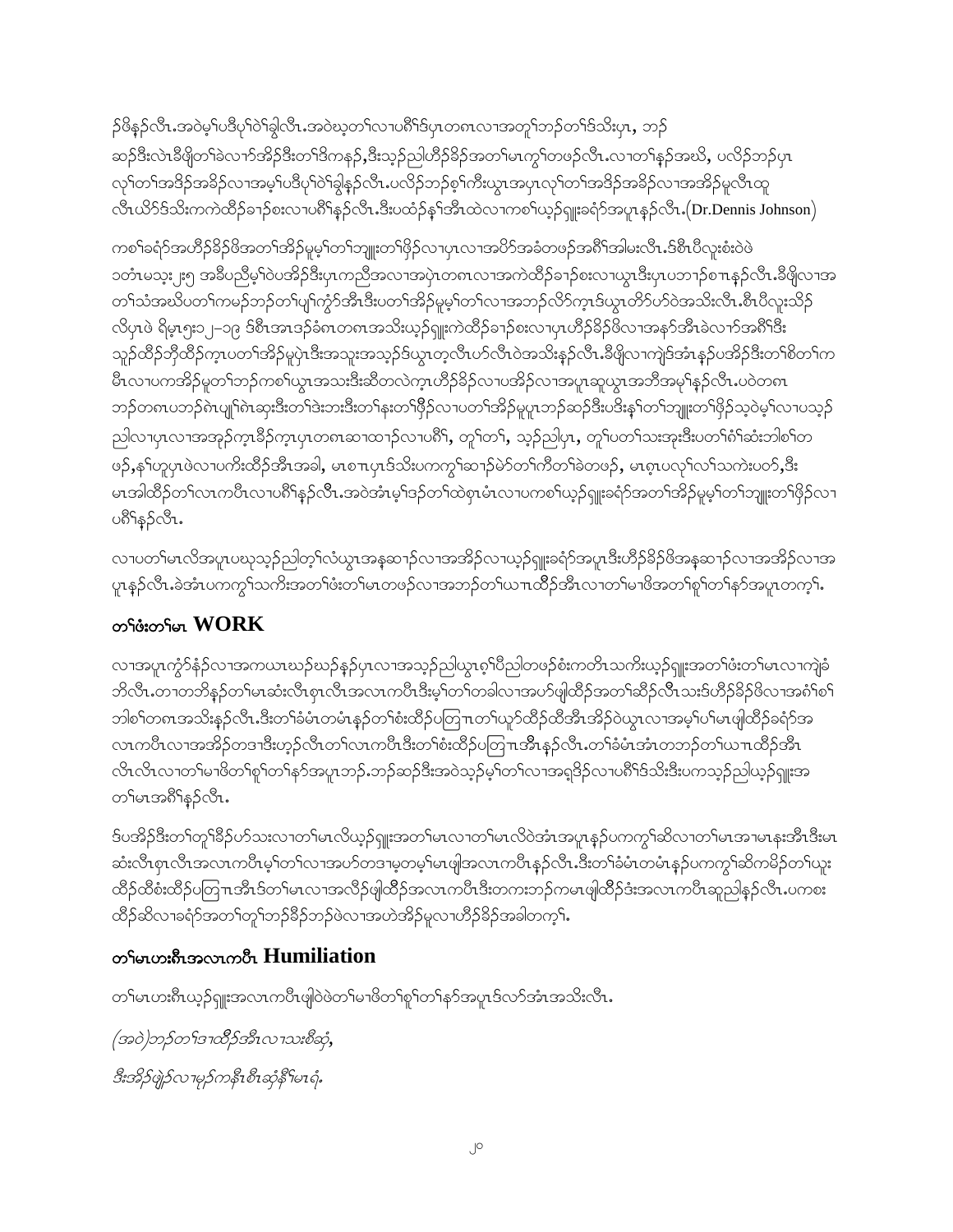ဒ်ဖိနၣ်လီၤ.အဝဲမ့ၢ်ပဒီပှ်ဝဲၢ်ခွါလီၤ.အဝဲၰတ့ၢ်လၢပဂီၢ်ဒ်ပှၤတဂၤလၢအတူၢ်ဘၣ်တၢ်ဒ်သိးပှၤ, ဘၣ်ဆၣ်ဒီးလဲၤခီဖျိတၢ်ခဲလၢာ်အိၣ်ဒီးတၢ်ဒိကနၣ်,ဒီးသ့ၣ်ညါဟိၣ်ခိၣ်အတၢ်မၤကွၢ်တဖၣ်လီၤ.လၢတၢ်နၣ်အဃိ, ပလိၣ်ဘၣ်ပှၤလုၢ်တၢ်အဒိၣ်အခိၣ်လၢအမ့ၢ်ပဒီပှ်ဝဲၢ်ခွါနၣ်လီၤ.ပလိၣ်ဘၣ်စ့ၢ်ကီးယွၤအပှၤလုၢ်တၢ်အဒိၣ်အခိၣ်လၢအအိၣ်မူလီၤထူလီၤယိာ်ဒ်သိးကကဲထိၣ်ခၢၣ်စးလၢပဂီၢ်နၣ်လီၤ.ဒီးပထံၣ်နၢ်အီၤထဲလၢကစၢ်ယ့ၣ်ရှူးခရံာ်အပူၤနၣ်လီၤ.(Dr.Dennis Johnson)

ကစၢ်ခရံာ်အဟိၣ်ခိၣ်ဖိအတၢ်အိၣ်မူမ့ၢ်တၢ်ဘျုးတၢ်ဖှိၣ်လၢပှၤလၢအပိာ်အခံတဖၣ်အဂီၢ်အါမးလီၤ.ဒ်စီၤပီလူးစံးဝဲဖဲ ၁တံၤမသ့း၂း၅ အခီပညီမ့ၢ်ဝဲပအိၣ်ဒီးပှၤကညီအလၢအပှဲၤတဂၤလၢအကဲထိၣ်ခၢၣ်စးလၢယွၤဒီးပှၤပဘၢၣ်စπၤနၣ်လီၤ.ခီဖျိလၢအတၢ်သံအဃိပတၢ်ကမၣ်ဘၣ်တၢ်ပျ့ၢ်ကွံာ်အီၤဒီးပတၢ်အိၣ်မူမ့ၢ်တၢ်လၢအဘၣ်လိာ်က့ၤဒ်ယွၤတိာ်ဟ်ဝဲအသိးလီၤ.စီၤပီလူးသိၣ်လိပှၤဖဲ ရိမ့၅း၁၂–၁၉ ဒ်စီၤအၤဒၣ်ခံဂၤတဂၤအသိးယ့ၣ်ရှူးကဲထိၣ်ခၢၣ်စးလၢပှၤဟိၣ်ခိၣ်ဖိလၢအနာ်အီၤခဲလၢာ်အဂီၢ်ဒီးသူၣ်ထိၣ်ဘှီထိၣ်က့ၤပတၢ်အိၣ်မူပှဲၤဒီးအသူးအသ့ၣ်ဒ်ယွၤတ့လီၤဟ်လီၤဝဲအသိးနၣ်လီၤ.ခီဖျိလၢကျဲဒ်အံၤနၣ်ပအိၣ်ဒီးတၢ်စိတၢ်ကမီၤလၢပကအိၣ်မူတၢ်ဘၣ်ကစၢ်ယွၤအသးဒီးဆီတလဲက့ၤဟိၣ်ခိၣ်လၢပအိၣ်လၢအပူၤဆူယွၤအဘီအမုၢ်နၣ်လီၤ.ပဝဲတဂၤဘၣ်တဂၤပဘၣ်ရဲၤပျုၢ်ရဲၤဆှးဒီးတၢ်ဒဲးဘးဒီးတၢ်နးတၢ်ဖှိၣ်လၢပတၢ်အိၣ်မူပူၤဘၣ်ဆၣ်ဒီးပဒိးန့ၢ်တၢ်ဘျုးတၢ်ဖှိၣ်သ့ဝဲမ့ၢ်လၢပသ့ၣ်ညါလၢပှၤလၢအအုၣ်က့ၤခိၣ်က့ၤပှၤတဂၤဆၢထၢၣ်လၢပဂီၢ်, တူၢ်တၢ်, သ့ၣ်ညါပှၤ, တူၢ်ပတၢ်သးအုးဒီးပတၢ်ဂံၢ်ဆံးဘါစၢ်တဖၣ်,နၢ်ဟူပှၤဖဲလၢပကိးထိၣ်အီၤအခါ, မၤစπၤပှၤဒ်သိးပကကွၢ်ဆၢၣ်မဲာ်တၢ်ကီတၢ်ခဲတဖၣ်, မၤစ့ၤပလုၢ်လၢ်သကဲးပဝဲ,ဒီးမၤအါထိၣ်တၢ်လၤကပီၤလၢပဂီၢ်နၣ်လီၤ.အဝဲအံၤမ့ၢ်ဒၣ်တၢ်ထဲစ့ၤမံၤလၢပကစၢ်ယ့ၣ်ရှူးခရံာ်အတၢ်အိၣ်မူမ့ၢ်တၢ်ဘျုးတၢ်ဖှိၣ်လၢပဂီၢ်နၣ်လီၤ.

လၢပတၢ်မၤလိအပူၤပဃုသ့ၣ်ညါတ့ၢ်လံယွၤအနဆၢၣ်လၢအအိၣ်လၢယ့ၣ်ရှူးခရံာ်အပူၤဒီးဟိၣ်ခိၣ်ဖိအနဆၢၣ်လၢအအိၣ်လၢအပူၤနၣ်လီၤ.ခဲအံၤပကကွၢ်သကိးအတၢ်ဖံးတၢ်မၤတဖၣ်လၢအဘၣ်တၢ်ယπၤထီၣ်အီၤလၢတၢ်မၢဖိအတၢ်စူၢ်တၢ်နာ်အပူၤတက့ၢ်.

## တၢ်ဖံးတၢ်မၤ WORK

လၢအပူၤကွံာ်နံၣ်လၢအကယၤၰၣ်ၰၣ်နၣ်ပှၤလၢအသ့ၣ်ညါယွၤဇ့ၢ်ပီညါတဖၣ်စံးကတိၤသကိးယ့ၣ်ရှူးအတၢ်ဖံးတၢ်မၤလၢကျဲခံဘိလီၤ.တၢတဘိနၣ်တၢ်မၤဆံးလီၤစ့ၤလီၤအလၤကပီၤဒီးမ့ၢ်တၢ်တခါလၢအဟ်ဖျါထိၣ်အတၢ်ဆီၣ်လီၤသးဒ်ဟိၣ်ခိၣ်ဖိလၢအဂံၢ်စၢ်ဘါစၢ်တဂၤအသိးနၣ်လီၤ.ဒီးတၢ်ခံမံၤတမံၤနၣ်တၢ်စံးထိၣ်ပတြπၤတၢ်ယုာ်ထိၣ်ထိအီၤအိၣ်ဝဲယွၤလၢအမ့ၢ်ပၢ်မၤဖျါထိၣ်ခရံာ်အလၤကပီၤလၢအအိၣ်တဒၢဒီးဟ့ၣ်လီၤတၢ်လၤကပီၤဒီးတၢ်စံးထိၣ်ပတြπၤအီၤနၣ်လီၤ.တၢ်ခံမံၤအံၤတဘၣ်တၢ်ယπၤထိၣ်အီၤလီၤလီၤလၢတၢ်မၢဖိတၢ်စူၢ်တၢ်နာ်အပူၤဘၣ်.ဘၣ်ဆၣ်ဒီးအဝဲသ့ၣ်မ့ၢ်တၢ်လၢအရှ့ဒိၣ်လၢပဂီၢ်ဒ်သိးဒီးပကသ့ၣ်ညါယ့ၣ်ရှူးအတၢ်မၤအဂီၢ်နၣ်လီၤ.

ဒ်ပအိၣ်ဒီးတၢ်တူၢ်ခိၣ်ဟ်သးလၢတၢ်မၤလိယ့ၣ်ရှူးအတၢ်မၤလၢတၢ်မၤလိဝဲအံၤအပူၤနၣ်ပကကွၢ်ဆိလၢတၢ်မၤအၢမၤနးအီၤဒီးမၤဆံးလီၤစ့ၤလီၤအလၤကပီၤမ့ၢ်တၢ်လၢအဟ်တဒၢမ့တမ့ၢ်မၤဖျါအလၤကပီၤနၣ်လီၤ.ဒီးတၢ်ခံမံၤတမံၤနၣ်ပကကွၢ်ဆိကမိၣ်တၢ်ယုးထိၣ်ထိစံးထိၣ်ပတြπၤအီၤဒ်တၢ်မၤလၢအလီၣ်ဖျါထိၣ်အလၤကပီၤဒီးတကးဘၣ်ကမၤဖျါထိၣ်ဒံးအလၤကပီၤဆူညါနၣ်လီၤ.ပကစးထိၣ်ဆိလၢခရံာ်အတၢ်တူၢ်ဘၣ်ခိၣ်ဘၣ်ဖဲလၢအဟဲအိၣ်မူလၢဟိၣ်ခိၣ်အခါတက့ၢ်.

## တၢ်မၤဟးစီၤအလၤကပီၤ Humiliation

တၢ်မၤဟးစီၤယ့ၣ်ရှူးအလၤကပီၤဖျါဝဲဖဲတၢ်မၢဖိတၢ်စူၢ်တၢ်နာ်အပူၤဒ်လာ်အံၤအသိးလီၤ.

*(အဝဲ)ဘၣ်တၢ်ဒၢထိၣ်အီၤလၢသးစီဆှံ,*

*ဒီးအိၣ်ဖျဲၣ်လၢမုၣ်ကနီၤစီၤဆုံနီၢ်မၤရံ.*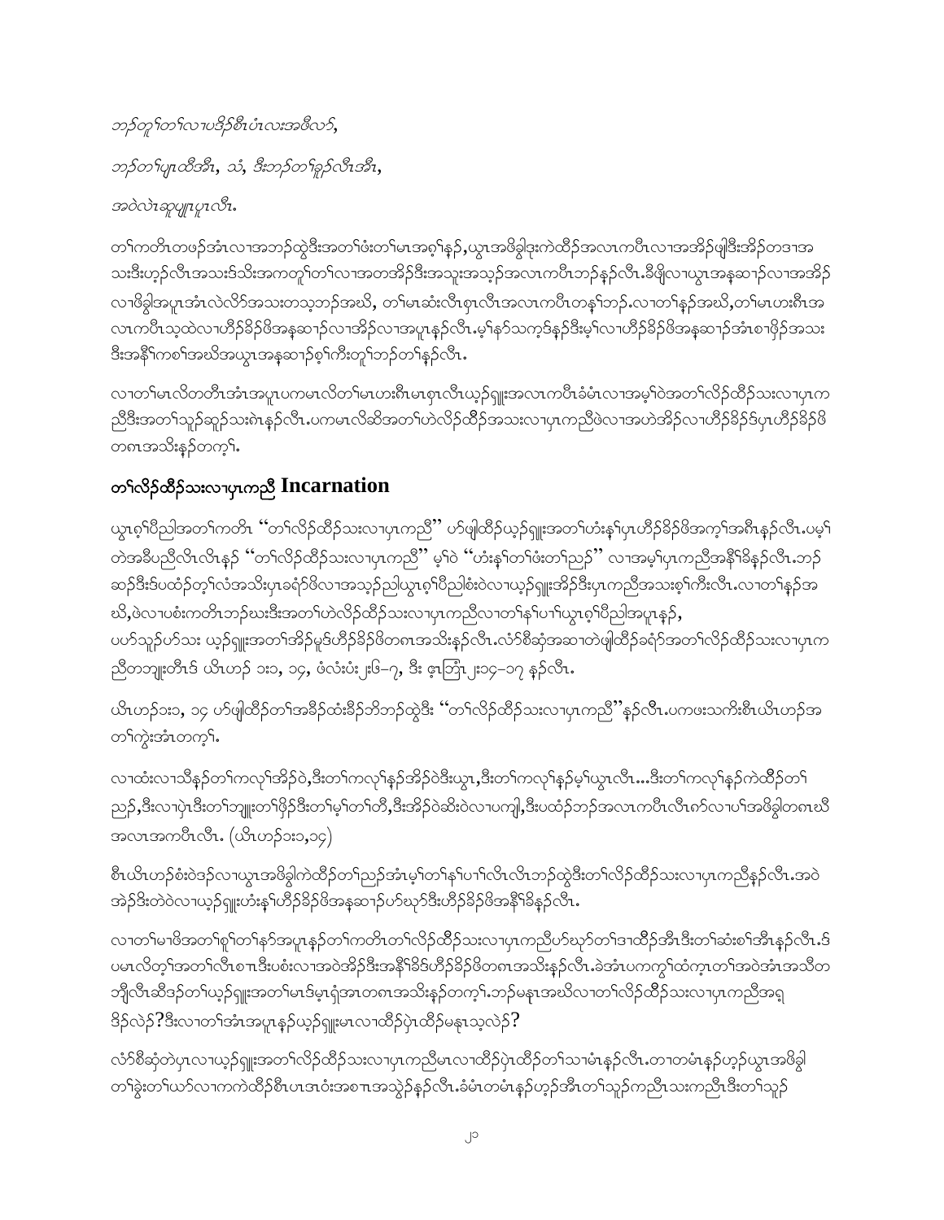*ဘၣ်တူ၊တ၊်လၢပဒိၣ်စီၤပံၤလးအဖီလၫ်,*

*ဘၣ်တ၊်ဟုၤထီအီၤ, သံ, ဒီးဘၣ်တ၊်ခူၣ်လီၤအီၤ,*

*အဝဲလဲၤဆူဟ့ၣ်ဟုၤလီၤ.*

တ၊်ကတိၤတဖၣ်အံၤလၢအဘၣ်ထွဲဒီးအတ၊်ဖံးတ၊်မၤအစ့၊်နှၣ်,ယွၤအဖိခွါဒုးကဲထီၣ်အလၤကပီၤလၢအအိၣ်ဖျါဒီးအိၣ်တဒၢအသးဒီးဟ့ၣ်လီၤအသးဒ်သိးအကတူ၊်တ၊်လၢအတအိၣ်ဒီးအသူးအသ့ၣ်အလၤကပီၤဘၣ်နှၣ်လီၤ.ခီဖျိလၢယွၤအနဆၢၣ်လၢအအိၣ်လၢဖိခွါအပူၤအံၤလဲလိာ်အသးတသ့ဘၣ်အဃိ, တ၊်မၤဆံးလီၤစှၤလီၤအလၤကပီၤတန၊်ဘၣ်.လၢတ၊်နှၣ်အဃိ,တ၊်မၤဟးဂီၤအလၤကပီၤသ့ထဲလၢဟီၣ်ခိၣ်ဖိအနဆၢၣ်လၢအိၣ်လၢအပူၤနှၣ်လီၤ.မ့၊်နာ်သကဲ့ဒ်နှၣ်ဒီးမ့၊်လၢဟီၣ်ခိၣ်ဖိအနဆၢၣ်အံၤစၢဖိုၣ်အသးဒီးအနီ၊်ကစ၊်အဃိအယွၤအနဆၢၣ်စ့၊်ကီးတူ၊်ဘၣ်တ၊်နှၣ်လီၤ.

လၢတ၊်မၤလိတတိၤအံၤအပူၤပကမၤလိတ၊်မၤဟးဂီၤမၤစှၤလီၤယ့ၣ်ရှူးအလၤကပီၤခံမံၤလၢအမ့၊်ဝဲအတ၊်လိၣ်ထိၣ်သးလၢပှၤကညီဒီးအတ၊်သူၣ်ဆူၣ်သးစဲၤနှၣ်လီၤ.ပကမၤလိဆိအတ၊်ဟဲလိၣ်ထိၣ်အသးလၢပှၤကညီဖဲလၢအဟဲအိၣ်လၢဟီၣ်ခိၣ်ဒ်ပှၤဟီၣ်ခိၣ်ဖိတဂၤအသိးနှၣ်တက့၊်.

## တ၊်လိၣ်ထိၣ်သးလၢပှၤကညီ Incarnation

ယွၤစ့၊်ပီညါအတ၊်ကတိၤ "တ၊်လိၣ်ထိၣ်သးလၢပှၤကညီ" ပာ်ဖျါထိၣ်ယ့ၣ်ရှူးအတ၊်ဟံးန၊်ပှၤဟီၣ်ခိၣ်ဖိအက့၊်အဂီၤနှၣ်လီၤ.ပမ့၊်တဲအခီပညီလီၤလီၤနှၣ် "တ၊်လိၣ်ထိၣ်သးလၢပှၤကညီ" မ့၊်ဝဲ "ဟံးန၊်တ၊်ဖံးတ၊်ညၣ်" လၢအမ့၊်ပှၤကညီအနီ၊်ခိနှၣ်လီၤ.ဘၣ်ဆၣ်ဒီးဒ်ပထံၣ်တ့၊်လံအသိးပှၤခရံာ်ဖိလၢအသ့ၣ်ညါယွၤစ့၊်ပီညါစံးဝဲလၢယ့ၣ်ရှူးအိၣ်ဒီးပှၤကညီအသးစ့၊်ကီးလီၤ.လၢတ၊်နှၣ်အဃိ,ဖဲလၢပစံးကတိၤဘၣ်ဃးဒီးအတ၊်ဟဲလိၣ်ထိၣ်သးလၢပှၤကညီလၢတ၊်န၊်ပၢ၊်ယွၤစ့၊်ပီညါအပူၤနှၣ်, ပပာ်သူၣ်ပာ်သး ယ့ၣ်ရှူးအတ၊်အိၣ်မူဒ်ဟီၣ်ခိၣ်ဖိတဂၤအသိးနှၣ်လီၤ.လံာ်စီဆုံအဆၢတဲဖျါထိၣ်ခရံာ်အတ၊်လိၣ်ထိၣ်သးလၢပှၤကညီတဘျုးတီၤဒ် ယိၤဟၣ် ၁း၁, ၁၄, ဖံလံးပံး၂း၆–၇, ဒီး ဧ့ဘြံၤ၂း၁၄–၁၇ နှၣ်လီၤ.

ယိၤဟၣ်၁း၁, ၁၄ ပာ်ဖျါထိၣ်တ၊်အခိၣ်ထံးခိၣ်ဘိဘၣ်ထွဲဒီး "တ၊်လိၣ်ထိၣ်သးလၢပှၤကညီ" နှၣ်လီၤ.ပကဖးသကိးစီၤယိၤဟၣ်အတ၊်ကွဲးအံၤတက့၊်.

လၢထံးလၢသီနှၣ်တ၊်ကလု၊်အိၣ်ဝဲ,ဒီးတ၊်ကလု၊်နှၣ်အိၣ်ဝဲဒီးယွၤ,ဒီးတ၊်ကလု၊်နှၣ်မ့၊်ယွၤလီၤ...ဒီးတ၊်ကလု၊်နှၣ်ကဲထီၣ်တ၊်ညၣ်,ဒီးလၢပှဲၤဒီးတ၊်ဘျုးတ၊်ဖှိၣ်ဒီးတ၊်မ့၊်တ၊်တီ,ဒီးအိၣ်ဝဲဆိးဝဲလၢပကျါ,ဒီးပထံၣ်ဘၣ်အလၤကပီၤလီၤက်လၢပ၊်အဖိခွါတဂၤဃိအလၤအကပီၤလီၤ. (ယိၤဟၣ်၁း၁,၁၄)

စီၤယိၤဟၣ်စံးဝဲဒၣ်လၢယွၤအဖိခွါကဲထီၣ်တ၊်ညၣ်အံၤမ့၊်တ၊်န၊်ပၢ၊်လီၤလီၤဘၣ်ထွဲဒီးတ၊်လိၣ်ထိၣ်သးလၢပှၤကညီနှၣ်လီၤ.အဝဲအဲၣ်ဒိးတဲဝဲလၢယ့ၣ်ရှူးဟံးန၊်ဟီၣ်ခိၣ်ဖိအနဆၢၣ်ပာ်ဃုာ်ဒီးဟီၣ်ခိၣ်ဖိအနီ၊်ခိနှၣ်လီၤ.

လၢတ၊်မၢဖိအတ၊်စူ၊်တ၊်နာ်အပူၤနှၣ်တ၊်ကတိၤတ၊်လိၣ်ထိၣ်သးလၢပှၤကညီပာ်ဃုာ်တ၊်ဒၢထိၣ်အီၤဒီးတ၊်ဆံးစ၊်အီၤနှၣ်လီၤ.ဒ်ပမၤလိတ့၊်အတ၊်လီၤစπၤဒီးပစံးလၢအဝဲအိၣ်ဒီးအနီ၊်ခိဒ်ဟီၣ်ခိၣ်ဖိတဂၤအသိးနှၣ်လီၤ.ခဲအံၤပကကွ၊်ထံကွၤတ၊်အဝဲအံၤအသိတဘျီလီၤဆီဒၣ်တ၊်ယ့ၣ်ရှူးအတ၊်မၤဒ်မ့ၤရံအၤတဂၤအသိးနှၣ်တက့၊်.ဘၣ်မနုၤအဃိလၢတ၊်လိၣ်ထိၣ်သးလၢပှၤကညီအရှ ဒိၣ်လဲၣ်?ဒီးလၢတ၊်အံၤအပူၤနှၣ်ယ့ၣ်ရှူးမၤလၢထိၣ်ပှဲၤထိၣ်မနုၤသ့လဲၣ်?

လံာ်စီဆုံတဲပှၤလၢယ့ၣ်ရှူးအတ၊်လိၣ်ထိၣ်သးလၢပှၤကညီမၤလၢထိၣ်ပှဲၤထိၣ်တ၊်သၢမံၤနှၣ်လီၤ.တၢတမံၤနှၣ်ဟ့ၣ်ယွၤအဖိခွါတ၊်ခွဲးတ၊်ယာ်လၢကကဲထိၣ်စီၤပၤဒၢဝံးအစπၤအသွဲၣ်နှၣ်လီၤ.ခံမံၤတမံၤနှၣ်ဟ့ၣ်အီၤတ၊်သူၣ်ကညီၤသးကညီၤဒီးတ၊်သူၣ်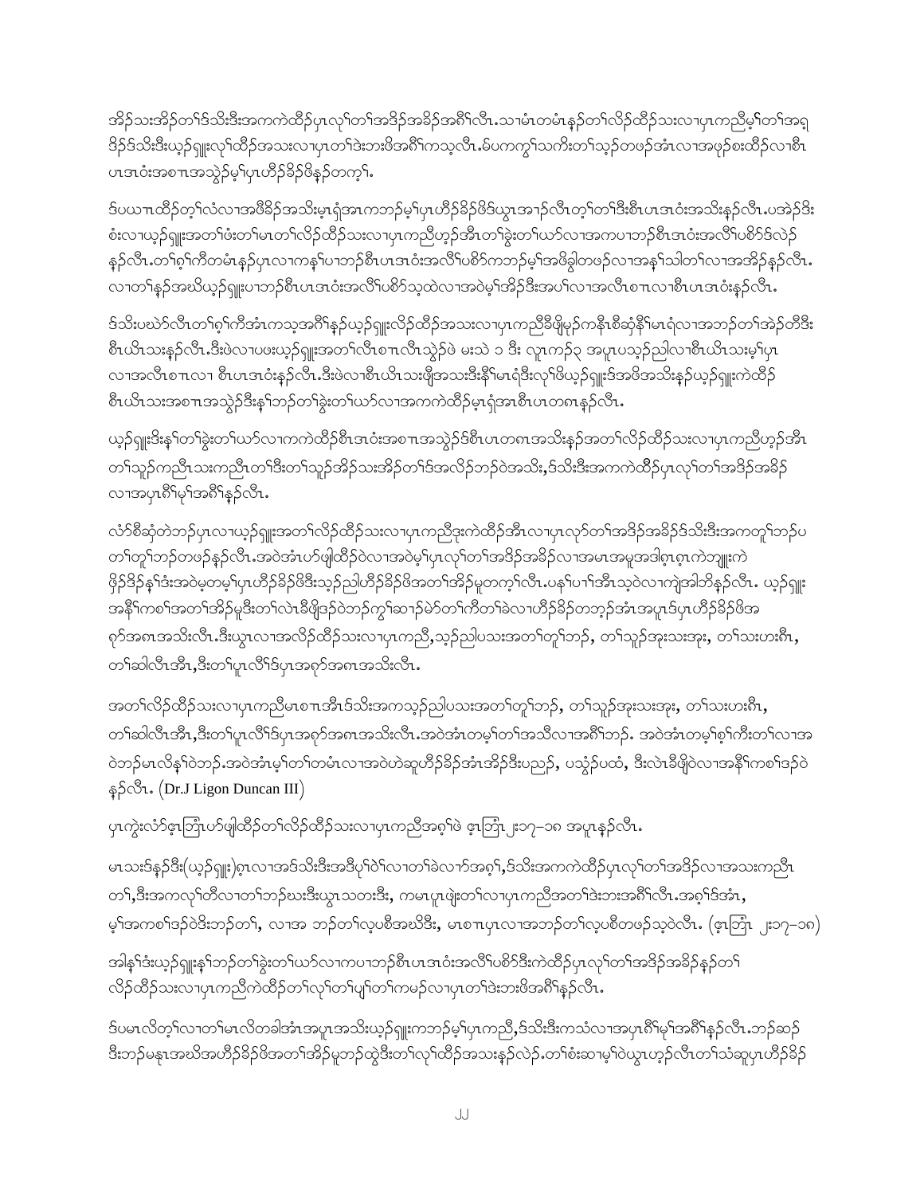အိၣ်သးအိၣ်တၢ်ဒ်သိးဒီးအကကဲထိၣ်ပှၤလုၢ်တၢ်အဒိၣ်အခိၣ်အဂီၢ်လီၤ.သၢမံၤတမံၤနၣ်တၢ်လိၣ်ထိၣ်သးလၢပှၤကညီမ့ၢ်တၢ်အရှ ဒိၣ်ဒ်သိးဒီးယ့ၣ်ရှူးလုၢ်ထိၣ်အသးလၢပှၤတၢ်ဒဲးဘးဖိအဂီၢ်ကသ့လီၤ.မ်ပကကွၢ်သကိးတၢ်သ့ၣ်တဖၣ်အံၤလၢအဖုၣ်စးထိၣ်လၢစီၤ ပၤအဝံးအစၢၤအသွဲၣ်မ့ၢ်ပှၤဟီၣ်ခိၣ်ဖိနၣ်တက့ၢ်.

ဒ်ပယ့ၤထိၣ်တ့ၢ်လံလၢအဖီခိၣ်အသိးမ့ၤရှ်အၤကဘၣ်မ့ၢ်ပှၤဟီၣ်ခိၣ်ဖိဒ်ယွၤအၢၣ်လီၤတ့ၢ်တၢ်ဒီးစီၤပၤအဝံးအသိးနၣ်လီၤ.ပအဲၣ်ဒိး စံးလၢယ့ၣ်ရှူးအတၢ်ဖံးတၢ်မၤတၢ်လိၣ်ထိၣ်သးလၢပှၤကညီဟ့ၣ်အီၤတၢ်ခွဲးတၢ်ယာ်လၢအကပၢဘၣ်စီၤပၤအဝံးအလီၢ်ပစိာ်ဒ်လဲၣ် နၣ်လီၤ.တၢ်စ့ၢ်ကီတမံၤနၣ်ပှၤလၢကနၢ်ပၢဘၣ်စီၤပၤအဝံးအလီၢ်ပစိာ်ကဘၣ်မ့ၢ်အဖိခွါတဖၣ်လၢအနၢ်သါတၢ်လၢအအိၣ်နၣ်လီၤ. လၢတၢ်နၣ်အဃိယ့ၣ်ရှူးပၢဘၣ်စီၤပၤအဝံးအလီၢ်ပစိာ်သ့ထဲလၢအဝဲမ့ၢ်အိၣ်ဒီးအပၢ်လၢအလီၤစၢၤလၢစီၤပၤအဝံးနၣ်လီၤ.

ဒ်သိးပဃဲာ်လီၤတ့ၢ်စ့ၢ်ကီအံၤကသ့အဂီၢ်နၣ်ယ့ၣ်ရှူးလိၣ်ထိၣ်အသးလၢပှၤကညီခီဖြိုမ့ၣ်ကနီၤစီဆုံနီၢ်မၤရံလၢအဘၣ်တၢ်အဲၣ်တီဒီး စီၤယိၤသးနၣ်လီၤ.ဒီးဖဲလၢပဖးယ့ၣ်ရှူးအတၢ်လီၤစၢၤလီၤသွဲၣ်ဖဲ မးသဲ ၁ ဒီး လူၤကၣ်၃ အပူၤပသ့ၣ်ညါလၢစီၤယိၤသးမ့ၢ်ပှၤ လၢအလီၤစၢၤလၢ စီၤပၤအဝံးနၣ်လီၤ.ဒီးဖဲလၢစီၤယိၤသးဖျိအသးဒီးနီၢ်မၤရံဒီးလုၢ်ဖိယ့ၣ်ရှူးဒ်အဖိအသိးနၣ်ယ့ၣ်ရှူးကဲထိၣ် စီၤယိၤသးအစၢၤအသွဲၣ်ဒီးနၢ်ဘၣ်တၢ်ခွဲးတၢ်ယာ်လၢအကကဲထိၣ်မ့ၤရှ်အၤစီၤပၤတဂၤနၣ်လီၤ.

ယ့ၣ်ရှူးဒိးနၢ်တၢ်ခွဲးတၢ်ယာ်လၢကကဲထိၣ်စီၤအဝံးအစၢၤအသွဲၣ်ဒ်စီၤပၤတဂၤအသိးနၣ်အတၢ်လိၣ်ထိၣ်သးလၢပှၤကညီဟ့ၣ်အီၤ တၢ်သူၣ်ကညီၤသးကညီၤတၢ်ဒီးတၢ်သူၣ်အိၣ်သးအိၣ်တၢ်ဒ်အလိၣ်ဘၣ်ဝဲအသိး,ဒ်သိးဒီးအကကဲထိၣ်ပှၤလုၢ်တၢ်အဒိၣ်အခိၣ် လၢအပှၤဂီၢ်မုၢ်အဂီၢ်နၣ်လီၤ.

လံာ်စီဆုံတဲဘၣ်ပှၤလၢယ့ၣ်ရှူးအတၢ်လိၣ်ထိၣ်သးလၢပှၤကညီဒုးကဲထိၣ်အီၤလၢပှၤလုာ်တၢ်အဒိၣ်အခိၣ်ဒ်သိးဒီးအကတူၢ်ဘၣ်ပ တၢ်တူၢ်ဘၣ်တဖၣ်နၣ်လီၤ.အဝဲအံၤဟ်ဖျါထိၣ်ဝဲလၢအဝဲမ့ၢ်ပှၤလုၢ်တၢ်အဒိၣ်အခိၣ်လၢအမၤအမူအဒါစ့ၤစ့ၤကဲဘျုးကဲ ဖှိၣ်ဒိၣ်နၢ်ဒံးအဝဲမ့တမ့ၢ်ပှၤဟီၣ်ခိၣ်ဖိဒီးသ့ၣ်ညါဟီၣ်ခိၣ်ဖိအတၢ်အိၣ်မူတက့ၢ်လီၤ.ပနၢ်ပၢၢ်အီၤသ့ဝဲလၢကျဲအါဘိနၣ်လီၤ. ယ့ၣ်ရှူး အနီၢ်ကစၢ်အတၢ်အိၣ်မူဒီးတၢ်လဲၤခီဖြိုဒၣ်ဝဲဘၣ်ကွၢ်ဆၢၣ်မဲာ်တၢ်ကီတၢ်ခဲလၢဟီၣ်ခိၣ်တဘ့ၣ်အံၤအပူၤဒ်ပှၤဟီၣ်ခိၣ်ဖိအ စှာ်အဂၤအသိးလီၤ.ဒီးယွၤလၢအလိၣ်ထိၣ်သးလၢပှၤကညီ,သ့ၣ်ညါပသးအတၢ်တူၢ်ဘၣ်, တၢ်သူၣ်အုးသးအုး, တၢ်သးဟးဂီၤ, တၢ်ဆါလီၤအီၤ,ဒီးတၢ်ပူၤလီၢ်ဒ်ပှၤအစှာ်အဂၤအသိးလီၤ.

အတၢ်လိၣ်ထိၣ်သးလၢပှၤကညီမၤစၢၤအီၤဒ်သိးအကသ့ၣ်ညါပသးအတၢ်တူၢ်ဘၣ်, တၢ်သူၣ်အုးသးအုး, တၢ်သးဟးဂီၤ, တၢ်ဆါလီၤအီၤ,ဒီးတၢ်ပူၤလီၢ်ဒ်ပှၤအစှာ်အဂၤအသိးလီၤ.အဝဲအံၤတမ့ၢ်တၢ်အသီလၢအဂီၢ်ဘၣ်. အဝဲအံၤတမ့ၢ်စ့ၢ်ကီးတၢ်လၢအ ဝဲဘၣ်မၤလိနၢ်ဝဲဘၣ်.အဝဲအံၤမ့ၢ်တၢ်တမံၤလၢအဝဲဟဲဆူဟီၣ်ခိၣ်အံၤအိၣ်ဒီးပညၣ်, ပသွံၣ်ပထံ, ဒီးလဲၤခီဖြိုဝဲလၢအနီၢ်ကစၢ်ဒၣ်ဝဲ နၣ်လီၤ. (Dr.J Ligon Duncan III)

ပှၤကွဲးလံာ်ဧ့ၤဘြံၤဟ်ဖျါထိၣ်တၢ်လိၣ်ထိၣ်သးလၢပှၤကညီအစ့ၢ်ဖဲ ဧ့ၤဘြံၤ ၂း၁၇–၁၈ အပူၤနၣ်လီၤ.

မၤသးဒ်နၣ်ဒီး(ယ့ၣ်ရှူး)စ့ၤလၢအဒ်သိးဒီးအဒီပုၢ်ဝဲၢ်လၢတၢ်ခဲလၢာ်အစ့ၢ်,ဒ်သိးအကကဲထိၣ်ပှၤလုၢ်တၢ်အဒိၣ်လၢအသးကညီၤ တၢ်,ဒီးအကလုၢ်တီလၢတၢ်ဘၣ်ဃးဒီးယွၤသတးဒီး, ကမၤပူၤဖျဲးတၢ်လၢပှၤကညီအတၢ်ဒဲးဘးအဂီၢ်လီၤ.အစ့ၢ်ဒ်အံၤ, မ့ၢ်အကစၢ်ဒၣ်ဝဲဒီးဘၣ်တၢ်, လၢအ ဘၣ်တၢ်လ့ပစိအဃိဒီး, မၤစၢၤပှၤလၢအဘၣ်တၢ်လ့ပစိတဖၣ်သ့ဝဲလီၤ. (ဧ့ၤဘြံၤ ၂း၁၇–၁၈)

အါနၢ်ဒံးယ့ၣ်ရှူးနၢ်ဘၣ်တၢ်ခွဲးတၢ်ယာ်လၢကပၢဘၣ်စီၤပၤအဝံးအလီၢ်ပစိာ်ဒီးကဲထိၣ်ပှၤလုၢ်တၢ်အဒိၣ်အခိၣ်နၣ်တၢ် လိၣ်ထိၣ်သးလၢပှၤကညီကဲထိၣ်တၢ်လုၢ်တၢ်ပျၢ်တၢ်ကမၣ်လၢပှၤတၢ်ဒဲးဘးဖိအဂီၢ်နၣ်လီၤ.

ဒ်ပမၤလိတ့ၢ်လၢတၢ်မၤလိတခါအံၤအပူၤအသိးယ့ၣ်ရှူးကဘၣ်မ့ၢ်ပှၤကညီ,ဒ်သိးဒီးကသံလၢအပှၤဂီၢ်မုၢ်အဂီၢ်နၣ်လီၤ.ဘၣ်ဆၣ် ဒီးဘၣ်မနုၤအဃိအဟီၣ်ခိၣ်ဖိအတၢ်အိၣ်မူဘၣ်ထွဲဒီးတၢ်လုၢ်ထိၣ်အသးနၣ်လဲၣ်.တၢ်စံးဆၢမ့ၢ်ဝဲယွၤဟ့ၣ်လီၤတၢ်သံဆူပှၤဟီၣ်ခိၣ်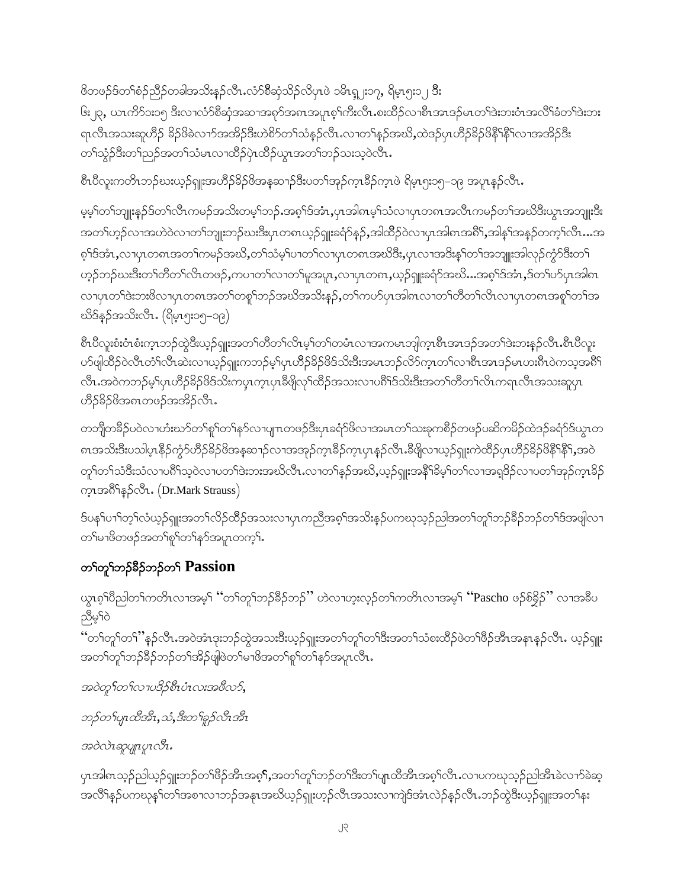ဖိတဖဉ်ဒ်တၢ်စံဉ်ညီဉ်တခါအသိးန့ဉ်လီၤ.လံာ်စီဆှံသိဉ်လိပှၤဖဲ ၁မိၤရှ့း၁၇, ရိမ့ၤ၅း၁၂ ဒီး ဖြး၂၄, ယၤကိာ်ဝး၁၅ ဒီးလၢလံာ်စီဆှံအဆၢအဂုာ်အဂၤအပူၤစ့ၢ်ကီးလီၤ.စးထိဉ်လၢစီၤအၤဒဉ်မၤတၢ်ဒဲးဘးဝံၤအလိၢ်ခံတၢ်ဒဲးဘး ရၤလီၤအသးဆူဟီဉ် ခိဉ်ဖိခဲလၢာ်အအိဉ်ဒီးဟဲစိာ်တၢ်သံန့ဉ်လီၤ.လၢတၢ်နဉ်အဃိ,ထဲဒဉ်ပှၤဟီဉ်ခိဉ်ဖိနီၢ်နီၢ်လၢအအိဉ်ဒီး တၢ်သူ့ဉ်ဒီးတၢ်ညဉ်အတၢ်သံမၤလၢထိဉ်ပှဲၤထိဉ်ယွၤအတၢ်ဘဉ်သးသ့ဝဲလီၤ.

စီၤပီလူးကတိၤဘဉ်ဃးယ့ဉ်ရှူးအဟီဉ်ခိဉ်ဖိအနဆၢဉ်ဒီးပတၢ်အုဉ်ကူၤခီဉ်ကူၤဖဲ ရိမ့ၤ၅း၁၅–၁၉ အပူၤန့ဉ်လီၤ.

မ့မ့ၢ်တၢ်ဘျုးနဉ်ဒ်တၢ်လီၤကမဉ်အသိးတမ့ၢ်ဘဉ်.အစ့ၢ်ဒ်အံၤ,ပှၤအါဂၤမ့ၢ်သံလၢပှၤတဂၤအလီၤကမဉ်တၢ်အဃိဒီးယွၤအဘျုးဒီး အတၢ်ဟ့ဉ်လၢအဟဲဝဲလၢတၢ်ဘျုးဘဉ်ဃးဒီးပှၤတဂၤယ့ဉ်ရှူးခရံာ်နဉ်,အါထိဉ်ဝဲလၢပှၤအါဂၤအဂီၢ်,အါန့ၢ်အနဉ်တက့ၢ်လီၤ...အစ့ၢ်ဒ်အံၤ,လၢပှၤတဂၤအတၢ်ကမဉ်အဃိ,တၢ်သံမ့ၢ်ပၢတၢ်လၢပှၤတဂၤအဃိဒီး,ပှၤလၢအဒိးန့ၢ်တၢ်အဘျုးအါလှဉ်ကွံာ်ဒီးတၢ် ဟ့ဉ်ဘဉ်ဃးဒီးတၢ်တီတၢ်လိၤတဖဉ်,ကပၢတၢ်လၢတၢ်မူအပူၤ,လၢပှၤတဂၤ,ယ့ဉ်ရှူးခရံာ်အဃိ...အစ့ၢ်ဒ်အံၤ,ဒ်တၢ်ပာ်ပှၤအါဂၤ လၢပှၤတၢ်ဒဲးဘးဖိလၢပှၤတဂၤအတၢ်တစူၢ်ဘဉ်အဃိအသိးနဉ်,တၢ်ကပာ်ပှၤအါဂၤလၢတၢ်တီတၢ်လိၤလၢပှၤတဂၤအစူၢ်တၢ်အဃိဒ်နဉ်အသိးလီၤ. (ရိမ့ၤ၅း၁၅–၁၉)

စီၤပီလူးစံးဝံၤစံးကူၤဘဉ်ထွဲဒီးယ့ဉ်ရှူးအတၢ်တီတၢ်လိၤမ့ၢ်တၢ်တမံၤလၢအကမၤဘျါကူၤစီၤအၤဒဉ်အတၢ်ဒဲးဘးနဉ်လီၤ.စီၤပီလူး ပာ်ဖျါထိဉ်ဝဲလီၤတံၢ်လီၤဆဲးလၢယ့ဉ်ရှူးကဘဉ်မ့ၢ်ပှၤဟီဉ်ခိဉ်ဖိဒ်သိးဒီးအမၤဘဉ်လိာ်ကူၤတၢ်လၢစီၤအၤဒဉ်မၤဟးဂီၤဝဲကသ့အဂီၢ် လီၤ.အဝဲကဘဉ်မ့ၢ်ပှၤဟီဉ်ခိဉ်ဖိဒ်သိးကပှၤကူၤပှၤခီဖျိလှၢ်ထိဉ်အသးလၢပဂီၢ်ဒ်သိးဒီးအတၢ်တီတၢ်လိၤကရၤလီၤအသးဆူပှၤ ဟီဉ်ခိဉ်ဖိအဂၤတဖဉ်အအိဉ်လီၤ.

တဘျီတခီဉ်ပဝဲလၢဟံးဃာ်တၢ်စူၢ်တၢ်နာ်လၢပျπတဖဉ်ဒီးပှၤခရံာ်ဖိလၢအမၤတၢ်သးခုကစီဉ်တဖဉ်ပဆိကမိဉ်ထဲဒဉ်ခရံာ်ဒ်ယွၤတ ဂၤအသိးဒီးပသါပှၤနီဉ်ကွံာ်ဟီဉ်ခိဉ်ဖိအနဆၢဉ်လၢအအုဉ်ကူၤခီဉ်ကူၤပှၤနဉ်လီၤ.ခီဖျိလၢယ့ဉ်ရှူးကဲထိဉ်ပှၤဟီဉ်ခိဉ်ဖိနီၢ်နီၢ်,အဝဲ တူၢ်တၢ်သံဒီးသံလၢပဂီၢ်သ့ဝဲလၢပတၢ်ဒဲးဘးအဃိလီၤ.လၢတၢ်နဉ်အဃိ,ယ့ဉ်ရှူးအနီၢ်ခိမ့ၢ်တၢ်လၢအရှဒိဉ်လၢပတၢ်အုဉ်ကူၤခီဉ် ကူၤအဂီၢ်နဉ်လီၤ. (Dr.Mark Strauss)

ဒ်ပနၢ်ပၢၢ်တ့ၢ်လံယ့ဉ်ရှူးအတၢ်လိဉ်ထိဉ်အသးလၢပှၤကညီအစ့ၢ်အသိးနဉ်ပကဃုသ့ဉ်ညါအတၢ်တူၢ်ဘဉ်ခီဉ်ဘဉ်တၢ်ဒ်အဖျါလၢ တၢ်မၢဖိတဖဉ်အတၢ်စူၢ်တၢ်နာ်အပူၤတက့ၢ်.

## တၢ်တူၢ်ဘဉ်ခီဉ်ဘဉ်တၢ် Passion

ယွၤစ့ၢ်ပီညါတၢ်ကတိၤလၢအမ့ၢ် "တၢ်တူၢ်ဘဉ်ခီဉ်ဘဉ်" ဟဲလၢဟ့းလ့ဉ်တၢ်ကတိၤလၢအမ့ၢ် "Pascho ဖဉ်စ်ခိုဉ်" လၢအခီပညီမ့ၢ်ဝဲ

"တၢ်တူၢ်တၢ်"နဉ်လီၤ.အဝဲအံၤဒုးဘဉ်ထွဲအသးဒီးယ့ဉ်ရှူးအတၢ်တူၢ်တၢ်ဒီးအတၢ်သံစးထိဉ်ဖဲတၢ်ဖိဉ်အီၤအနၤနဉ်လီၤ. ယ့ဉ်ရှူး အတၢ်တူၢ်ဘဉ်ခီဉ်ဘဉ်တၢ်အိဉ်ဖျါဖဲတၢ်မၢဖိအတၢ်စူၢ်တၢ်နာ်အပူၤလီၤ.

*အဝဲတူၢ်တၢ်လၢပဒိဉ်စီၤပံၤလးအဖီလာ်,*

*ဘဉ်တၢ်ပျπထီအီၤ,သံ,ဒီးတၢ်ခူဉ်လီၤအီၤ*

*အဝဲလဲၤဆူပျုπပှၤလီၤ.*

ပှၤအါဂၤသ့ဉ်ညါယ့ဉ်ရှူးဘဉ်တၢ်ဖိဉ်အီၤအစ့ၢ်,အတၢ်တူၢ်ဘဉ်တၢ်ဒီးတၢ်ပျπထီအီၤအစ့ၢ်လီၤ.လၢပကဃုသ့ဉ်ညါအီၤခဲလၢာ်ခဲဆ့ အလိၢ်နဉ်ပကဃုန့ၢ်တၢ်အစၢလၢဘဉ်အနၤအဃိယ့ဉ်ရှူးဟ့ဉ်လီၤအသးလၢကျဲဒ်အံၤလဲဉ်နဉ်လီၤ.ဘဉ်ထွဲဒီးယ့ဉ်ရှူးအတၢ်နး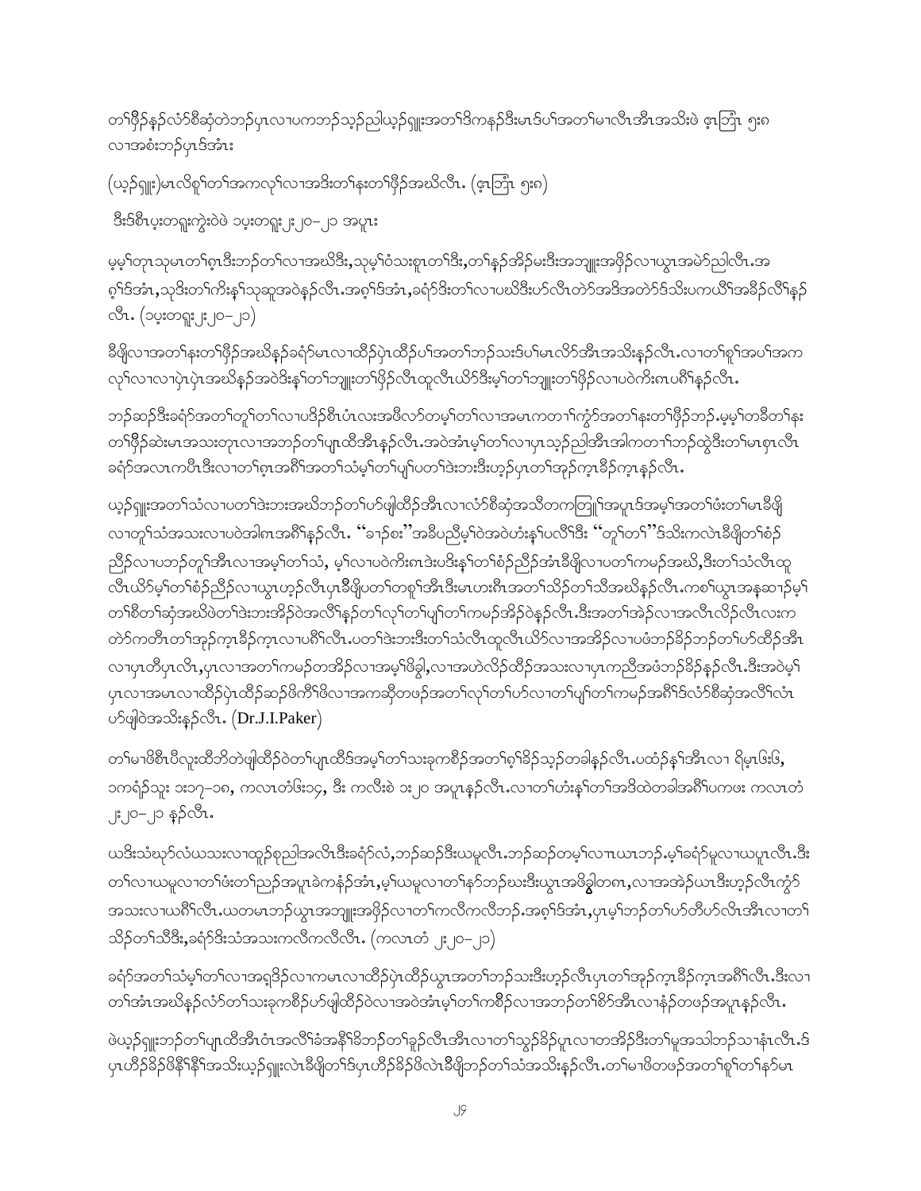တၢ်ဖိဉ်နဉ်လံာ်စီဆှံတဲဘဉ်ပှၤလၢပကဘဉ်သ့ဉ်ညါယွၤဉ်ရူးအတၢ်ဒိကနဉ်ဒီးမၤဒ်ပၢ်အတၢ်မၢလီၤအီၤအသိးဖဲ ဇ့ၤဘြံၤ ၅း၈ လၢအစံးဘဉ်ပှၤဒ်အံၤ

(ယ့ဉ်ရူး)မၤလိစူၢ်တၢ်အကလုၢ်လၢအဒိးတၢ်နးတၢ်ဖှိဉ်အဃိလီၤ. (ဇ့ၤဘြံၤ ၅း၈)

ဒီးဒ်စီၤပ့းတရူးကွဲးဝဲဖဲ ၁ပ့းတရူး ၂း၂၀–၂၁ အပူၤ

မ့မ့ၢ်တုၤသုမၤတၢ်ဂ့ၤဒီးဘဉ်တၢ်လၢအဃိဒီး,သုမ့ၢ်ဝံသးစူၤတၢ်ဒီး,တၢ်နဉ်အိဉ်မးဒီးအဘျုးအဖှိဉ်လၢယွၤအမဲာ်ညါလီၤ.အဂ့ၢ်ဒ်အံၤ,သုဒီးတၢ်ကိးန့ၢ်သုဆူအဝဲနဉ်လီၤ.အဂ့ၢ်ဒ်အံၤ,ခရံာ်ဒီးတၢ်လၢပဃိဒီးဟ်လီၤတဲာ်အဒိအတဲာ်ဒ်သိးပကယိၢ်အခီဉ်လိၢ်နဉ်လီၤ. (၁ပ့းတရူး ၂း၂၀–၂၁)

ခီဖျိလၢအတၢ်နးတၢ်ဖှိဉ်အဃိနဉ်ခရံာ်မၤလၢထိဉ်ပှဲၤထိဉ်ပၢ်အတၢ်ဘဉ်သးဒ်ပၢ်မၤလိာ်အီၤအသိးနဉ်လီၤ.လၢတၢ်စူၢ်အပၢ်အကလုၢ်လၢလၢပှဲၤပှဲၤအဃိနဉ်အဝဲဒိးန့ၢ်တၢ်ဘျုးတၢ်ဖှိဉ်လီၤထူလီၤယိာ်ဒီးမ့ၢ်တၢ်ဘျုးတၢ်ဖှိဉ်လၢပဝဲကိးဂၤပဂီၢ်နဉ်လီၤ.

ဘဉ်ဆဉ်ဒီးခရံာ်အတၢ်တူၢ်တၢ်လၢပဒိဉ်စီၤဟံၤလးအဖီလာ်တမ့ၢ်တၢ်လၢအမၤကတၢၢ်ကွံာ်အတၢ်နးတၢ်ဖှိဉ်ဘဉ်.မ့မ့ၢ်တခီတၢ်နးတၢ်ဖှိဉ်ဆဲးမၤအသးတုၤလၢအဘဉ်တၢ်ပျၢထိအီၤနဉ်လီၤ.အဝဲအံၤမ့ၢ်တၢ်လၢပှၤသ့ဉ်ညါအီၤအါကတၢၢ်ဘဉ်ထွဲဒီးတၢ်မၤစှၤလီၤခရံာ်အလၤကပီၤဒီးလၢတၢ်ဂ့ၤအဂီၢ်အတၢ်သံမ့ၢ်တၢ်ပျ့ၢ်ပတၢ်ဒဲးဘးဒီးဟ့ဉ်ပှၤတၢ်အုဉ်ကူၤခီဉ်ကူၤနဉ်လီၤ.

ယ့ဉ်ရူးအတၢ်သံလၢပတၢ်ဒဲးဘးအဃိဘဉ်တၢ်ဟ်ဖျါထိဉ်အီၤလၢလံာ်စီဆှံအသိတကတြၢ်အပူၤဒ်အမ့ၢ်အတၢ်ဖံးတၢ်မၤခီဖျိလၢတူၢ်သံအသးလၢပဝဲအါဂၤအဂီၢ်နဉ်လီၤ. "ခၢဉ်စး"အခီပညီမ့ၢ်ဝဲအဝဲဟံးန့ၢ်ပလိၢ်ဒီး "တူၢ်တၢ်"ဒ်သိးကလဲၤခီဖျိတၢ်စံဉ်ညီဉ်လၢပဘဉ်တူၢ်အီၤလၢအမ့ၢ်တၢ်သံ, မ့ၢ်လၢပဝဲကိးဂၤဒဲးပဒိးန့ၢ်တၢ်စံဉ်ညီဉ်အံၤခီဖျိလၢပတၢ်ကမဉ်အဃိ,ဒီးတၢ်သံလီၤထူလီၤယိာ်မ့ၢ်တၢ်စံဉ်ညီဉ်လၢယွၤဟ့ဉ်လီၤပှၤခီဖျိပတၢ်တစူၢ်အီၤဒီးမၤဟးဂီၤအတၢ်သိဉ်တၢ်သီအဃိနဉ်လီၤ.ကစၢ်ယွၤအနဲဆၢဉ်မ့ၢ်တၢ်စီတၢ်ဆှံအဃိဖဲတၢ်ဒဲးဘးအိဉ်ဝဲအလိၢ်နဉ်တၢ်လုၢ်တၢ်ပျ့ၢ်တၢ်ကမဉ်အိဉ်ဝဲနဉ်လီၤ.ဒီးအတၢ်အဲဉ်လၢအလီၤလိဉ်လီၤလးကတဲာ်ကတီၤတၢ်အုဉ်ကူၤခီဉ်ကူၤလၢပဂီၢ်လီၤ.ပတၢ်ဒဲးဘးဒီးတၢ်သံလီၤထူလီၤယိာ်လၢအအိဉ်လၢပဖံဘဉ်ခိဉ်ဘဉ်တၢ်ဟ်ထိဉ်အီၤလၢပှၤတီပှၤလိၤ,ပှၤလၢအတၢ်ကမဉ်တအိဉ်လၢအမ့ၢ်ဖိခွါ,လၢအဟဲလိဉ်ထိဉ်အသးလၢပှၤကညီအဖံဘဉ်ခိဉ်နဉ်လီၤ.ဒီးအဝဲမ့ၢ်ပှၤလၢအမၤလၢထိဉ်ပှဲၤထိဉ်ဆဉ်ဖိကိၢ်ဖိလၢအကဆှီတဖဉ်အတၢ်လုၢ်တၢ်ပှာ်လၢတၢ်ပျ့ၢ်တၢ်ကမဉ်အဂီၢ်ဒ်လံာ်စီဆှံအလိၢ်လံၤဟ်ဖျါဝဲအသိးနဉ်လီၤ. (Dr.J.I.Paker)

တၢ်မၢဖိစီၤပီလူးထီဘိတဲဖျါထိဉ်ဝဲတၢ်ပျၢထိဒ်အမ့ၢ်တၢ်သးခုကစီဉ်အတၢ်ဂ့ၢ်ခိဉ်သ့ဉ်တခါနဉ်လီၤ.ပထံဉ်န့ၢ်အီၤလၢ ရိမ့ၤဖိး၆, ၁ကရံဉ်သူး ၁း၁၇–၁၈, ကလၤတံဖိး၁၄, ဒီး ကလီးစဲ ၁း၂၀ အပူၤနဉ်လီၤ.လၢတၢ်ဟံးန့ၢ်တၢ်အဒိထဲတခါအဂီၢ်ပကဖး ကလၤတံ ၂း၂၀–၂၁ နဉ်လီၤ.

ယဒိးသံဃုာ်လံယသးလၢထူဉ်စုညါအလိၤဒီးခရံာ်လံ,ဘဉ်ဆဉ်ဒီးယမူလီၤ.ဘဉ်ဆဉ်တမ့ၢ်လၢၤယၤဘဉ်.မ့ၢ်ခရံာ်မူလၢယပူၤလီၤ.ဒီးတၢ်လၢယမူလၢတၢ်ဖံးတၢ်ညဉ်အပူၤခဲကနံဉ်အံၤ,မ့ၢ်ယမူလၢတၢ်နာ်ဘဉ်ဃးဒီးယွၤအဖိခွါတဂၤ,လၢအအဲဉ်ယၤဒီးဟ့ဉ်လီၤကွံာ်အသးလၢယဂီၢ်လီၤ.ယတမၤဘဉ်ယွၤအဘျုးအဖှိဉ်လၢတၢ်ကလီကလီဘဉ်.အဂ့ၢ်ဒ်အံၤ,ပှၤမ့ၢ်ဘဉ်တၢ်ဟ်တီဟ်လိၤအီၤလၢတၢ်သိဉ်တၢ်သီဒီး,ခရံာ်ဒိးသံအသးကလီကလီလီၤ. (ကလၤတံ ၂း၂၀–၂၁)

ခရံာ်အတၢ်သံမ့ၢ်တၢ်လၢအရှဒိဉ်လၢကမၤလၢထိဉ်ပှဲၤထိဉ်ယွၤအတၢ်ဘဉ်သးဒီးဟ့ဉ်လီၤပှၤတၢ်အုဉ်ကူၤခီဉ်ကူၤအဂီၢ်လီၤ.ဒီးလၢတၢ်အံၤအဃိနဉ်လံာ်တၢ်သးခုကစီဉ်ဟ်ဖျါထိဉ်ဝဲလၢအဝဲအံၤမ့ၢ်တၢ်ကစီဉ်လၢအဘဉ်တၢ်စိာ်အီၤလၢနံဉ်တဖဉ်အပူၤနဉ်လီၤ.

ဖဲယ့ဉ်ရူးဘဉ်တၢ်ပျၢထီအီၤဝံၤအလိၢ်ခံအနံၢ်ခီဘဉ်တၢ်ခူဉ်လီၤအီၤလၢတၢ်သွဉ်ခိဉ်ပူၤလၢတအိဉ်ဒီးတၢ်မူအသါဘဉ်သၢနံၤလီၤ.ဒ်ပှၤဟီဉ်ခိဉ်ဖိနီၢ်နီၢ်အသိးယ့ဉ်ရူးလဲၤခီဖျိတၢ်ဒ်ပှၤဟီဉ်ခိဉ်ဖိလဲၤခီဖျိဘဉ်တၢ်သံအသိးနဉ်လီၤ.တၢ်မၢဖိတဖဉ်အတၢ်စူၢ်တၢ်နာ်မၤ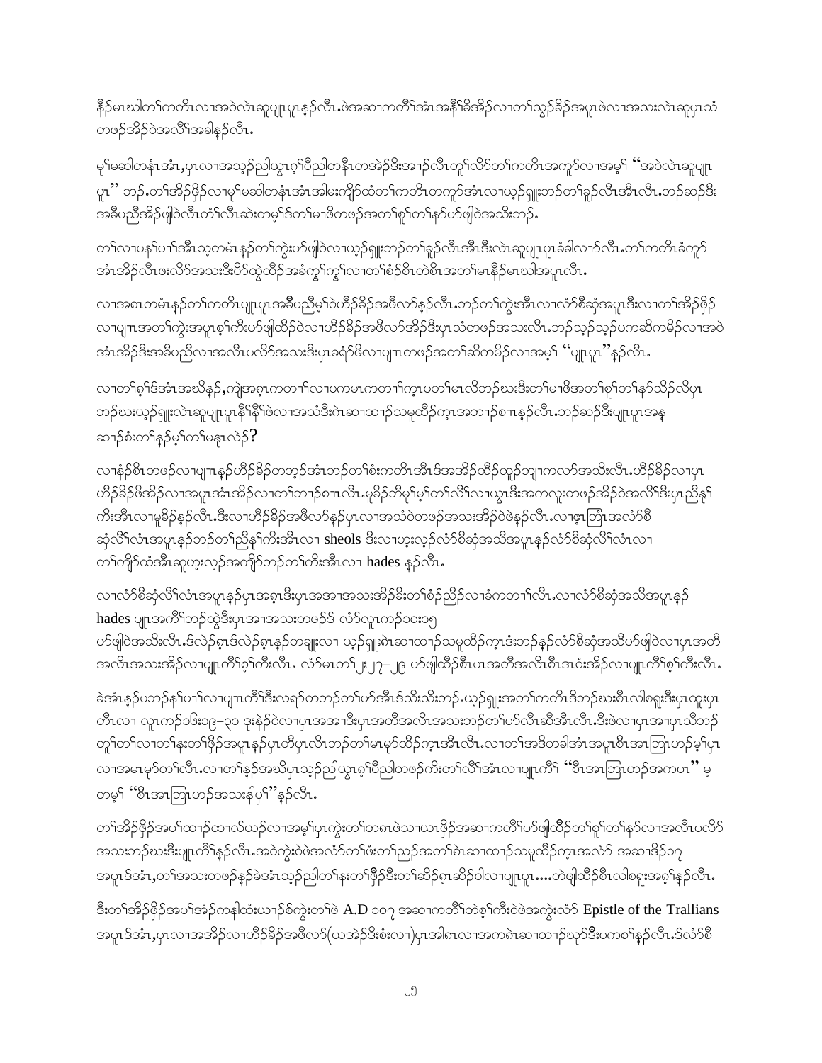နီၣ်မၤဃါတၢ်ကတိၤလၢအဝဲလဲၤဆူပျုၤပူၤန့ၣ်လီၤ.ဖဲအဆၢကတီၢ်အံၤအနီၢ်ခိအိၣ်လၢတၢ်သွံၣ်ခိၣ်အပူၤဖဲလၢအသးလဲၤဆူပှၤသံတဖၣ်အိၣ်ဝဲအလီၢ်အခါန့ၣ်လီၤ.

မ့ၢ်မဆါတနံၤအံၤ,ပှၤလၢအသ့ၣ်ညါယွၤစ့ၢ်ပီညါတနီၤတအဲၣ်ဒိးအၢၣ်လီၤတူၢ်လိာ်တၢ်ကတိၤအကူာ်လၢအမ့ၢ် "အဝဲလဲၤဆူပျုၤပူၤ" ဘၣ်.တၢ်အိၣ်ဖှိၣ်လၢမ့ၢ်မဆါတနံၤအံၤအါမးကျိာ်ထံတၢ်ကတိၤတကူာ်အံၤလၢယ့ၣ်ရှူးဘၣ်တၢ်ခူၣ်လီၤအီၤလီၤ.ဘၣ်ဆၣ်ဒီးအခီပညီအိၣ်ဖျါဝဲလီၤတံၢ်လီၤဆဲးတမ့ၢ်ဒ်တၢ်မၢဖိတဖၣ်အတၢ်စူၢ်တၢ်နာ်ဟ်ဖျါဝဲအသိးဘၣ်.

တၢ်လၢပနၢ်ပၢၢ်အီၤသ့တမံၤန့ၣ်တၢ်ကွဲးဟ်ဖျါဝဲလၢယ့ၣ်ရှူးဘၣ်တၢ်ခူၣ်လီၤအီၤဒီးလဲၤဆူပျုၤပူၤခံခါလၢာ်လီၤ.တၢ်ကတိၤခံကူာ်အံၤအိၣ်လီၤဖးလိာ်အသးဒီးပိာ်ထွဲထိၣ်အခံကွ့ၢ်ကွ့ၢ်လၢတၢ်စံၣ်စိၤတဲစိၤအတၢ်မၤနီၣ်မၤဃါအပူၤလီၤ.

လၢအဂၤတမံၤန့ၣ်တၢ်ကတိၤပျုၤပူၤအခီပညီမ့ၢ်ဝဲဟီၣ်ခိၣ်အဖီလာ်န့ၣ်လီၤ.ဘၣ်တၢ်ကွဲးအီၤလၢလံာ်စီဆှံအပူၤဒီးလၢတၢ်အိၣ်ဖှိၣ်လၢပျုၤအတၢ်ကွဲးအပူၤစ့ၢ်ကီးဟ်ဖျါထီၣ်ဝဲလၢဟီၣ်ခိၣ်အဖီလာ်အိၣ်ဒီးပှၤသံတဖၣ်အသးလီၤ.ဘၣ်သ့ၣ်သ့ၣ်ပကဆိကမိၣ်လၢအဝဲအံၤအိၣ်ဒီးအခီပညီလၢအလီၤပလိာ်အသးဒီးပှၤခရံာ်ဖိလၢပျုၤတဖၣ်အတၢ်ဆိကမိၣ်လၢအမ့ၢ် "ပျုၤပူၤ"န့ၣ်လီၤ.

လၢတၢ်စူၢ်ဒ်အံၤအဃိန့ၣ်,ကျဲအစ့ၤကတၢၢ်လၢပကမၤကတၢၢ်က့ၤပတၢ်မၤလိဘၣ်ဃးဒီးတၢ်မၢဖိအတၢ်စူၢ်တၢ်နာ်သိၣ်လိပှၤဘၣ်ဃးယ့ၣ်ရှူးလဲၤဆူပျုၤပူၤနီၢ်နီၢ်ဖဲလၢအသံဒီးဂဲၤဆၢထၢၣ်သမူထိၣ်က့ၤအဘၢၣ်စၢၤန့ၣ်လီၤ.ဘၣ်ဆၣ်ဒီးပျုၤပူၤအနဆၢၣ်စံးတၢ်န့ၣ်မ့ၢ်တၢ်မနုၤလဲၣ်?

လၢနံၣ်စိၤတဖၣ်လၢပျုၤန့ၣ်ဟီၣ်ခိၣ်တဘ့ၣ်အံၤဘၣ်တၢ်စံးကတိၤအီၤဒ်အအိၣ်ထိၣ်ထုၣ်ဘျၢကလာ်အသိးလီၤ.ဟီၣ်ခိၣ်လၢပှၤဟီၣ်ခိၣ်ဖိအိၣ်လၢအပူၤအံၤအိၣ်လၢတၢ်ဘၢၣ်စၢၤလီၤ.မူခိၣ်ဘီမု့ၢ်မ့ၢ်တၢ်လီၢ်လၢယွၤဒီးအကလူးတဖၣ်အိၣ်ဝဲအလီၢ်ဒီးပှၤညီနှၢ်ကိးအီၤလၢမူခိၣ်န့ၣ်လီၤ.ဒီးလၢဟီၣ်ခိၣ်အဖီလာ်န့ၣ်ပှၤလၢအသံဝဲတဖၣ်အသးအိၣ်ဝဲဖဲန့ၣ်လီၤ.လၢဧ့ၤဘြံၤအလံာ်စီဆှံလီၢ်လံၤအပူၤန့ၣ်ဘၣ်တၢ်ညီနှၢ်ကိးအီၤလၢ sheols ဒီးလၢဟ့းလ့ၣ်လံာ်စီဆှံအသီအပူၤန့ၣ်လံာ်စီဆှံလီၢ်လံၤလၢတၢ်ကျိာ်ထံအီၤဆူဟ့းလ့ၣ်အကျိာ်ဘၣ်တၢ်ကိးအီၤလၢ hades န့ၣ်လီၤ.

လၢလံာ်စီဆှံလီၢ်လံၤအပူၤန့ၣ်ပှၤအစ့ၤဒီးပှၤအအၢအသးအိၣ်ခိးတၢ်စံၣ်ညီၣ်လၢခံကတၢၢ်လီၤ.လၢလံာ်စီဆှံအသီအပူၤန့ၣ် hades ပျုၤအကီၢ်ဘၣ်ထွဲဒီးပှၤအၢအသးတဖၣ်ဒ် လံာ်လူၤကၣ်၁၀း၁၅ ဟ်ဖျါဝဲအသိးလီၤ.ဒ်လဲၣ်စ့ၤဒ်လဲၣ်စ့ၤန့ၣ်တချုးလၢ ယ့ၣ်ရှူးဂဲၤဆၢထၢၣ်သမူထိၣ်က့ၤဒံးဘၣ်န့ၣ်လံာ်စီဆှံအသီဟ်ဖျါဝဲလၢပှၤအတီအလီၤအသးအိၣ်လၢပျုၤကီၢ်စ့ၢ်ကီးလီၤ. လံာ်မၤတၢ် ၂း၂၇-၂၉ ဟ်ဖျါထီၣ်စိၤပၤအတီအလီၤစိၤအဝံးအိၣ်လၢပျုၤကီၢ်စ့ၢ်ကီးလီၤ.

ခဲအံၤန့ၣ်ပဘၣ်နၢ်ပၢၢ်လၢပျုၤကီၢ်ဒီးလရာ်တဘၣ်တၢ်ဟ်အီၤဒ်သိးသိးဘၣ်.ယ့ၣ်ရှူးအတၢ်ကတိၤဒ်ဘၣ်ဃးစိၤလါစရူးဒီးပှၤထုးပှၤတီၤလၢ လူၤကၣ်၁၆း၁၉-၃၀ ဒုးနဲၣ်ဝဲလၢပှၤအအၢဒီးပှၤအတီအလီၤအသးဘၣ်တၢ်ဟ်လီၤဆီအီၤလီၤ.ဒီးဖဲလၢပှၤအၢပှၤသီဘၣ်တူၢ်တၢ်လၢတၢ်နးတၢ်ဖှိၣ်အပူၤန့ၣ်ပှၤတီပှၤလိၤဘၣ်တၢ်မၤမုာ်ထိၣ်က့ၤအီၤလီၤ.လၢတၢ်အဒိတခါအံၤအပူၤစိၤအၤဘြၤဟၣ်မ့ၢ်ပှၤလၢအမၤမုာ်တၢ်လီၤ.လၢတၢ်နၣ်အဃိပှၤသ့ၣ်ညါယွၤစ့ၢ်ပီညါတဖၣ်ကိးတၢ်လီၢ်အံၤလၢပျုၤကီၢ် "စိၤအၤဘြၤဟၣ်အကပၤ" မ့တမ့ၢ် "စိၤအၤဘြၤဟၣ်အသးနါပှၢ်"န့ၣ်လီၤ.

တၢ်အိၣ်ဖှိၣ်အပၢ်ထၢၣ်ထၢလ်ယၣ်လၢအမ့ၢ်ပှၤကွဲးတၢ်တဂၤဖဲသၢယၤဖှိၣ်အဆၢကတီၢ်ဟ်ဖျါထီၣ်တၢ်စူၢ်တၢ်နာ်လၢအလီၤပလိာ်အသးဘၣ်ဃးဒီးပျုၤကီၢ်န့ၣ်လီၤ.အဝဲကွဲးဝဲဖဲအလံာ်တၢ်ဖးတၢ်ညၣ်အတၢ်ဂဲၤဆၢထၢၣ်သမူထိၣ်က့ၤအလံာ် အဆၢဒိၣ်၁၇ အပူၤဒ်အံၤ,တၢ်အသးတဖၣ်န့ၣ်ခဲအံၤသ့ၣ်ညါတၢ်နးတၢ်ဖှိၣ်ဒီးတၢ်ဆိၣ်စ့ၤဆိၣ်ဝါလၢပျုၤပူၤ....တဲဖျါထီၣ်စိၤလါစရူးအစ့ၢ်န့ၣ်လီၤ.

ဒီးတၢ်အိၣ်ဖှိၣ်အပၢ်အံၣ်ကနါထံးယၢၣ်စ်ကွဲးတၢ်ဖဲ A.D ၁၀၇ အဆၢကတီၢ်တဲစ့ၢ်ကီးဝဲဖဲအကွဲးလံာ် Epistle of the Trallians အပူၤဒ်အံၤ,ပှၤလၢအအိၣ်လၢဟီၣ်ခိၣ်အဖီလာ်(ယအဲၣ်ဒိးစံးလၢ)ပှၤအါဂၤလၢအကဂဲၤဆၢထၢၣ်ဃုာ်ဒီးပကစၢ်န့ၣ်လီၤ.ဒ်လံာ်စီ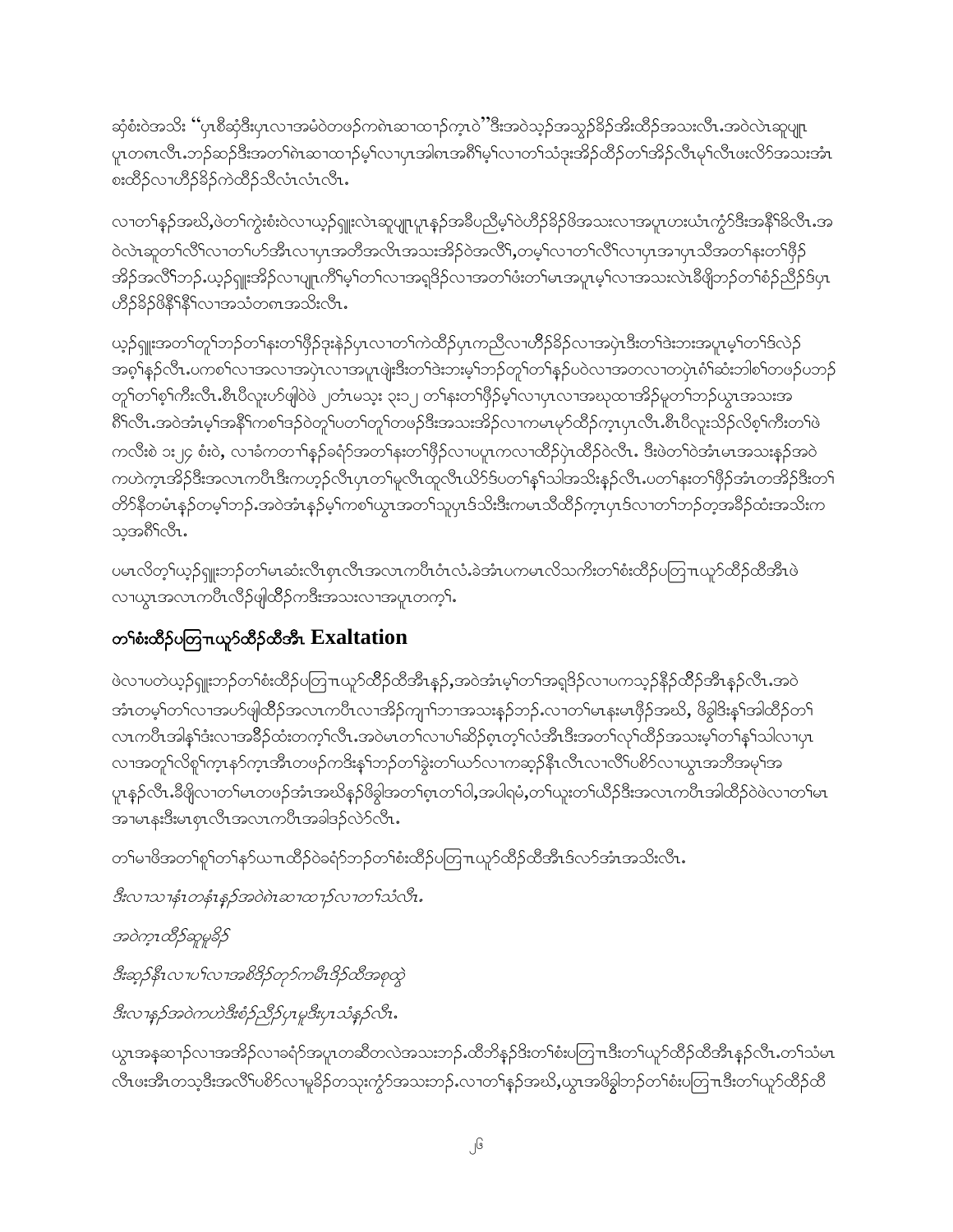ဆုံစံးဝဲအသိး "ပုၤစီဆုံဒီးပှၤလၢအမံဝဲတဖဉ်ကဂဲၤဆၢထၢဉ်က့ၤဝဲ"ဒီးအဝဲသ့ဉ်အသ့ဉ်ခိဉ်အိးထိဉ်အသးလီၤ.အဝဲလဲၤဆူပျၢ ပုၤတဂၤလီၤ.ဘဉ်ဆဉ်ဒီးအတၢ်ဂဲၤဆၢထၢဉ်မ့ၢ်လၢပှၤအါဂၤအဂီၢ်မ့ၢ်လၢတၢ်သံဒုးအိဉ်ထိဉ်တၢ်အိဉ်လီၤမုၢ်လီၤဖးလိာ်အသးအံၤ စးထိဉ်လၢဟီဉ်ခိဉ်ကဲထိဉ်သီလံၤလံၤလီၤ.

လၢတၢ်နဉ်အဃိ,ဖဲတၢ်ကွဲးစံးဝဲလၢယ့ဉ်ရှူးလဲၤဆူပျုၤပုၤနဉ်အခီပညီမ့ၢ်ဝဲဟီဉ်ခိဉ်ဖိအသးလၢအပူၤဟးဃံၤကွံာ်ဒီးအနီၢ်ခိလီၤ.အ ဝဲလဲၤဆူတၢ်လီၢ်လၢတၢ်ဟ်အီၤလၢပှၤအတီအလိၤအသးအိဉ်ဝဲအလီၢ်,တမ့ၢ်လၢတၢ်လီၢ်လၢပှၤအၢပှၤသီအတၢ်နးတၢ်ဖှိဉ် အိဉ်အလီၢ်ဘဉ်.ယ့ဉ်ရှူးအိဉ်လၢပျုၤကီၢ်မ့ၢ်တၢ်လၢအရှဒိဉ်လၢအတၢ်ဖံးတၢ်မၤအပူၤမ့ၢ်လၢအသးလဲၤခီဖျိဘဉ်တၢ်စံဉ်ညီဉ်ဒ်ပှၤ ဟီဉ်ခိဉ်ဖိနီၢ်နီၢ်လၢအသံတဂၤအသိးလီၤ.

ယ့ဉ်ရှူးအတၢ်တူၢ်ဘဉ်တၢ်နးတၢ်ဖှိဉ်ဒုးနဲဉ်ပှၤလၢတၢ်ကဲထိဉ်ပှၤကညီလၢဟီဉ်ခိဉ်လၢအပှဲၤဒီးတၢ်ဒဲးဘးအပူၤမ့ၢ်တၢ်ဒ်လဲဉ် အစ့ၢ်နဉ်လီၤ.ပကစၢ်လၢအလၢအပှဲၤလၢအပူၤဖျဲးဒီးတၢ်ဒဲးဘးမ့ၢ်ဘဉ်တူၢ်တၢ်နဉ်ပဝဲလၢအတလၢတပှဲၤဂံၢ်ဆီးဘါစၢ်တဖဉ်ပဘဉ် တူၢ်တၢ်စ့ၢ်ကီးလီၤ.စီၤပီလူးဟ်ဖျါဝဲဖဲ ၂တံၤမသ့း ၃း၁၂ တၢ်နးတၢ်ဖှိဉ်မ့ၢ်လၢပှၤလၢအဃုထၢအိဉ်မူတၢ်ဘဉ်ယွၤအသးအ ဂီၢ်လီၤ.အဝဲအံၤမ့ၢ်အနီၢ်ကစၢ်ဒဉ်ဝဲတူၢ်ပတၢ်တူၢ်တဖဉ်ဒီးအသးအိဉ်လၢကမၤမုာ်ထိဉ်က့ၤပှၤလီၤ.စီၤပီလူးသိဉ်လိစ့ၢ်ကီးတၢ်ဖဲ ကလီးစဲ ၁း၂၄ စံးဝဲ, လၢခံကတၢၢ်နဉ်ခရံာ်အတၢ်နးတၢ်ဖှိဉ်လၢပပူၤကလၢထိဉ်ပှဲၤထိဉ်ဝဲလီၤ. ဒီးဖဲတၢ်ဝဲအံၤမၤအသးနဉ်အဝဲ ကဟဲက့ၤအိဉ်ဒီးအလၤကပီၤဒီးကဟ့ဉ်လီၤပှၤတၢ်မူလီၤထူလီၤယိာ်ဒ်ပတၢ်နၢ်သါအသိးနဉ်လီၤ.ပတၢ်နးတၢ်ဖှိဉ်အံၤတအိဉ်ဒီးတၢ် တိာ်နီတမံၤနဉ်တမ့ၢ်ဘဉ်.အဝဲအံၤနဉ်မ့ၢ်ကစၢ်ယွၤအတၢ်သူဉ်ပှၤဒ်သိးဒီးကမၤသီထိဉ်က့ၤပှၤဒ်လၢတၢ်ဘဉ်တ့အခီဉ်ထံးအသိးက သ့အဂီၢ်လီၤ.

ပမၤလိတ့ၢ်ယ့ဉ်ရှူးဘဉ်တၢ်မၤဆံးလီၤစှၤလီၤအလၤကပီၤဝံၤလံ.ခဲအံၤပကမၤလိသကိးတၢ်စံးထိဉ်ပတြၢၤယူာ်ထိဉ်ထီအီၤဖဲ လၢယွၤအလၤကပီၤလိဉ်ဖျါထိဉ်ကဒီးအသးလၢအပူၤတက့ၢ်.

## တၢ်စံးထိဉ်ပတြၢၤယူာ်ထိဉ်ထီအီၤ Exaltation

ဖဲလၢပတဲယ့ဉ်ရှူးဘဉ်တၢ်စံးထိဉ်ပတြၢၤယူာ်ထိဉ်ထီအီၤနဉ်,အဝဲအံၤမ့ၢ်တၢ်အရှဒိဉ်လၢပကသ့ဉ်နီဉ်ထိဉ်အီၤနဉ်လီၤ.အဝဲ အံၤတမ့ၢ်တၢ်လၢအပာ်ဖျါထိဉ်အလၤကပီၤလၢအိဉ်ကျၢၢ်ဘၢအသးနဉ်ဘဉ်.လၢတၢ်မၤနးမၤဖှိဉ်အဃိ, ဖိခွါဒိးနၢ်အါထိဉ်တၢ် လၤကပီၤအါနၢ်ဒံးလၢအခီဉ်ထံးတက့ၢ်လီၤ.အဝဲမၤတၢ်လၢပၢ်ဆိဉ်စှၤတ့ၢ်လံအီၤဒီးအတၢ်လုၢ်ထိဉ်အသးမ့ၢ်တၢ်နၢ်သါလၢပှၤ လၢအတူၢ်လိစူၢ်က့ၤနာ်က့ၤအီၤတဖဉ်ကဒိးနၢ်ဘဉ်တၢ်ခွဲးတၢ်ယာ်လၢကဆ့ဉ်နီၤလီၤလၢလီၢ်ပစိာ်လၢယွၤအဘီအမုၢ်အ ပူၤနဉ်လီၤ.ခီဖျိလၢတၢ်မၤတဖဉ်အံၤအဃိနဉ်ဖိခွါအတၢ်စှၤတၢ်ဝါ,အပါရမံ,တၢ်ယူးတၢ်ယိဉ်ဒီးအလၤကပီၤအါထိဉ်ဝဲဖဲလၢတၢ်မၤ အၢမၤနးဒီးမၤစှၤလီၤအလၤကပီၤအခါဒဉ်လဲာ်လီၤ.

တၢ်မၢဖိအတၢ်စူၢ်တၢ်နာ်ယπၤထိဉ်ဝဲခရံာ်ဘဉ်တၢ်စံးထိဉ်ပတြၢၤယူာ်ထိဉ်ထီအီၤဒ်လာ်အံၤအသိးလီၤ.

*ဒီးလၢသၢနံၤတနံၤနဉ်အဝဲဂဲၤဆၢထၢဉ်လၢတၢ်သံလီၤ.*

*အဝဲက့ၤထိဉ်ဆူမူခိဉ်*

*ဒီးဆ့ဉ်နီၤလၢပၢ်လၢအစိဒိဉ်တုာ်ကမီၤဒိဉ်ထီအစုထွဲ*

*ဒီးလၢနဉ်အဝဲကဟဲဒီးစံဉ်ညီဉ်ပှၤမူဒီးပှၤသံနဉ်လီၤ.*

ယွၤအနဆၢဉ်လၢအအိဉ်လၢခရံာ်အပူၤတဆီတလဲအသးဘဉ်.ထိဘိနဉ်ဒိးတၢ်စံးပတြၢၤဒီးတၢ်ယူာ်ထိဉ်ထီအီၤနဉ်လီၤ.တၢ်သံမၤ လီၤဖးအီၤတသ့ဒီးအလီၢ်ပစိာ်လၢမူခိဉ်တသုးကွံာ်အသးဘဉ်.လၢတၢ်နဉ်အဃိ,ယွၤအဖိခွါဘဉ်တၢ်စံးပတြၢၤဒီးတၢ်ယူာ်ထိဉ်ထီ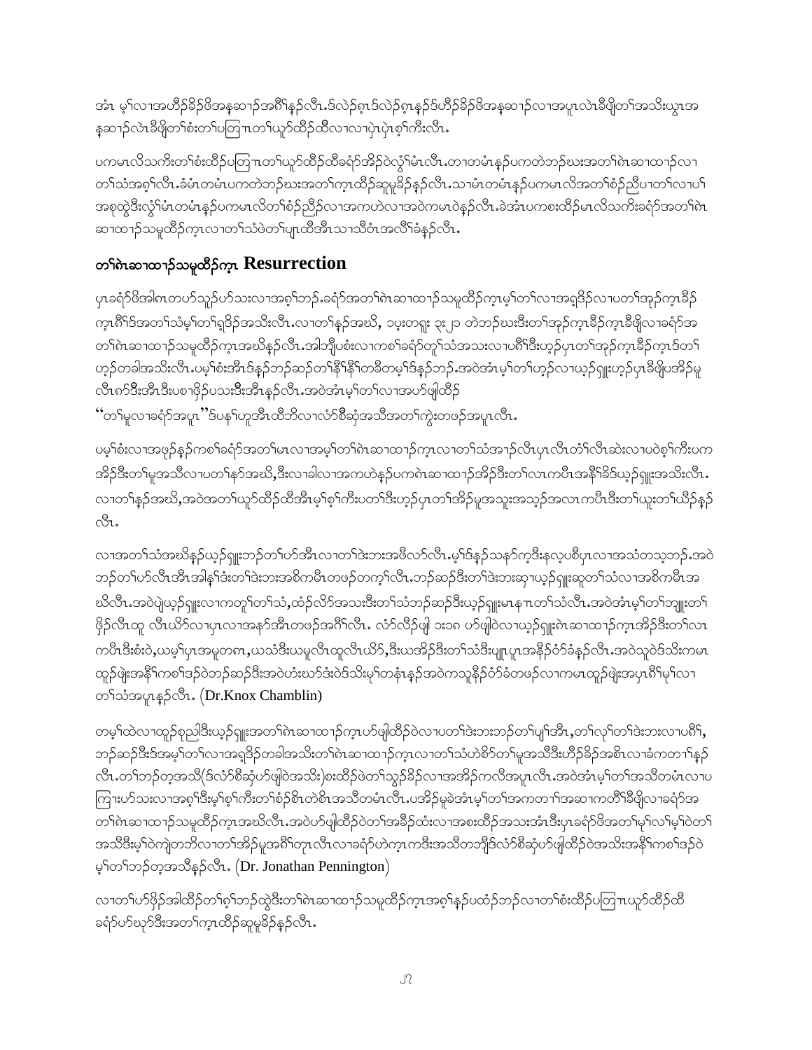အံၤ မ့ၢ်လၢအဟိၣ်ခိၣ်ဖိအနုဆၢၣ်အဂီၢ်နၣ်လီၤ.ဒ်လဲၣ်ရၤဒ်လဲၣ်ရၤနၣ်ဒ်ဟိၣ်ခိၣ်ဖိအနုဆၢၣ်လၢအပူၤလဲၤခီဖျိတၢ်အသိးယွၤအနုဆၢၣ်လဲၤခီဖျိတၢ်စံးတၢ်ပတြၢၤတၢ်ယုာ်ထိၣ်ထီလၢလၢပှဲၤပှဲၤစ့ၢ်ကီးလီၤ.

ပကမၤလိသကိးတၢ်စံးထိၣ်ပတြၢၤတၢ်ယုာ်ထိၣ်ထီခရံာ်အိၣ်ဝဲလွံၢ်မံၤလီၤ.တၢတမံၤနၣ်ပကတဲဘၣ်ဃးအတၢ်ဂဲၤဆၢထၢၣ်လၢတၢ်သံအစ့ၢ်လီၤ.ခံမံၤတမံၤပကတဲဘၣ်ဃးအတၢ်ကူၤထိၣ်ဆူမူခိၣ်နၣ်လီၤ.သၢမံၤတမံၤနၣ်ပကမၤလိအတၢ်စံၣ်ညီၣ်ပၢတၢ်လၢပှၢ်အစုထွဲဒီးလွံၢ်မံၤတမံၤနၣ်ပကမၤလိတၢ်စံၣ်ညီၣ်လၢအကဟဲလၢအဝဲကမၤဝဲနၣ်လီၤ.ခဲအံၤပကစးထိၣ်မၤလိသကိးခရံာ်အတၢ်ဂဲၤဆၢထၢၣ်သမူထိၣ်ကဒၢလၢတၢ်သံဖဲတၢ်ပျၤထီအီၤသၢသီဝံၤအလီၢ်ခံနၣ်လီၤ.

## တၢ်ဂဲၤဆၢထၢၣ်သမူထိၣ်ကဒၢ Resurrection

ပှၤခရံာ်ဖိအါဂၤတဟ်သူၣ်ဟ်သးလၢအစ့ၢ်ဘၣ်.ခရံာ်အတၢ်ဂဲၤဆၢထၢၣ်သမူထိၣ်ကဒၢမ့ၢ်တၢ်လၢအရှ့ဒိၣ်လၢပတၢ်အုၣ်ကၤခိၣ်ကၤဂီၢ်ဒ်အတၢ်သံမ့ၢ်တၢ်ရှ့ဒိၣ်အသိးလီၤ.လၢတၢ်နၣ်အဃိ, ၁ပုးတရုး ၁၃း၂ တဲဘၣ်ဃးဒီးတၢ်အုၣ်ကၤခိၣ်ကၤခီဖျိလၢခရံာ်အတၢ်ဂဲၤဆၢထၢၣ်သမူထိၣ်ကဒၢအဃိနၣ်လီၤ.အါဘျီပစံးလၢကစၢ်ခရံာ်တူၢ်သံအသးလၢပဂီၢ်ဒီးဟ့ၣ်ပှၤတၢ်အုၣ်ကၤခိၣ်ကၤဒ်တၢ်ဟ့ၣ်တခါအသိးလီၤ.ပမ့ၢ်စံးအီၤဒ်နၣ်ဘၣ်ဆၣ်တၢ်နီၢ်နီၢ်တခီတမ့ၢ်ဒ်နၣ်ဘၣ်.အဝဲအံၤမ့ၢ်တၢ်ဟ့ၣ်လၢယၖ်ရှူးဟ့ၣ်ပှၤခီဖျိပအိၣ်မူလီၤဂၢ်ဒီးအီၤဒီးပစၢဖိုၣ်ပသးဒီးအီၤနၣ်လီၤ.အဝဲအံၤမ့ၢ်တၢ်လၢအဟ်ဖျါထိၣ်
"တၢ်မူလၢခရံာ်အပူၤ"ဒ်ပနၢ်ဟူအီၤထိဘိလၢလံာ်စီဆှံအသိအတၢ်ကွဲးတဖၣ်အပူၤလီၤ.

ပမ့ၢ်စံးလၢအဖုဉ်နၣ်ကစၢ်ခရံာ်အတၢ်မၤလၢအမ့ၢ်တၢ်ဂဲၤဆၢထၢၣ်ကဒၢလၢတၢ်သံအၢၣ်လီၤပှၤလီၤတံၢ်လီၤဆဲးလၢပဝဲစ့ၢ်ကီးပကအိၣ်ဒီးတၢ်မူအသီလၢပတၢ်နၢ်အဃိ,ဒီးလၢခါလၢအကဟဲနၣ်ပကဂဲၤဆၢထၢၣ်အိၣ်ဒီးတၢ်လၤကပီၤအနီၢ်ခိၣ်ဒ်ယ့ၣ်ရှူးအသိးလီၤ. လၢတၢ်နၣ်အဃိ,အဝဲအတၢ်ယုာ်ထိၣ်ထီအီၤမ့ၢ်စ့ၢ်ကီးပတၢ်ဒီးဟ့ၣ်ပှၤတၢ်အိၣ်မူအသူးအသ့ၣ်အလၤကပီၤဒီးတၢ်ယူးတၢ်ယိၣ်နၣ်လီၤ.

လၢအတၢ်သံအဃိနၣ်ယ့ၣ်ရှူးဘၣ်တၢ်ဟ်အီၤလၢတၢ်ဒဲးဘးအဖီလာ်လီၤ.မ့ၢ်ဒ်နၣ်သနာ်ကဒီးနလ့ပစိပှၤလၢအသံတသ့ဘၣ်.အဝဲဘၣ်တၢ်ဟ်လီၤအီၤအါနၢ်ဒံးတၢ်ဒဲးဘးအစိကမီၤတဖၣ်တက့ၢ်လီၤ.ဘၣ်ဆၣ်ဒီးတၢ်ဒဲးဘးဆ့ၢယ့ၣ်ရှူးဆူတၢ်သံလၢအစိကမီၤအဃိလီၤ.အဝဲပျဲယ့ၣ်ရှူးလၢကတူၢ်တၢ်သံ,ထံၣ်လိာ်အသးဒီးတၢ်သံဘၣ်ဆၣ်ဒီးယ့ၣ်ရှူးမၤနၢၤတၢ်သံလီၤ.အဝဲအံၤမ့ၢ်တၢ်ဘျုးတၢ်ဖိၣ်လီၤထူ လီၤယိာ်လၢပှၤလၢအနာ်အီၤတဖၣ်အဂီၢ်လီၤ. လံာ်လိၣ်ဖျါ ၁း၁၈ ဟ်ဖျါဝဲလၢယ့ၣ်ရှူးဂဲၤဆၢထၢၣ်ကဒၢအိၣ်ဒီးတၢ်လၤကပီၤဒီးစံးဝဲ,ယမ့ၢ်ပှၤအမူတဂၤ,ယသံဒီးယမူလီၤထူလီၤယိာ်,ဒီးယအိၣ်ဒီးတၢ်သံဒီးပျုၤပူၤအနီၣ်ဝံာ်ခံနၣ်လီၤ.အဝဲသူဝဲဒ်သိးကမၤထူၣ်ဖျဲးအနီၢ်ကစၢ်ဒၣ်ဝဲဘၣ်ဆၣ်ဒီးအဝဲဟံးဃာ်ဒံးဝဲဒ်သိးမ့ၢ်တနံၤနၣ်အဝဲကသူနီၣ်ဝံာ်ခံတဖၣ်လၢကမၤထူၣ်ဖျဲးအပှၤဂီၢ်မ့ၢ်လၢတၢ်သံအပူၤနၣ်လီၤ. (Dr.Knox Chamblin)

တမ့ၢ်ထဲလၢထူၣ်စုညါဒီးယ့ၣ်ရှူးအတၢ်ဂဲၤဆၢထၢၣ်ကဒၢဟ်ဖျါထိၣ်ဝဲလၢပတၢ်ဒဲးဘးဘၣ်တၢ်ပျၢ်အီၤ,တၢ်လုၢ်တၢ်ဒဲးဘးလၢပဂီၢ်,ဘၣ်ဆၣ်ဒီးဒ်အမ့ၢ်တၢ်လၢအရှ့ဒိၣ်တခါအသိးတၢ်ဂဲၤဆၢထၢၣ်ကဒၢလၢတၢ်သံဟဲစိာ်တၢ်မူအသီဒီးဟိၣ်ခိၣ်အစီၤလၢခံကတၢၢ်နၣ်လီၤ.တၢ်ဘၣ်တ့အသီ(ဒ်လံာ်စီဆှံဟ်ဖျါဝဲအသိး)စးထိၣ်ဖဲတၢ်သွၣ်ခိၣ်လၢအအိၣ်ကလီအပူၤလီၤ.အဝဲအံၤမ့ၢ်တၢ်အသီတမံၤလၢပကြၢးဟ်သးလၢအစ့ၢ်ဒီးမ့ၢ်စ့ၢ်ကီးတၢ်စံၣ်စိၤတဲစိၤအသီတမံၤလီၤ.ပအိၣ်မူခဲအံၤမ့ၢ်တၢ်အကတၢၢ်အဆၢကတီၢ်ခီဖျိလၢခရံာ်အတၢ်ဂဲၤဆၢထၢၣ်သမူထိၣ်ကဒၢအဃိလီၤ.အဝဲဟ်ဖျါထိၣ်ဝဲတၢ်အခီၣ်ထံးလၢအစးထိၣ်အသးအံၤဒီးပှၤခရံာ်ဖိအတၢ်မုၢ်လၢ်မ့ၢ်ဝဲတၢ်အသီဒီးမ့ၢ်ဝဲကျဲတဘိလၢတၢ်အိၣ်မူအဂီၢ်တုၤလီၤလၢခရံာ်ဟဲကဒၢကဒီးအသီတဘျီဒ်လံာ်စီဆှံဟ်ဖျါထိၣ်ဝဲအသိးအနီၢ်ကစၢ်ဒၣ်ဝဲမ့ၢ်တၢ်ဘၣ်တ့အသီနၣ်လီၤ. (Dr. Jonathan Pennington)

လၢတၢ်ဟ်ဖိုၣ်အါထိၣ်တၢ်စ့ၢ်ဘၣ်ထွဲဒီးတၢ်ဂဲၤဆၢထၢၣ်သမူထိၣ်ကဒၢအစ့ၢ်နၣ်ပထံၣ်ဘၣ်လၢတၢ်စံးထိၣ်ပတြၢၤယုာ်ထိၣ်ထီခရံာ်ဟ်ဃုာ်ဒီးအတၢ်ကူၤထိၣ်ဆူမူခိၣ်နၣ်လီၤ.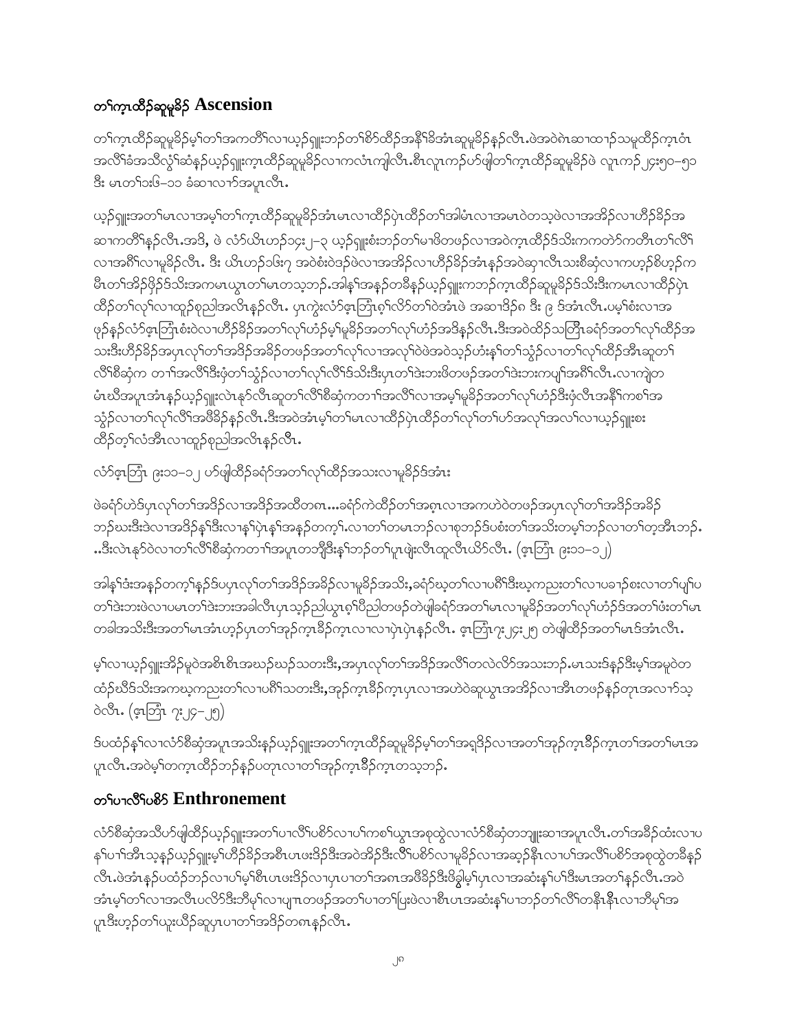## တၢ်ကဲၤထီဉ်ဆူမူခိဉ် Ascension

တၢ်ကဲၤထီဉ်ဆူမူခိဉ်မ့ၢ်တၢ်အကတိၢ်လၢယ့ၣ်ရှူးဘဉ်တၢ်စိာ်ထီဉ်အနီၢ်ခိအံၤဆူမူခိဉ်နဉ်လီၤ.ဖဲအဝဲဂဲၤဆၢထၢၣ်သမူထီဉ်ကဲၤဝံၤ အလိၢ်ခံအသီလွံၢ်ဆံနံၣ်ယ့ၣ်ရှူးကဲၤထီဉ်ဆူမူခိဉ်လၢကလံၤကျါလီၤ.စီၤလူၤကၣ်ပာ်ဖျါတၢ်ကဲၤထီဉ်ဆူမူခိဉ်ဖဲ လူၤကၣ်၂၄း၅၀–၅၁ ဒီး မၤတၢ်၁း၆–၁၁ ခံဆၢလၢာ်အပူၤလီၤ.

ယ့ၣ်ရှူးအတၢ်မၤလၢအမ့ၢ်တၢ်ကဲၤထီဉ်ဆူမူခိဉ်အံၤမၤလၢထီဉ်ပှဲၤထီဉ်တၢ်အါမံၤလၢအမၤဝဲတသ့ဖဲလၢအအိဉ်လၢဟီဉ်ခိဉ်အ ဆၢကတီၢ်နဉ်လီၤ.အဒိ, ဖဲ လံာ်ယိၤဟၣ်၁၄း၂–၃ ယ့ၣ်ရှူးစံးဘဉ်တၢ်မၢဖိတဖဉ်လၢအဝဲကဲၤထီဉ်ဒ်သိးကကတဲာ်ကတီၤတၢ်လိၢ် လၢအဂီၢ်လၢမူခိဉ်လီၤ. ဒီး ယိၤဟၣ်၁၆း၇ အဝဲစံးဝဲဒဉ်ဖဲလၢအအိဉ်လၢဟီဉ်ခိဉ်အံၤန့ဉ်အဝဲဆုၢလီၤသးစီဆုံလၢကဟ့ဉ်စိဟ့ဉ်က မီၤတၢ်အိဉ်ဖှိဉ်ဒ်သိးအကမၤယွၤတၢ်မၤတသ့ဘဉ်.အါန့ၢ်အန့ဉ်တခီနဉ်ယ့ၣ်ရှူးကဘဉ်ကဲၤထီဉ်ဆူမူခိဉ်ဒ်သိးဒီးကမၤလၢထီဉ်ပှဲၤ ထီဉ်တၢ်လုၢ်လၢထူဉ်စှညါအလီၤနဉ်လီၤ. ပှၤကွဲးလံာ်ဧ့ၤဘြံၤစ့ၢ်လိာ်တၢ်ဝဲအံၤဖဲ အဆၢဒိဉ်၈ ဒီး ၉ ဒ်အံၤလီၤ.ပမ့ၢ်စံးလၢအ ဖှဉ်နဉ်လံာ်ဧ့ၤဘြံၤစံၤဝဲလၢဟီဉ်ခိဉ်အတၢ်လုၢ်ဟံဉ်မ့ၢ်မူခိဉ်အတၢ်လုၢ်ဟံဉ်အဒိနဉ်လီၤ.ဒီးအဝဲထိဉ်သတြီၤခရံာ်အတၢ်လုၢ်ထိဉ်အ သးဒီးဟီဉ်ခိဉ်အပှၤလုၢ်တၢ်အဒိဉ်အခိဉ်တဖဉ်အတၢ်လုၢ်လၢအလုၢ်ဝဲဖဲအဝဲသ့ဉ်ဟံးန့ၢ်တၢ်သွံဉ်လၢတၢ်လုၢ်ထီဉ်အီၤဆူတၢ် လိၢ်စီဆုံက တၢၢ်အလိၢ်ဒီးဖုံတၢ်သွံဉ်လၢတၢ်လုၢ်လိၢ်ဒ်သိးဒီးပှၤတၢ်ဒဲးဘးဖိတဖဉ်အတၢ်ဒဲးဘးကပျ့ၢ်အဂီၢ်လီၤ.လၢကျဲတ မံၤဃီအပူၤအံၤနဉ်ယ့ၣ်ရှူးလဲၤနဉ်လီၤဆူတၢ်လိၢ်စီဆုံကတၢၢ်အလိၢ်လၢအမ့ၢ်မူခိဉ်အတၢ်လုၢ်ဟံဉ်ဒီးဖုံလီၤအနီၢ်ကစၢ်အ သွံဉ်လၢတၢ်လုၢ်လိၢ်အဖီခိဉ်နဉ်လီၤ.ဒီးအဝဲအံၤမ့ၢ်တၢ်မၤလၢထီဉ်ပှဲၤထီဉ်တၢ်လုၢ်တၢ်ပာ်အလုၢ်အလၢ်လၢယ့ၣ်ရှူးစး ထီဉ်တ့ၢ်လံအီၤလၢထူဉ်စှညါအလီၤနဉ်လီၤ.

လံာ်ဧ့ၤဘြံၤ ၉း၁၁–၁၂ ပာ်ဖျါထီဉ်ခရံာ်အတၢ်လုၢ်ထီဉ်အသးလၢမူခိဉ်ဒ်အံၤ:

ဖဲခရံာ်ဟဲဒ်ပှၤလုၢ်တၢ်အဒိဉ်လၢအဒိဉ်အထီတဏ...ခရံာ်ကဲထီဉ်တၢ်အစှၤလၢအကဟဲဝဲတဖဉ်အပှၤလုၢ်တၢ်အဒိဉ်အခိဉ် ဘဉ်ဃးဒီးဒဲလၢအဒိဉ်န့ၢ်ဒီးလၢန့ၢ်ပှဲၤန့ၢ်အန့ဉ်တက့ၢ်.လၢတၢ်တမၤဘဉ်လၢစုဘဉ်ဒ်ပစံးတၢ်အသိးတမ့ၢ်ဘဉ်လၢတၢ်တ့အီၤဘဉ်. ..ဒီးလဲၤနဉ်ဝဲလၢတၢ်လိၢ်စီဆုံကတၢၢ်အပူၤတဘျီဒီးန့ၢ်ဘဉ်တၢ်ပူၤဖျဲးလီၤထူလီၤယိာ်လီၤ. (ဧ့ၤဘြံၤ ၉း၁၁–၁၂)

အါန့ၢ်ဒံးအန့ဉ်တက့ၢ်နဉ်ဒ်ပပှၤလုၢ်တၢ်အဒိဉ်အခိဉ်လၢမူခိဉ်အသိး,ခရံာ်ဃ့တၢ်လၢပဂီၢ်ဒီးဃ့ကညးတၢ်လၢပခၢၣ်စးလၢတၢ်ပျ့ၢ်ပ တၢ်ဒဲးဘးဖဲလၢပမၤတၢ်ဒဲးဘးအခါလီၤပှၤသ့ဉ်ညါယွၤဧ့ၢ်ပိညါတဖဉ်တဲဖျါခရံာ်အတၢ်မၤလၢမူခိဉ်အတၢ်လုၢ်ဟံဉ်ဒ်အတၢ်ဖံးတၢ်မၤ တခါအသိးဒီးအတၢ်မၤအံၤဟ့ဉ်ပှၤတၢ်အုဉ်ကဲၤခီဉ်ကဲၤလၢလၢပှဲၤပှဲၤနဉ်လီၤ. ဧ့ၤဘြံၤ၇း၂၄း၂၅ တဲဖျါထီဉ်အတၢ်မၤဒ်အံၤလီၤ.

မ့ၢ်လၢယ့ၣ်ရှူးအိဉ်မူဝဲအစိၤစိၤအဃဉ်ဃဉ်လၢတးဒီး,အပှၤလုၢ်တၢ်အဒိဉ်အလိၢ်တလဲလိာ်အသးဘဉ်.မၤသးဒ်နဉ်ဒီးမ့ၢ်အမူဝဲတ ထံဉ်ဃီဒ်သိးအကဃ့ကညးတၢ်လၢပဂီၢ်သတးဒီး,အုဉ်ကဲၤခီဉ်ကဲၤပှၤလၢအဟဲဝဲဆူယွၤအအိဉ်လၢအီၤတဖဉ်နဉ်တုၤအလၢာ်သ့ ဝဲလီၤ. (ဧ့ၤဘြံၤ ၇း၂၄–၂၅)

ဒ်ပထံဉ်န့ၢ်လၢလံာ်စီဆုံအပူၤအသိးနဉ်ယ့ၣ်ရှူးအတၢ်ကဲၤထီဉ်ဆူမူခိဉ်မ့ၢ်တၢ်အရှဒိဉ်လၢအတၢ်အုဉ်ကဲၤခီဉ်ကဲၤတၢ်အတၢ်မၤအ ပူၤလီၤ.အဝဲမ့ၢ်တကဲၤထီဉ်ဘဉ်နဉ်ပတုၤလၢတၢ်အုဉ်ကဲၤခီဉ်ကဲၤတသ့ဘဉ်.

## တၢ်ပၢလိၢ်ပစိာ် Enthronement

လံာ်စီဆုံအသီပာ်ဖျါထီဉ်ယ့ၣ်ရှူးအတၢ်ပၢလိၢ်ပစိာ်လၢပၢ်ကစၢ်ယွၤအစုထွဲလၢလံာ်စီဆုံတဘျုးဆၢအပူၤလီၤ.တၢ်အခိဉ်ထံးလၢပ န့ၢ်ပၢ်အီၤသ့နဉ်ယ့ၣ်ရှူးမ့ၢ်ဟီဉ်ခိဉ်အစီၤပၤဖးဒိဉ်ဒီးအဝဲအိဉ်ဒီးလိၢ်ပစိာ်လၢမူခိဉ်လၢအဆ့ဉ်နီၤလၢပၢ်အလိၢ်ပစိာ်အစုထွဲတခီနဉ် လီၤ.ဖဲအံၤနဉ်ပထံဉ်ဘဉ်လၢပၢ်မ့ၢ်စီၤပၤဖးဒိဉ်လၢပှၤပၢတၢ်အစၢအဖီခိဉ်ဒီးဖိခွါမ့ၢ်ပှၤလၢအဆံးန့ၢ်ပၢ်ဒီးမၤအတၢ်နဉ်လီၤ.အဝဲ အံၤမ့ၢ်တၢ်လၢအလီၤပလိာ်ဒီးဘီမုၢ်လၢပျ့ၤတဖဉ်အတၢ်ပၢတၢ်ပြးဖဲလၢစီၤပၤအဆံးန့ၢ်ပၢဘဉ်တၢ်လိၢ်တနီၤနီၤလၢဘီမုၢ်အ ပူၤဒီးဟ့ဉ်တၢ်ယူးယီဉ်ဆူပှၤပၢတၢ်အဒိဉ်တဏနဉ်လီၤ.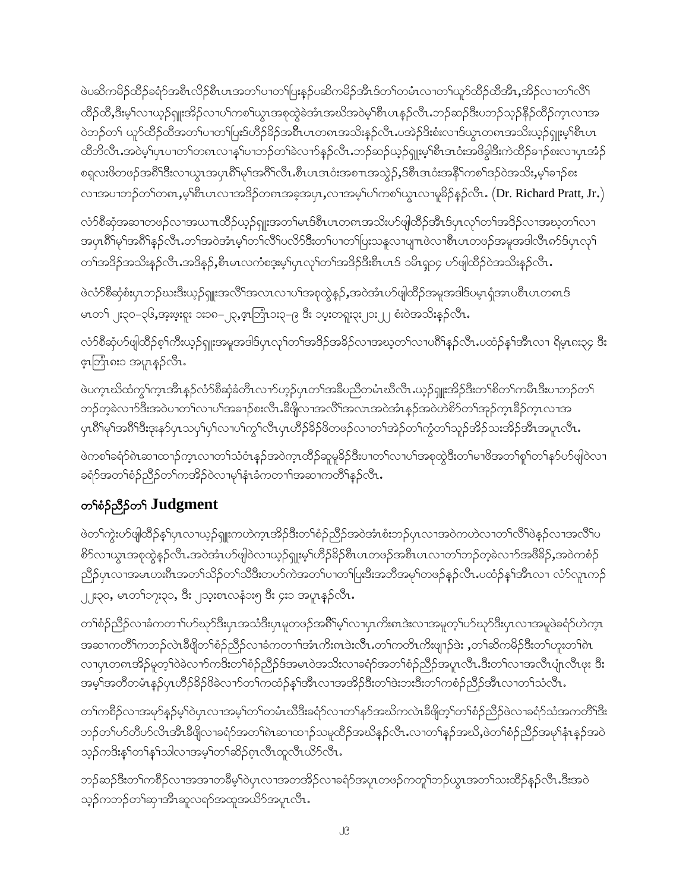ဖဲပဆိကမိဉ်ထိဉ်ခရံာ်အစီၤလိဉ်စီၤပၤအတၢ်ပၢတၢ်ပြးနှဉ်ပဆိကမိဉ်အီၤဒ်တၢ်တမံၤလၢတၢ်ယုာ်ထိဉ်ထီအီၤ,အိဉ်လၢတၢ်လီၢ်ထိဉ်ထိ,ဒီးမ့ၢ်လၢယ့ဉ်ရှူးအိဉ်လၢပ၀ၢ်ကစၢ်ယွၤအစုထွဲခဲအံၤအဃိအဝဲမ့ၢ်စီၤပၤန့ဉ်လီၤ.ဘဉ်ဆဉ်ဒီးပဘဉ်သ့ဉ်နီဉ်ထိဉ်က့ၤလၢအဝဲဘဉ်တၢ် ယုာ်ထိဉ်ထီအတၢ်ပၢတၢ်ပြးဒ်ဟီဉ်ခိဉ်အစီၤပၤတဂၤအသိးနှဉ်လီၤ.ပအဲဉ်ဒိးစံးလၢဒ်ယွၤတဂၤအသိးယ့ဉ်ရှူးမ့ၢ်စီၤပၤထီဘိလီၤ.အဝဲမ့ၢ်ပှၤပၢတၢ်တဂၤလၢနၢ်ပၢဘဉ်တၢ်ခဲလၢာ်နှဉ်လီၤ.ဘဉ်ဆဉ်ယ့ဉ်ရှူးမ့ၢ်စီၤဒၢဝံးအဖိခွါဒီးကဲထိဉ်ခၢဉ်စးလၢပှၤအံဉ်စရလးဖိတဖဉ်အဂီၢ်ဒီးလၢယွၤအပှၤဂီၢ်မုၢ်အဂီၢ်လီၤ.စီၤပၤဒၢဝံးအစၢၤအသွဲဉ်,ဒ်စီၤဒၢဝံးအနီၢ်ကစၢ်ဒဉ်ဝဲအသိး,မ့ၢ်ခၢဉ်စးလၢအပၢဘဉ်တၢ်တဂၤ,မ့ၢ်စီၤပၤလၢအဒိဉ်တဂၤအခ့အပှၤ,လၢအမ့ၢ်ပ၀ၢ်ကစၢ်ယွၤလၢမူခိဉ်နှဉ်လီၤ. (Dr. Richard Pratt, Jr.)

လံာ်စီဆုံအဆၢတဖဉ်လၢအယ့ၤထိဉ်ယ့ဉ်ရှူးအတၢ်မၤဒ်စီၤပၤတဂၤအသိးဟ်ဖျါထိဉ်အီၤဒ်ပှၤလုၢ်တၢ်အဒိဉ်လၢအဃ့တၢ်လၢအပှၤဂီၢ်မုၢ်အဂီၢ်နှဉ်လီၤ.တၢ်အဝဲအံၤမ့ၢ်တၢ်လီၢ်ပလိာ်ဒီးတၢ်ပၢတၢ်ပြးသနူလၢပျ့ၤဖဲလၢစီၤပၤတဖဉ်အမူအဒါလီၤက်ဒ်ပှၤလုၢ်တၢ်အဒိဉ်အသိးနှဉ်လီၤ.အဒိန့ဉ်,စီၤမၤလၤကံစဒ့းမ့ၢ်ပှၤလုၢ်တၢ်အဒိဉ်ဒီးစီၤပၤဒ် ၁မိၤရှ၁၄ ဟ်ဖျါထိဉ်ဝဲအသိးနှဉ်လီၤ.

ဖဲလံာ်စီဆုံစံးပှၤဘဉ်ဃးဒီးယ့ဉ်ရှူးအလီၢ်အလၤလၢပ၀ၢ်အစုထွဲန့ဉ်,အဝဲအံၤဟ်ဖျါထိဉ်အမူအဒါဒ်ပမ့ၤရှံအၤပစီၤပၤတဂၤဒ် မၤတၢ် ၂၂း၃၀–၃၆,အ့ဖ့းစူး ၁း၁၈–၂၃,ဧ့ၤဘြံၤ၁း၃–၉ ဒီး ၁ပ့းတရူး၃း၂၁း၂၂ စံးဝဲအသိးနှဉ်လီၤ.

လံာ်စီဆုံဟ်ဖျါထိဉ်စ့ၢ်ကီးယ့ဉ်ရှူးအမူအဒါဒ်ပှၤလုၢ်တၢ်အဒိဉ်အခိဉ်လၢအဃ့တၢ်လၢပဂီၢ်နှဉ်လီၤ.ပထံဉ်နှၢ်အီၤလၢ ရိမ့ၤ၈း၃၄ ဒီး ဧ့ၤဘြံၤ၈း၁ အပူၤနှဉ်လီၤ.

ဖဲပက့ၤဃိထံကွၢ်က့ၤအီၤနှဉ်လံာ်စီဆုံခံတီၤလၢာ်ဟ့ဉ်ပှၤတၢ်အခီပညီတမံၤဃီလီၤ.ယ့ဉ်ရှူးအိဉ်ဒီးတၢ်စိတၢ်ကမီၤဒီးပၢဘဉ်တၢ်ဘဉ်တ့ခဲလၢာ်ဒီးအဝဲပၢတၢ်လၢပ၀ၢ်အခၢဉ်စးလီၤ.ခီဖြိုလၢအလီၢ်အလၤအဝဲအံၤန့ဉ်အဝဲဟဲစိာ်တၢ်အှဉ်က့ၤခီဉ်က့ၤလၢအပှၤဂီၢ်မုၢ်အဂီၢ်ဒီးဒုးနဲာ်ပှၤသပှၢ်ပှၢ်လၢပ၀ၢ်ကွၢ်လီၤပှၤဟီဉ်ခိဉ်ဖိတဖဉ်လၢတၢ်အဲဉ်တၢ်ကွံတၢ်သူဉ်အိဉ်သးအိဉ်အီၤအပူၤလီၤ.

ဖဲကစၢ်ခရံာ်စဲၤဆၢထၢဉ်က့ၤလၢတၢ်သံဝံၤန့ဉ်အဝဲက့ၤထိဉ်ဆူမူခိဉ်ဒီးပၢတၢ်လၢပ၀ၢ်အစုထွဲဒီးတၢ်မၤဖိအတၢ်စူၢ်တၢ်နာ်ဟ်ဖျါဝဲလၢခရံာ်အတၢ်စံဉ်ညီဉ်တၢ်ကအိဉ်ဝဲလၢမုၢ်နံၤခံကတၢၢ်အဆၢကတီၢ်နှဉ်လီၤ.

## တၢ်စံဉ်ညီဉ်တၢ် Judgment

ဖဲတၢ်ကွဲးဟ်ဖျါထိဉ်နှၢ်ပှၤလၢယ့ဉ်ရှူးကဟဲက့ၤအိဉ်ဒီးတၢ်စံဉ်ညီဉ်အဝဲအံၤစံးဘဉ်ပှၤလၢအဝဲကဟဲလၢတၢ်လီၢ်ဖဲနှဉ်လၢအလီၢ်ပစိာ်လၢယွၤအစုထွဲနှဉ်လီၤ.အဝဲအံၤဟ်ဖျါဝဲလၢယ့ဉ်ရှူးမ့ၢ်ဟီဉ်ခိဉ်စီၤပၤတဖဉ်အစီၤပၤလၢတၢ်ဘဉ်တ့ခဲလၢာ်အဖီခိဉ်,အဝဲကစံဉ်ညီဉ်ပှၤလၢအမၤဟးဂီၤအတၢ်သိဉ်တၢ်သီဒီးတဟ်ကဲအတၢ်ပၢတၢ်ပြးဒီးအဘီအမုၢ်တဖဉ်နှဉ်လီၤ.ပထံဉ်နှၢ်အီၤလၢ လံာ်လုၤကဉ် ၂၂း၃၀, မၤတၢ်၁၇း၃၁, ဒီး ၂သ့းစၤလနံ၁း၅ ဒီး ၄း၁ အပူၤနှဉ်လီၤ.

တၢ်စံဉ်ညီဉ်လၢခံကတၢၢ်ဟ်ဃှာ်ဒီးပှၤအသံဒီးပှၤမူတဖဉ်အဂီၢ်မ့ၢ်လၢပှၤကီးဂၤဒဲးလၢအမူတ့ၢ်ဟ်ဃှာ်ဒီးပှၤလၢအမူဖဲခရံာ်ဟဲက့ၤအဆၢကတီၢ်ကဘဉ်လဲၤခီဖြိုတၢ်စံဉ်ညီဉ်လၢခံကတၢၢ်အံၤကီးဂၤဒဲးလီၤ.တၢ်ကတိၤကီးဖျၢဉ်ဒဲး ,တၢ်ဆိကမိဉ်ဒီးတၢ်ဟူးတၢ်ဂဲၤလၢပှၤတဂၤအိဉ်မူတ့ၢ်ဝဲခဲလၢာ်ကဒိးတၢ်စံဉ်ညီဉ်ဒ်အမၤဝဲအသိးလၢခရံာ်အတၢ်စံဉ်ညီဉ်အပူၤလီၤ.ဒီးတၢ်လၢအလီၤပျံၤလီၤဖုး ဒီး အမ့ၢ်အတီတမံၤန့ဉ်ပှၤဟီဉ်ခိဉ်ဖိခဲလၢာ်တၢ်ကထံဉ်နှၢ်အီၤလၢအအိဉ်ဒီးတၢ်ဒဲးဘၢးဒီးတၢ်ကစံဉ်ညီဉ်အီၤလၢတၢ်သံလီၤ.

တၢ်ကစိဉ်လၢအမုာ်နဉ်မ့ၢ်ဝဲပှၤလၢအမ့ၢ်တၢ်တမံၤဃီဒီးခရံာ်လၢတၢ်နာ်အဃိကလဲၤခီဖြိုတ့ၢ်တၢ်စံဉ်ညီဉ်ဖဲလၢခရံာ်သံအကတီၢ်ဒီးဘဉ်တၢ်ဟ်တီဟ်လီၤအီၤခီဖြိုလၢခရံာ်အတၢ်ဂဲၤဆၢထၢဉ်သမူထိဉ်အဃိနှဉ်လီၤ.လၢတၢ်နှဉ်အဃိ,ဖဲတၢ်စံဉ်ညီဉ်အမုၢ်နံၤန့ဉ်အဝဲသ့ဉ်ကဒိးနှၢ်တၢ်နှၢ်သါလၢအမ့ၢ်တၢ်ဆိဉ်စ့ၤလီၤထူလီၤယိာ်လီၤ.

ဘဉ်ဆဉ်ဒီးတၢ်ကစိဉ်လၢအအၢတခီမ့ၢ်ဝဲပှၤလၢအတအိဉ်လၢခရံာ်အပူၤတဖဉ်ကတူၢ်ဘဉ်ယွၤအတၢ်သးထိဉ်နှဉ်လီၤ.ဒီးအဝဲသ့ဉ်ကဘဉ်တၢ်ဆၢအီၤဆူလရာ်အထူအယိာ်အပူၤလီၤ.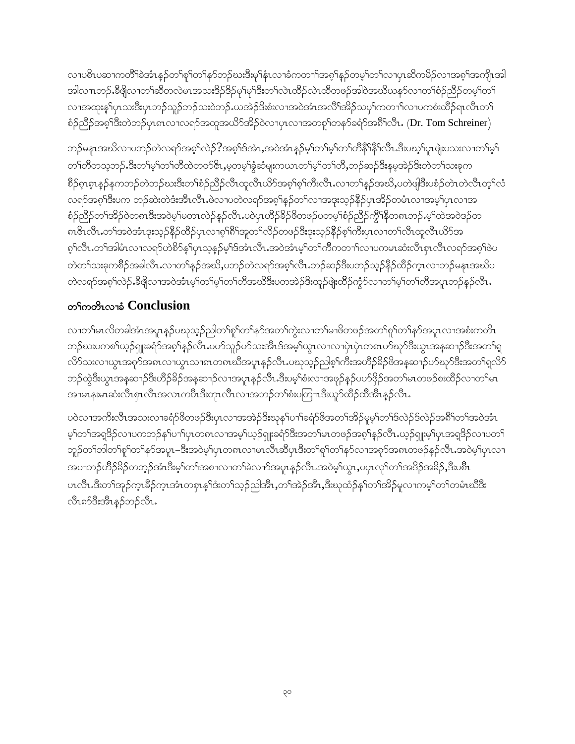လၢပစီၤပဆၢကတိၢ်ခဲအံၤန့ၣ်တၢ်စူၢ်တၢ်နာ်ဘၣ်ဃးဒီးမုၢ်နံၤလၢခံကတၢၢ်အဂ့ၢ်န့ၣ်တမ့ၢ်တၢ်လၢပှၤဆိကမိၣ်လၢအဂ့ၢ်အကျိၤအါအါလၢၤဘၣ်.ခီဖျိလၢတၢ်ဆိတလဲမၤအသးဒိၣ်ဒိၣ်မုၢ်မုၢ်ဒီးတၢ်လဲၤထိၣ်လဲၤထီတဖၣ်အါဝဲအဃိဃနာ်လၢတၢ်စံၣ်ညီၣ်တမ့ၢ်တၢ်လၢအထုးနုာ်ပှၤသးဒီးပှၤဘၣ်သူၣ်ဘၣ်သးဝဲဘၣ်.ယအဲၣ်ဒိးစံးလၢအဝဲအံၤအလီၢ်အိၣ်သပှၢ်ကတၢၢ်လၢပကစံးထိၣ်ရၤလီၤတၢ်စံၣ်ညီၣ်အဂ့ၢ်ဒီးတဲဘၣ်ပှၤဂၤလၢလရာ်အထူအယိာ်အိၣ်ဝဲလၢပှၤလၢအတစူၢ်တနာ်ခရံာ်အဂီၢ်လီၤ. (Dr. Tom Schreiner)

ဘၣ်မနုၤအဃိလၢပဘၣ်တဲလရာ်အဂ့ၢ်လဲၣ်? အဂ့ၢ်ဒ်အံၤ, အဝဲအံၤန့ၣ်မ့ၢ်တၢ်မ့ၢ်တၢ်တီနီၢ်နီၢ်လီၤ.ဒီးပဃ့ၢ်ပှၤဖျဲးပသးလၢတၢ်မ့ၢ်တၢ်တီတသ့ဘၣ်.ဒီးတၢ်မ့ၢ်တၢ်တီထဲတဝၣ်ဧိၤ, မ့တမ့ၢ်ခွဲးဆံမျးကယၤတၢ်မ့ၢ်တၢ်တီ, ဘၣ်ဆၣ်ဒီးနမ့အဲၣ်ဒီးတဲတၢ်သးခုကစီၣ်ဂ့ၤဂ့ၤန့ၣ်နကဘၣ်တဲဘၣ်ဃးဒီးတၢ်စံၣ်ညီၣ်လီၤထူလီၤယိာ်အဂ့ၢ်စ့ၢ်ကီးလီၤ.လၢတၢ်န့ၣ်အဃိ, ပတဲဖျါဒီးပစံၣ်တဲၤတဲလီၤတ့ၢ်လံလရာ်အဂ့ၢ်ဒီးပက ဘၣ်ဆဲးတဲဒံးအီၤလီၤ.ဖဲလၢပတဲလရာ်အဂ့ၢ်န့ၣ်တၢ်လၢအဒုးသ့ၣ်နီၣ်ပှၤအိၣ်တမံၤလၢအမ့ၢ်ပှၤလၢအစံၣ်ညီၣ်တၢ်အိၣ်ဝဲတဂၤဒီးအဝဲမ့ၢ်မတၤလဲၣ်နၣ်လီၤ.ပဝဲပှၤဟိၣ်ခိၣ်ဖိတဖၣ်ပတမ့ၢ်စံၣ်ညီၣ်ကွီၢ်နီတဂၤဘၣ်.မ့ၢ်ထဲအဝဲဒၣ်တဂၤဇိၤလီၤ.တၢ်အဝဲအံၤဒုးသ့ၣ်နီၣ်ထိၣ်ပှၤလၢစ့ၢ်ဂီၢ်အူတၢ်လိၣ်တဖၣ်ဒီးဒုးသ့ၣ်နီၣ်စ့ၢ်ကီးပှၤလၢတၢ်လီၤထူလီၤယိာ်အဂ့ၢ်လီၤ.တၢ်အါမံၤလၢလရာ်ဟဲစိာ်နုၢ်ပှၤသ့န့ၣ်မ့ၢ်ဒ်အံၤလီၤ.အဝဲအံၤမ့ၢ်တၢ်ကီကတၢၢ်လၢပကမၤဆံးလီၤစှၤလီၤလရာ်အဂ့ၢ်ဖဲပတဲတၢ်သးခုကစီၣ်အခါလီၤ.လၢတၢ်န့ၣ်အဃိ, ပဘၣ်တဲလရာ်အဂ့ၢ်လီၤ.ဘၣ်ဆၣ်ဒီးပဘၣ်သ့ၣ်နီၣ်ထိၣ်က့ၤလၢဘၣ်မနုၤအဃိပတဲလရာ်အဂ့ၢ်လဲၣ်.ခီဖျိလၢအဝဲအံၤမ့ၢ်တၢ်မ့ၢ်တၢ်တီအဃိဒီးပတအဲၣ်ဒိးထူၣ်ဖျဲးထိၣ်ကွံာ်လၢတၢ်မ့ၢ်တၢ်တီအပူၤဘၣ်နၣ်လီၤ.

## တၢ်ကတိၤလၢခံ Conclusion

လၢတၢ်မၤလိတခါအံၤအပူၤန့ၣ်ပဃုသ့ၣ်ညါတၢ်စူၢ်တၢ်နာ်အတၢ်ကွဲးလၢတၢ်မၢဖိတဖၣ်အတၢ်စူၢ်တၢ်နာ်အပူၤလၢအစံးကတိၤဘၣ်ဃးပကစၢ်ယ့ၣ်ရှူးခရံာ်အဂ့ၢ်န့ၣ်လီၤ.ပပာ်သူၣ်ပာ်သးအီၤဒ်အမ့ၢ်ယွၤလၢလၢပှဲၤပှဲၤတဂၤဟ်ဃုာ်ဒီးယွၤအနၣ်ဆၢၣ်ဒီးအတၢ်ရှလိာ်သးလၢယွၤအစုာ်အဂၤလၢယွၤသၢဂၤတဂၤဃီအပူၤန့ၣ်လီၤ.ပဃုသ့ၣ်ညါစ့ၢ်ကီးအဟိၣ်ခိၣ်ဖိအနၣ်ဆၢၣ်ဟ်ဃုာ်ဒီးအတၢ်ရှလိာ်ဘၣ်ထွဲဒီးယွၤအနၣ်ဆၢၣ်ဒီးဟိၣ်ခိၣ်အနၣ်ဆၢၣ်လၢအပူၤန့ၣ်လီၤ.ဒီးပမ့ၢ်စံးလၢအဖုၣ်နၣ်ပပာ်ဖှိၣ်အတၢ်မၤတဖၣ်စးထိၣ်လၢတၢ်မၤအၢမၤနးမၤဆံးလီၤစှၤလီၤအလၤကပီၤဒီးတုၤလီၤလၢအဘၣ်တၢ်စံးပတြၢၤဒီးယူာ်ထိၣ်ထီအီၤန့ၣ်လီၤ.

ပဝဲလၢအကီးလီၤအသးလၢခရံာ်ဖိတဖၣ်ဒီးပှၤလၢအအဲၣ်ဒိးဃုန္ၤ်ပၢၢ်ခရံာ်ဖိအတၢ်အိၣ်မူမ့ၢ်တၢ်ဒ်လဲၣ်ဒ်လဲၣ်အဂီၢ်တၢ်အဝဲအံၤမ့ၢ်တၢ်အရှဒိၣ်လၢပကဘၣ်နၢ်ပၢၢ်ပှၤတဂၤလၢအမ့ၢ်ယ့ၣ်ရှူးခရံာ်ဒီးအတၢ်မၤတဖၣ်အဂ့ၢ်န့ၣ်လီၤ.ယ့ၣ်ရှူးမ့ၢ်ပှၤအရှဒိၣ်လၢပတၢ်ဘူၣ်တၢ်ဘါတၢ်စူၢ်တၢ်နာ်အပူၤ–ဒီးအဝဲမ့ၢ်ပှၤတဂၤလၢမၤလီၤဆီပှၤဒီးတၢ်စူၢ်တၢ်နာ်လၢအစုာ်အဂၤတဖၣ်န့ၣ်လီၤ.အဝဲမ့ၢ်ပှၤလၢအပၢဘၣ်ဟိၣ်ခိၣ်တဘ့ၣ်အံၤဒီးမ့ၢ်တၢ်အစၢလၢတၢ်ခဲလၢာ်အပူၤန့ၣ်လီၤ.အဝဲမ့ၢ်ယွၤ, ပှၤလုၢ်တၢ်အဒိၣ်အခိၣ်, ဒီးပစီၤပၤလီၤ.ဒီးတၢ်အုၣ်က္ၤခိၣ်က္ၤအံၤတစုၤန့ၢ်ဒံးတၢ်သ့ၣ်ညါအီၤ, တၢ်အဲၣ်အီၤ, ဒီးဃုထံၣ်န့ၢ်တၢ်အိၣ်မူလၢကမ့ၢ်တၢ်တမံၤဃီဒီးလီၤဂာ်ဒီးအီၤန့ၣ်ဘၣ်လီၤ.